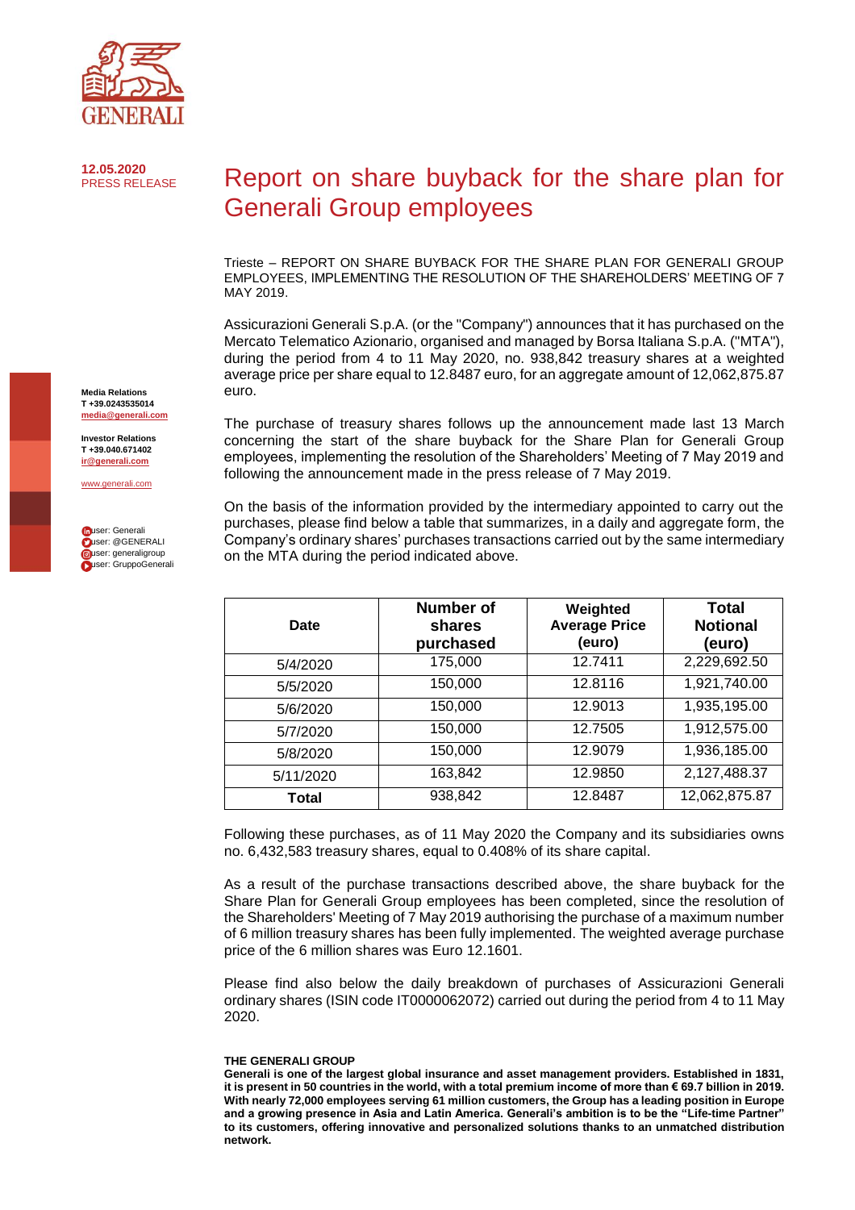12.05.2020
PRESS RELEASE

# Report on share buyback for the share plan for Generali Group employees

Media Relations
T +39.0243535014
media@generali.com

Investor Relations
T +39.040.671402
ir@generali.com

www.generali.com

user: Generali
user: @GENERALI
user: generaligroup
user: GruppoGenerali

Trieste – REPORT ON SHARE BUYBACK FOR THE SHARE PLAN FOR GENERALI GROUP EMPLOYEES, IMPLEMENTING THE RESOLUTION OF THE SHAREHOLDERS' MEETING OF 7 MAY 2019.

Assicurazioni Generali S.p.A. (or the "Company") announces that it has purchased on the Mercato Telematico Azionario, organised and managed by Borsa Italiana S.p.A. ("MTA"), during the period from 4 to 11 May 2020, no. 938,842 treasury shares at a weighted average price per share equal to 12.8487 euro, for an aggregate amount of 12,062,875.87 euro.

The purchase of treasury shares follows up the announcement made last 13 March concerning the start of the share buyback for the Share Plan for Generali Group employees, implementing the resolution of the Shareholders' Meeting of 7 May 2019 and following the announcement made in the press release of 7 May 2019.

On the basis of the information provided by the intermediary appointed to carry out the purchases, please find below a table that summarizes, in a daily and aggregate form, the Company's ordinary shares' purchases transactions carried out by the same intermediary on the MTA during the period indicated above.

| Date | Number of shares purchased | Weighted Average Price (euro) | Total Notional (euro) |
|---|---|---|---|
| 5/4/2020 | 175,000 | 12.7411 | 2,229,692.50 |
| 5/5/2020 | 150,000 | 12.8116 | 1,921,740.00 |
| 5/6/2020 | 150,000 | 12.9013 | 1,935,195.00 |
| 5/7/2020 | 150,000 | 12.7505 | 1,912,575.00 |
| 5/8/2020 | 150,000 | 12.9079 | 1,936,185.00 |
| 5/11/2020 | 163,842 | 12.9850 | 2,127,488.37 |
| **Total** | 938,842 | 12.8487 | 12,062,875.87 |

Following these purchases, as of 11 May 2020 the Company and its subsidiaries owns no. 6,432,583 treasury shares, equal to 0.408% of its share capital.

As a result of the purchase transactions described above, the share buyback for the Share Plan for Generali Group employees has been completed, since the resolution of the Shareholders' Meeting of 7 May 2019 authorising the purchase of a maximum number of 6 million treasury shares has been fully implemented. The weighted average purchase price of the 6 million shares was Euro 12.1601.

Please find also below the daily breakdown of purchases of Assicurazioni Generali ordinary shares (ISIN code IT0000062072) carried out during the period from 4 to 11 May 2020.

**THE GENERALI GROUP**
**Generali is one of the largest global insurance and asset management providers. Established in 1831, it is present in 50 countries in the world, with a total premium income of more than € 69.7 billion in 2019. With nearly 72,000 employees serving 61 million customers, the Group has a leading position in Europe and a growing presence in Asia and Latin America. Generali's ambition is to be the "Life-time Partner" to its customers, offering innovative and personalized solutions thanks to an unmatched distribution network.**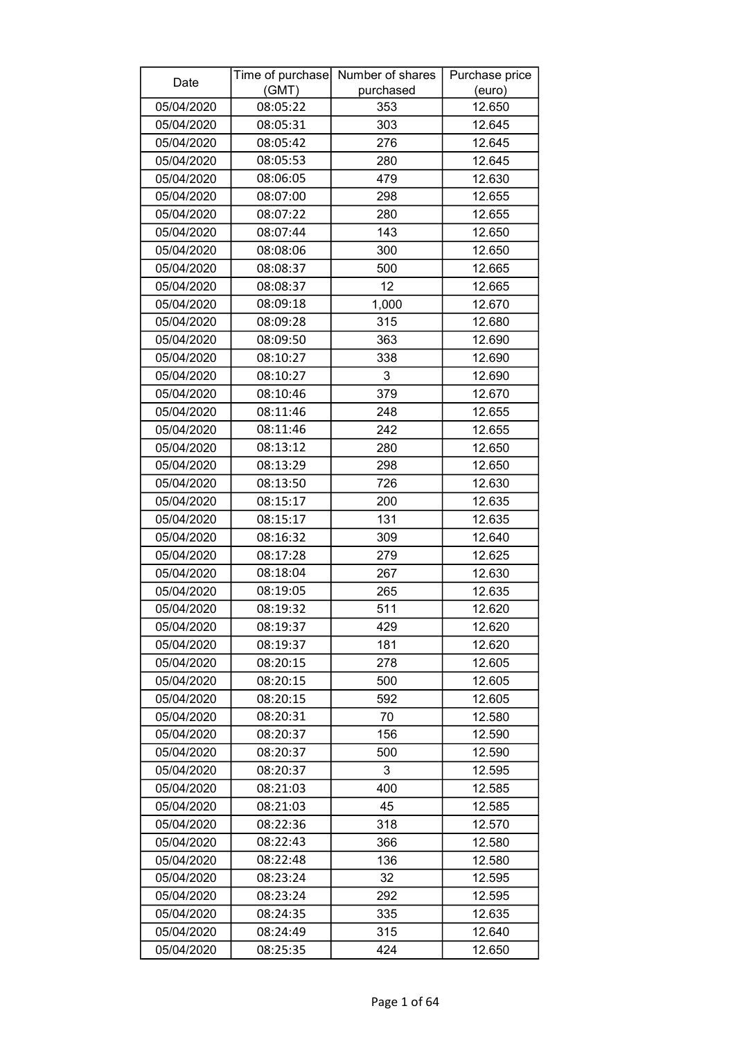| Date | Time of purchase (GMT) | Number of shares purchased | Purchase price (euro) |
|---|---|---|---|
| 05/04/2020 | 08:05:22 | 353 | 12.650 |
| 05/04/2020 | 08:05:31 | 303 | 12.645 |
| 05/04/2020 | 08:05:42 | 276 | 12.645 |
| 05/04/2020 | 08:05:53 | 280 | 12.645 |
| 05/04/2020 | 08:06:05 | 479 | 12.630 |
| 05/04/2020 | 08:07:00 | 298 | 12.655 |
| 05/04/2020 | 08:07:22 | 280 | 12.655 |
| 05/04/2020 | 08:07:44 | 143 | 12.650 |
| 05/04/2020 | 08:08:06 | 300 | 12.650 |
| 05/04/2020 | 08:08:37 | 500 | 12.665 |
| 05/04/2020 | 08:08:37 | 12 | 12.665 |
| 05/04/2020 | 08:09:18 | 1,000 | 12.670 |
| 05/04/2020 | 08:09:28 | 315 | 12.680 |
| 05/04/2020 | 08:09:50 | 363 | 12.690 |
| 05/04/2020 | 08:10:27 | 338 | 12.690 |
| 05/04/2020 | 08:10:27 | 3 | 12.690 |
| 05/04/2020 | 08:10:46 | 379 | 12.670 |
| 05/04/2020 | 08:11:46 | 248 | 12.655 |
| 05/04/2020 | 08:11:46 | 242 | 12.655 |
| 05/04/2020 | 08:13:12 | 280 | 12.650 |
| 05/04/2020 | 08:13:29 | 298 | 12.650 |
| 05/04/2020 | 08:13:50 | 726 | 12.630 |
| 05/04/2020 | 08:15:17 | 200 | 12.635 |
| 05/04/2020 | 08:15:17 | 131 | 12.635 |
| 05/04/2020 | 08:16:32 | 309 | 12.640 |
| 05/04/2020 | 08:17:28 | 279 | 12.625 |
| 05/04/2020 | 08:18:04 | 267 | 12.630 |
| 05/04/2020 | 08:19:05 | 265 | 12.635 |
| 05/04/2020 | 08:19:32 | 511 | 12.620 |
| 05/04/2020 | 08:19:37 | 429 | 12.620 |
| 05/04/2020 | 08:19:37 | 181 | 12.620 |
| 05/04/2020 | 08:20:15 | 278 | 12.605 |
| 05/04/2020 | 08:20:15 | 500 | 12.605 |
| 05/04/2020 | 08:20:15 | 592 | 12.605 |
| 05/04/2020 | 08:20:31 | 70 | 12.580 |
| 05/04/2020 | 08:20:37 | 156 | 12.590 |
| 05/04/2020 | 08:20:37 | 500 | 12.590 |
| 05/04/2020 | 08:20:37 | 3 | 12.595 |
| 05/04/2020 | 08:21:03 | 400 | 12.585 |
| 05/04/2020 | 08:21:03 | 45 | 12.585 |
| 05/04/2020 | 08:22:36 | 318 | 12.570 |
| 05/04/2020 | 08:22:43 | 366 | 12.580 |
| 05/04/2020 | 08:22:48 | 136 | 12.580 |
| 05/04/2020 | 08:23:24 | 32 | 12.595 |
| 05/04/2020 | 08:23:24 | 292 | 12.595 |
| 05/04/2020 | 08:24:35 | 335 | 12.635 |
| 05/04/2020 | 08:24:49 | 315 | 12.640 |
| 05/04/2020 | 08:25:35 | 424 | 12.650 |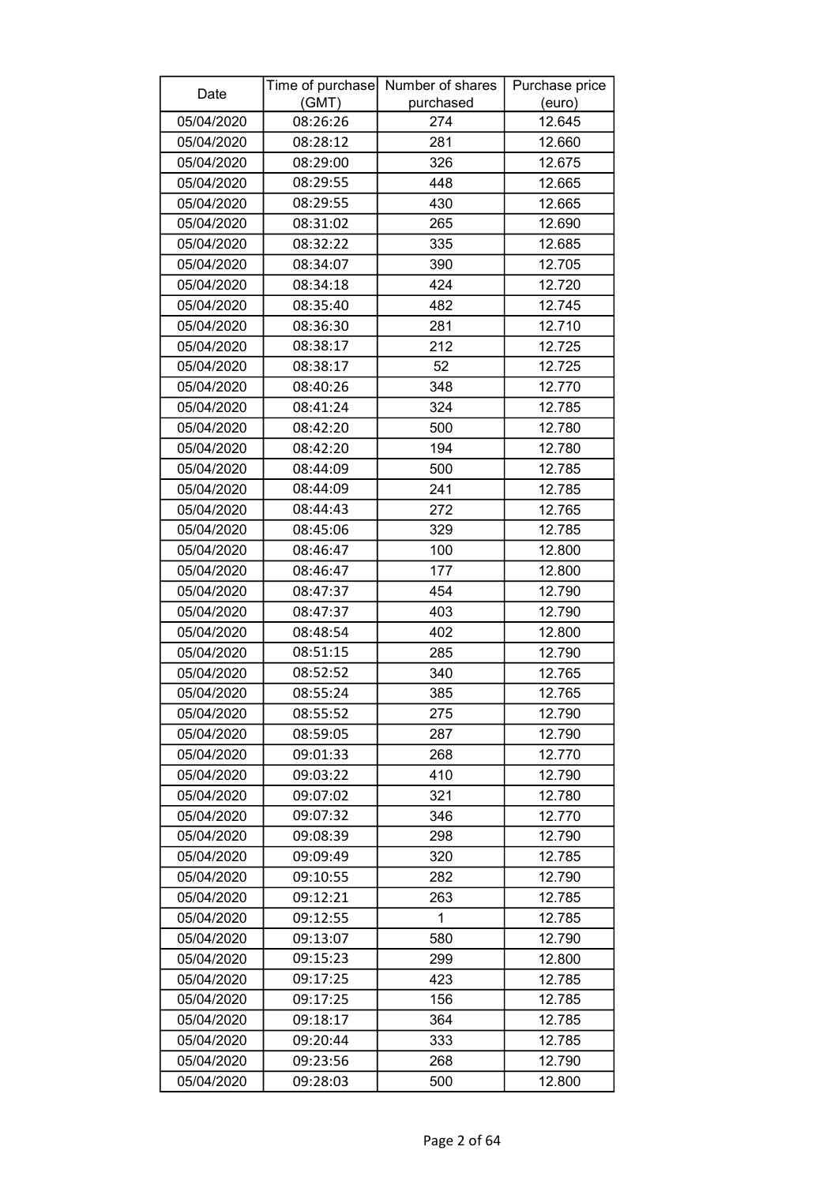| Date | Time of purchase (GMT) | Number of shares purchased | Purchase price (euro) |
|---|---|---|---|
| 05/04/2020 | 08:26:26 | 274 | 12.645 |
| 05/04/2020 | 08:28:12 | 281 | 12.660 |
| 05/04/2020 | 08:29:00 | 326 | 12.675 |
| 05/04/2020 | 08:29:55 | 448 | 12.665 |
| 05/04/2020 | 08:29:55 | 430 | 12.665 |
| 05/04/2020 | 08:31:02 | 265 | 12.690 |
| 05/04/2020 | 08:32:22 | 335 | 12.685 |
| 05/04/2020 | 08:34:07 | 390 | 12.705 |
| 05/04/2020 | 08:34:18 | 424 | 12.720 |
| 05/04/2020 | 08:35:40 | 482 | 12.745 |
| 05/04/2020 | 08:36:30 | 281 | 12.710 |
| 05/04/2020 | 08:38:17 | 212 | 12.725 |
| 05/04/2020 | 08:38:17 | 52 | 12.725 |
| 05/04/2020 | 08:40:26 | 348 | 12.770 |
| 05/04/2020 | 08:41:24 | 324 | 12.785 |
| 05/04/2020 | 08:42:20 | 500 | 12.780 |
| 05/04/2020 | 08:42:20 | 194 | 12.780 |
| 05/04/2020 | 08:44:09 | 500 | 12.785 |
| 05/04/2020 | 08:44:09 | 241 | 12.785 |
| 05/04/2020 | 08:44:43 | 272 | 12.765 |
| 05/04/2020 | 08:45:06 | 329 | 12.785 |
| 05/04/2020 | 08:46:47 | 100 | 12.800 |
| 05/04/2020 | 08:46:47 | 177 | 12.800 |
| 05/04/2020 | 08:47:37 | 454 | 12.790 |
| 05/04/2020 | 08:47:37 | 403 | 12.790 |
| 05/04/2020 | 08:48:54 | 402 | 12.800 |
| 05/04/2020 | 08:51:15 | 285 | 12.790 |
| 05/04/2020 | 08:52:52 | 340 | 12.765 |
| 05/04/2020 | 08:55:24 | 385 | 12.765 |
| 05/04/2020 | 08:55:52 | 275 | 12.790 |
| 05/04/2020 | 08:59:05 | 287 | 12.790 |
| 05/04/2020 | 09:01:33 | 268 | 12.770 |
| 05/04/2020 | 09:03:22 | 410 | 12.790 |
| 05/04/2020 | 09:07:02 | 321 | 12.780 |
| 05/04/2020 | 09:07:32 | 346 | 12.770 |
| 05/04/2020 | 09:08:39 | 298 | 12.790 |
| 05/04/2020 | 09:09:49 | 320 | 12.785 |
| 05/04/2020 | 09:10:55 | 282 | 12.790 |
| 05/04/2020 | 09:12:21 | 263 | 12.785 |
| 05/04/2020 | 09:12:55 | 1 | 12.785 |
| 05/04/2020 | 09:13:07 | 580 | 12.790 |
| 05/04/2020 | 09:15:23 | 299 | 12.800 |
| 05/04/2020 | 09:17:25 | 423 | 12.785 |
| 05/04/2020 | 09:17:25 | 156 | 12.785 |
| 05/04/2020 | 09:18:17 | 364 | 12.785 |
| 05/04/2020 | 09:20:44 | 333 | 12.785 |
| 05/04/2020 | 09:23:56 | 268 | 12.790 |
| 05/04/2020 | 09:28:03 | 500 | 12.800 |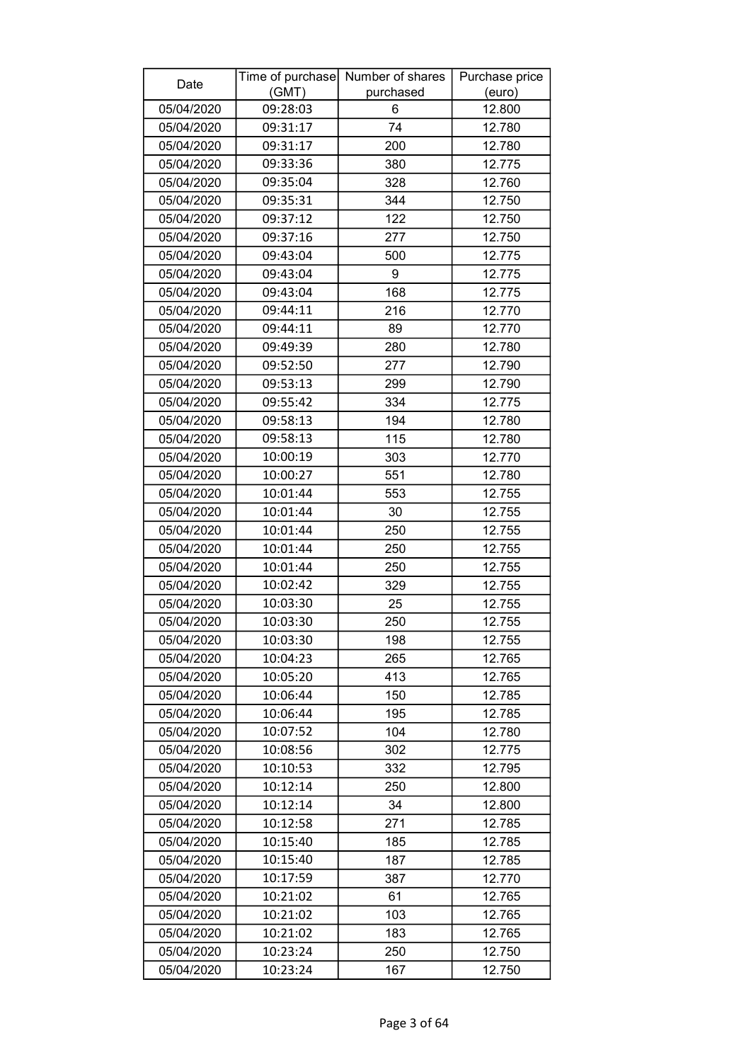| Date | Time of purchase (GMT) | Number of shares purchased | Purchase price (euro) |
|---|---|---|---|
| 05/04/2020 | 09:28:03 | 6 | 12.800 |
| 05/04/2020 | 09:31:17 | 74 | 12.780 |
| 05/04/2020 | 09:31:17 | 200 | 12.780 |
| 05/04/2020 | 09:33:36 | 380 | 12.775 |
| 05/04/2020 | 09:35:04 | 328 | 12.760 |
| 05/04/2020 | 09:35:31 | 344 | 12.750 |
| 05/04/2020 | 09:37:12 | 122 | 12.750 |
| 05/04/2020 | 09:37:16 | 277 | 12.750 |
| 05/04/2020 | 09:43:04 | 500 | 12.775 |
| 05/04/2020 | 09:43:04 | 9 | 12.775 |
| 05/04/2020 | 09:43:04 | 168 | 12.775 |
| 05/04/2020 | 09:44:11 | 216 | 12.770 |
| 05/04/2020 | 09:44:11 | 89 | 12.770 |
| 05/04/2020 | 09:49:39 | 280 | 12.780 |
| 05/04/2020 | 09:52:50 | 277 | 12.790 |
| 05/04/2020 | 09:53:13 | 299 | 12.790 |
| 05/04/2020 | 09:55:42 | 334 | 12.775 |
| 05/04/2020 | 09:58:13 | 194 | 12.780 |
| 05/04/2020 | 09:58:13 | 115 | 12.780 |
| 05/04/2020 | 10:00:19 | 303 | 12.770 |
| 05/04/2020 | 10:00:27 | 551 | 12.780 |
| 05/04/2020 | 10:01:44 | 553 | 12.755 |
| 05/04/2020 | 10:01:44 | 30 | 12.755 |
| 05/04/2020 | 10:01:44 | 250 | 12.755 |
| 05/04/2020 | 10:01:44 | 250 | 12.755 |
| 05/04/2020 | 10:01:44 | 250 | 12.755 |
| 05/04/2020 | 10:02:42 | 329 | 12.755 |
| 05/04/2020 | 10:03:30 | 25 | 12.755 |
| 05/04/2020 | 10:03:30 | 250 | 12.755 |
| 05/04/2020 | 10:03:30 | 198 | 12.755 |
| 05/04/2020 | 10:04:23 | 265 | 12.765 |
| 05/04/2020 | 10:05:20 | 413 | 12.765 |
| 05/04/2020 | 10:06:44 | 150 | 12.785 |
| 05/04/2020 | 10:06:44 | 195 | 12.785 |
| 05/04/2020 | 10:07:52 | 104 | 12.780 |
| 05/04/2020 | 10:08:56 | 302 | 12.775 |
| 05/04/2020 | 10:10:53 | 332 | 12.795 |
| 05/04/2020 | 10:12:14 | 250 | 12.800 |
| 05/04/2020 | 10:12:14 | 34 | 12.800 |
| 05/04/2020 | 10:12:58 | 271 | 12.785 |
| 05/04/2020 | 10:15:40 | 185 | 12.785 |
| 05/04/2020 | 10:15:40 | 187 | 12.785 |
| 05/04/2020 | 10:17:59 | 387 | 12.770 |
| 05/04/2020 | 10:21:02 | 61 | 12.765 |
| 05/04/2020 | 10:21:02 | 103 | 12.765 |
| 05/04/2020 | 10:21:02 | 183 | 12.765 |
| 05/04/2020 | 10:23:24 | 250 | 12.750 |
| 05/04/2020 | 10:23:24 | 167 | 12.750 |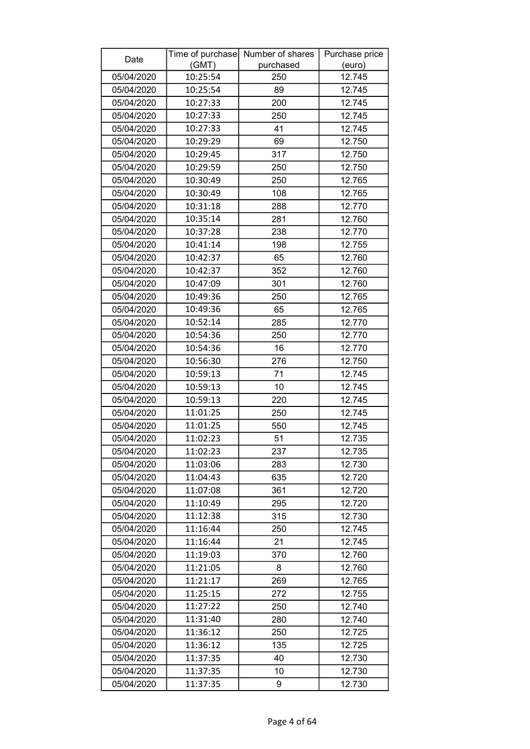| Date | Time of purchase (GMT) | Number of shares purchased | Purchase price (euro) |
|---|---|---|---|
| 05/04/2020 | 10:25:54 | 250 | 12.745 |
| 05/04/2020 | 10:25:54 | 89 | 12.745 |
| 05/04/2020 | 10:27:33 | 200 | 12.745 |
| 05/04/2020 | 10:27:33 | 250 | 12.745 |
| 05/04/2020 | 10:27:33 | 41 | 12.745 |
| 05/04/2020 | 10:29:29 | 69 | 12.750 |
| 05/04/2020 | 10:29:45 | 317 | 12.750 |
| 05/04/2020 | 10:29:59 | 250 | 12.750 |
| 05/04/2020 | 10:30:49 | 250 | 12.765 |
| 05/04/2020 | 10:30:49 | 108 | 12.765 |
| 05/04/2020 | 10:31:18 | 288 | 12.770 |
| 05/04/2020 | 10:35:14 | 281 | 12.760 |
| 05/04/2020 | 10:37:28 | 238 | 12.770 |
| 05/04/2020 | 10:41:14 | 198 | 12.755 |
| 05/04/2020 | 10:42:37 | 65 | 12.760 |
| 05/04/2020 | 10:42:37 | 352 | 12.760 |
| 05/04/2020 | 10:47:09 | 301 | 12.760 |
| 05/04/2020 | 10:49:36 | 250 | 12.765 |
| 05/04/2020 | 10:49:36 | 65 | 12.765 |
| 05/04/2020 | 10:52:14 | 285 | 12.770 |
| 05/04/2020 | 10:54:36 | 250 | 12.770 |
| 05/04/2020 | 10:54:36 | 16 | 12.770 |
| 05/04/2020 | 10:56:30 | 276 | 12.750 |
| 05/04/2020 | 10:59:13 | 71 | 12.745 |
| 05/04/2020 | 10:59:13 | 10 | 12.745 |
| 05/04/2020 | 10:59:13 | 220 | 12.745 |
| 05/04/2020 | 11:01:25 | 250 | 12.745 |
| 05/04/2020 | 11:01:25 | 550 | 12.745 |
| 05/04/2020 | 11:02:23 | 51 | 12.735 |
| 05/04/2020 | 11:02:23 | 237 | 12.735 |
| 05/04/2020 | 11:03:06 | 283 | 12.730 |
| 05/04/2020 | 11:04:43 | 635 | 12.720 |
| 05/04/2020 | 11:07:08 | 361 | 12.720 |
| 05/04/2020 | 11:10:49 | 295 | 12.720 |
| 05/04/2020 | 11:12:38 | 315 | 12.730 |
| 05/04/2020 | 11:16:44 | 250 | 12.745 |
| 05/04/2020 | 11:16:44 | 21 | 12.745 |
| 05/04/2020 | 11:19:03 | 370 | 12.760 |
| 05/04/2020 | 11:21:05 | 8 | 12.760 |
| 05/04/2020 | 11:21:17 | 269 | 12.765 |
| 05/04/2020 | 11:25:15 | 272 | 12.755 |
| 05/04/2020 | 11:27:22 | 250 | 12.740 |
| 05/04/2020 | 11:31:40 | 280 | 12.740 |
| 05/04/2020 | 11:36:12 | 250 | 12.725 |
| 05/04/2020 | 11:36:12 | 135 | 12.725 |
| 05/04/2020 | 11:37:35 | 40 | 12.730 |
| 05/04/2020 | 11:37:35 | 10 | 12.730 |
| 05/04/2020 | 11:37:35 | 9 | 12.730 |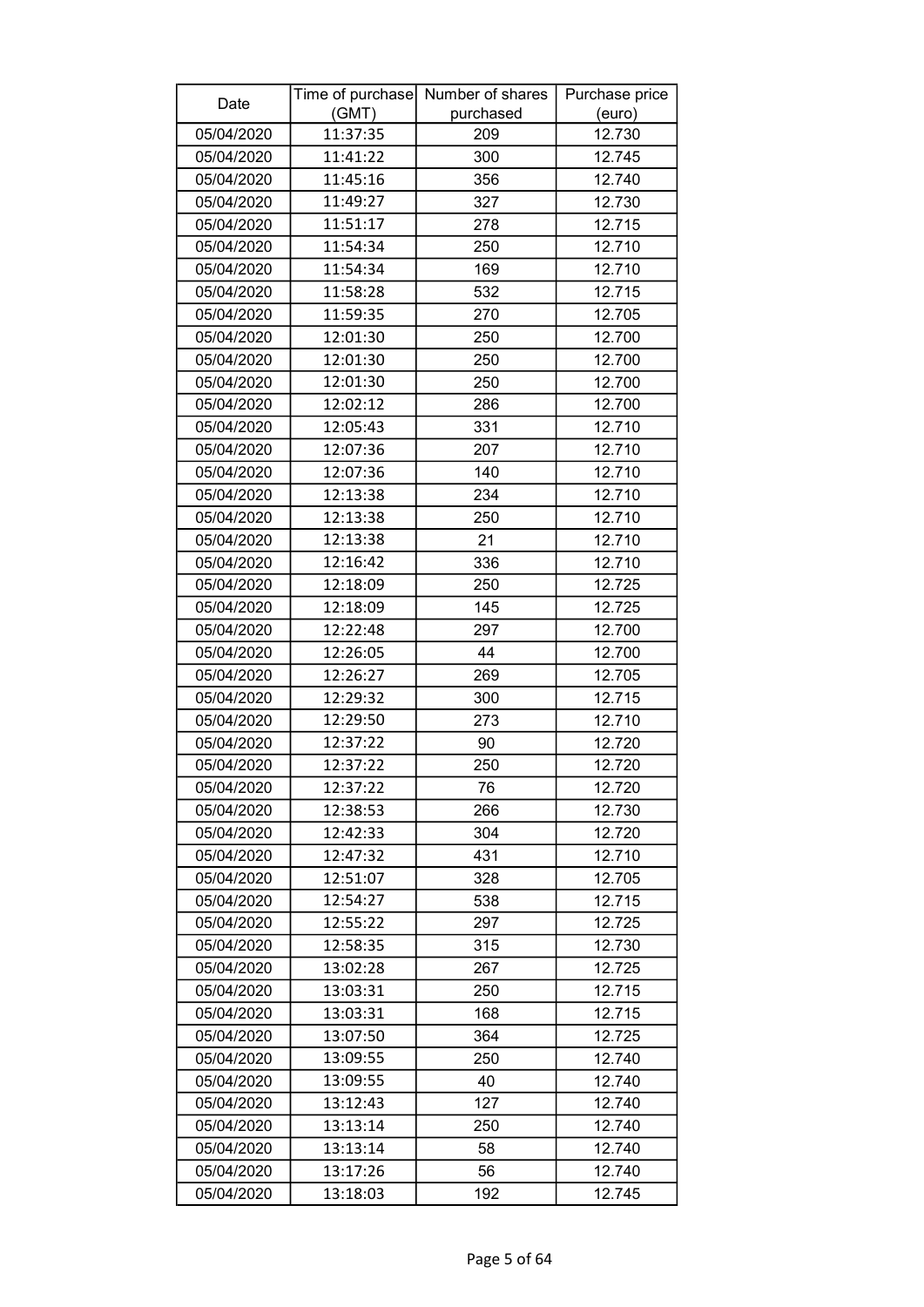| Date | Time of purchase (GMT) | Number of shares purchased | Purchase price (euro) |
|---|---|---|---|
| 05/04/2020 | 11:37:35 | 209 | 12.730 |
| 05/04/2020 | 11:41:22 | 300 | 12.745 |
| 05/04/2020 | 11:45:16 | 356 | 12.740 |
| 05/04/2020 | 11:49:27 | 327 | 12.730 |
| 05/04/2020 | 11:51:17 | 278 | 12.715 |
| 05/04/2020 | 11:54:34 | 250 | 12.710 |
| 05/04/2020 | 11:54:34 | 169 | 12.710 |
| 05/04/2020 | 11:58:28 | 532 | 12.715 |
| 05/04/2020 | 11:59:35 | 270 | 12.705 |
| 05/04/2020 | 12:01:30 | 250 | 12.700 |
| 05/04/2020 | 12:01:30 | 250 | 12.700 |
| 05/04/2020 | 12:01:30 | 250 | 12.700 |
| 05/04/2020 | 12:02:12 | 286 | 12.700 |
| 05/04/2020 | 12:05:43 | 331 | 12.710 |
| 05/04/2020 | 12:07:36 | 207 | 12.710 |
| 05/04/2020 | 12:07:36 | 140 | 12.710 |
| 05/04/2020 | 12:13:38 | 234 | 12.710 |
| 05/04/2020 | 12:13:38 | 250 | 12.710 |
| 05/04/2020 | 12:13:38 | 21 | 12.710 |
| 05/04/2020 | 12:16:42 | 336 | 12.710 |
| 05/04/2020 | 12:18:09 | 250 | 12.725 |
| 05/04/2020 | 12:18:09 | 145 | 12.725 |
| 05/04/2020 | 12:22:48 | 297 | 12.700 |
| 05/04/2020 | 12:26:05 | 44 | 12.700 |
| 05/04/2020 | 12:26:27 | 269 | 12.705 |
| 05/04/2020 | 12:29:32 | 300 | 12.715 |
| 05/04/2020 | 12:29:50 | 273 | 12.710 |
| 05/04/2020 | 12:37:22 | 90 | 12.720 |
| 05/04/2020 | 12:37:22 | 250 | 12.720 |
| 05/04/2020 | 12:37:22 | 76 | 12.720 |
| 05/04/2020 | 12:38:53 | 266 | 12.730 |
| 05/04/2020 | 12:42:33 | 304 | 12.720 |
| 05/04/2020 | 12:47:32 | 431 | 12.710 |
| 05/04/2020 | 12:51:07 | 328 | 12.705 |
| 05/04/2020 | 12:54:27 | 538 | 12.715 |
| 05/04/2020 | 12:55:22 | 297 | 12.725 |
| 05/04/2020 | 12:58:35 | 315 | 12.730 |
| 05/04/2020 | 13:02:28 | 267 | 12.725 |
| 05/04/2020 | 13:03:31 | 250 | 12.715 |
| 05/04/2020 | 13:03:31 | 168 | 12.715 |
| 05/04/2020 | 13:07:50 | 364 | 12.725 |
| 05/04/2020 | 13:09:55 | 250 | 12.740 |
| 05/04/2020 | 13:09:55 | 40 | 12.740 |
| 05/04/2020 | 13:12:43 | 127 | 12.740 |
| 05/04/2020 | 13:13:14 | 250 | 12.740 |
| 05/04/2020 | 13:13:14 | 58 | 12.740 |
| 05/04/2020 | 13:17:26 | 56 | 12.740 |
| 05/04/2020 | 13:18:03 | 192 | 12.745 |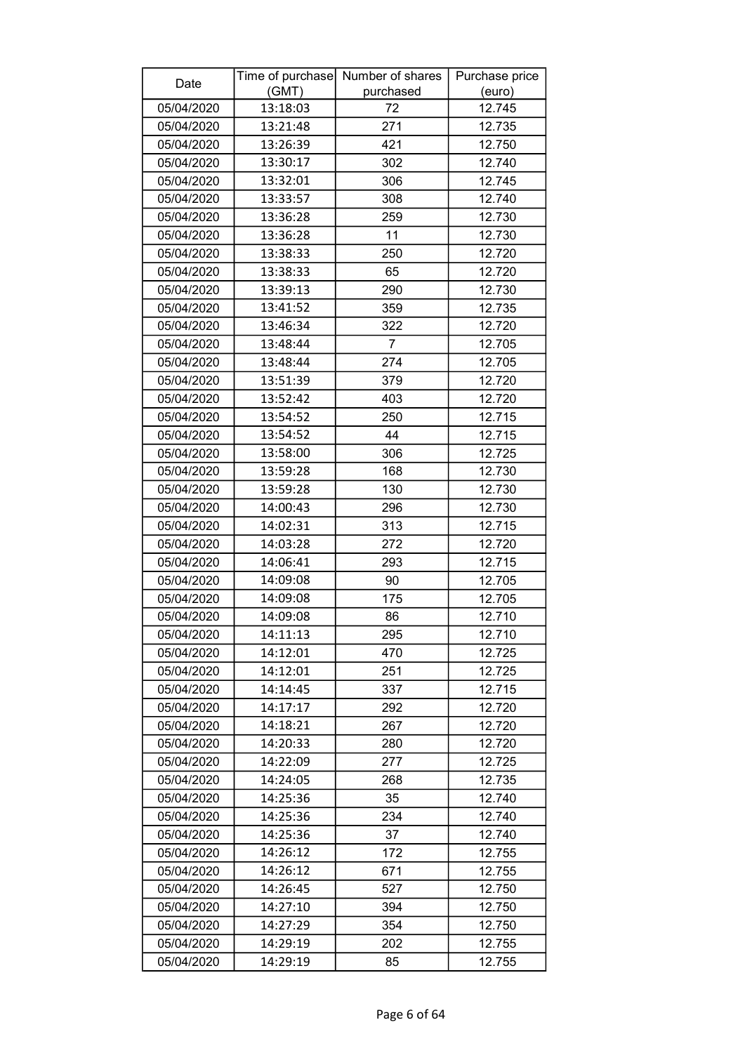| Date | Time of purchase (GMT) | Number of shares purchased | Purchase price (euro) |
|---|---|---|---|
| 05/04/2020 | 13:18:03 | 72 | 12.745 |
| 05/04/2020 | 13:21:48 | 271 | 12.735 |
| 05/04/2020 | 13:26:39 | 421 | 12.750 |
| 05/04/2020 | 13:30:17 | 302 | 12.740 |
| 05/04/2020 | 13:32:01 | 306 | 12.745 |
| 05/04/2020 | 13:33:57 | 308 | 12.740 |
| 05/04/2020 | 13:36:28 | 259 | 12.730 |
| 05/04/2020 | 13:36:28 | 11 | 12.730 |
| 05/04/2020 | 13:38:33 | 250 | 12.720 |
| 05/04/2020 | 13:38:33 | 65 | 12.720 |
| 05/04/2020 | 13:39:13 | 290 | 12.730 |
| 05/04/2020 | 13:41:52 | 359 | 12.735 |
| 05/04/2020 | 13:46:34 | 322 | 12.720 |
| 05/04/2020 | 13:48:44 | 7 | 12.705 |
| 05/04/2020 | 13:48:44 | 274 | 12.705 |
| 05/04/2020 | 13:51:39 | 379 | 12.720 |
| 05/04/2020 | 13:52:42 | 403 | 12.720 |
| 05/04/2020 | 13:54:52 | 250 | 12.715 |
| 05/04/2020 | 13:54:52 | 44 | 12.715 |
| 05/04/2020 | 13:58:00 | 306 | 12.725 |
| 05/04/2020 | 13:59:28 | 168 | 12.730 |
| 05/04/2020 | 13:59:28 | 130 | 12.730 |
| 05/04/2020 | 14:00:43 | 296 | 12.730 |
| 05/04/2020 | 14:02:31 | 313 | 12.715 |
| 05/04/2020 | 14:03:28 | 272 | 12.720 |
| 05/04/2020 | 14:06:41 | 293 | 12.715 |
| 05/04/2020 | 14:09:08 | 90 | 12.705 |
| 05/04/2020 | 14:09:08 | 175 | 12.705 |
| 05/04/2020 | 14:09:08 | 86 | 12.710 |
| 05/04/2020 | 14:11:13 | 295 | 12.710 |
| 05/04/2020 | 14:12:01 | 470 | 12.725 |
| 05/04/2020 | 14:12:01 | 251 | 12.725 |
| 05/04/2020 | 14:14:45 | 337 | 12.715 |
| 05/04/2020 | 14:17:17 | 292 | 12.720 |
| 05/04/2020 | 14:18:21 | 267 | 12.720 |
| 05/04/2020 | 14:20:33 | 280 | 12.720 |
| 05/04/2020 | 14:22:09 | 277 | 12.725 |
| 05/04/2020 | 14:24:05 | 268 | 12.735 |
| 05/04/2020 | 14:25:36 | 35 | 12.740 |
| 05/04/2020 | 14:25:36 | 234 | 12.740 |
| 05/04/2020 | 14:25:36 | 37 | 12.740 |
| 05/04/2020 | 14:26:12 | 172 | 12.755 |
| 05/04/2020 | 14:26:12 | 671 | 12.755 |
| 05/04/2020 | 14:26:45 | 527 | 12.750 |
| 05/04/2020 | 14:27:10 | 394 | 12.750 |
| 05/04/2020 | 14:27:29 | 354 | 12.750 |
| 05/04/2020 | 14:29:19 | 202 | 12.755 |
| 05/04/2020 | 14:29:19 | 85 | 12.755 |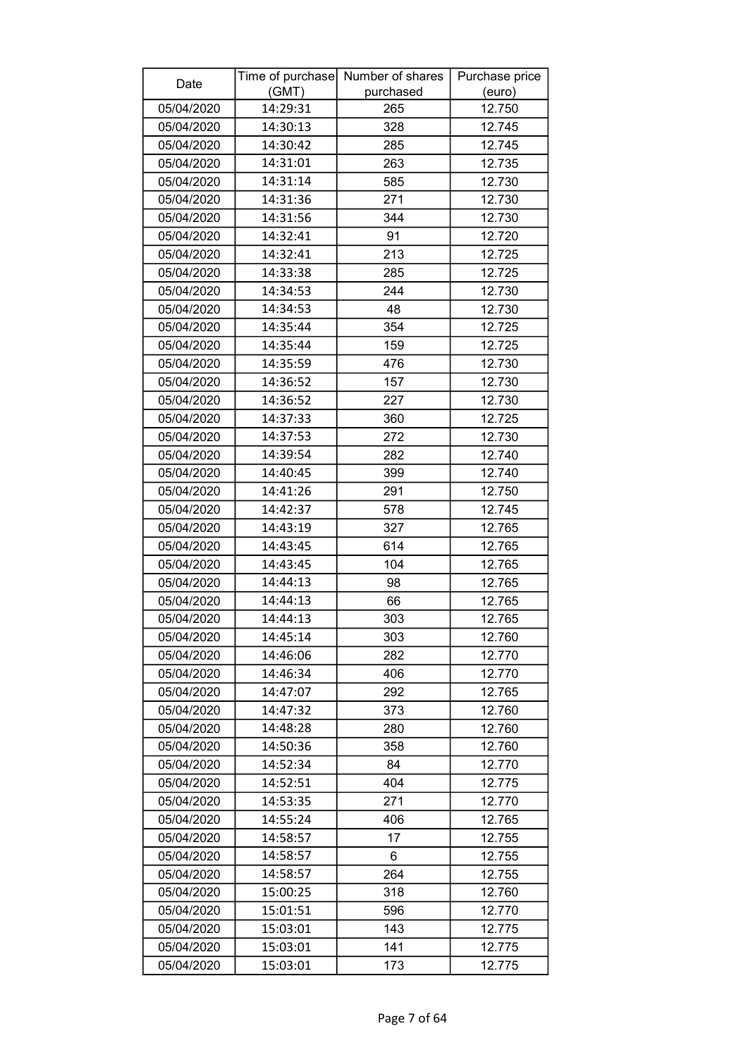| Date | Time of purchase (GMT) | Number of shares purchased | Purchase price (euro) |
|---|---|---|---|
| 05/04/2020 | 14:29:31 | 265 | 12.750 |
| 05/04/2020 | 14:30:13 | 328 | 12.745 |
| 05/04/2020 | 14:30:42 | 285 | 12.745 |
| 05/04/2020 | 14:31:01 | 263 | 12.735 |
| 05/04/2020 | 14:31:14 | 585 | 12.730 |
| 05/04/2020 | 14:31:36 | 271 | 12.730 |
| 05/04/2020 | 14:31:56 | 344 | 12.730 |
| 05/04/2020 | 14:32:41 | 91 | 12.720 |
| 05/04/2020 | 14:32:41 | 213 | 12.725 |
| 05/04/2020 | 14:33:38 | 285 | 12.725 |
| 05/04/2020 | 14:34:53 | 244 | 12.730 |
| 05/04/2020 | 14:34:53 | 48 | 12.730 |
| 05/04/2020 | 14:35:44 | 354 | 12.725 |
| 05/04/2020 | 14:35:44 | 159 | 12.725 |
| 05/04/2020 | 14:35:59 | 476 | 12.730 |
| 05/04/2020 | 14:36:52 | 157 | 12.730 |
| 05/04/2020 | 14:36:52 | 227 | 12.730 |
| 05/04/2020 | 14:37:33 | 360 | 12.725 |
| 05/04/2020 | 14:37:53 | 272 | 12.730 |
| 05/04/2020 | 14:39:54 | 282 | 12.740 |
| 05/04/2020 | 14:40:45 | 399 | 12.740 |
| 05/04/2020 | 14:41:26 | 291 | 12.750 |
| 05/04/2020 | 14:42:37 | 578 | 12.745 |
| 05/04/2020 | 14:43:19 | 327 | 12.765 |
| 05/04/2020 | 14:43:45 | 614 | 12.765 |
| 05/04/2020 | 14:43:45 | 104 | 12.765 |
| 05/04/2020 | 14:44:13 | 98 | 12.765 |
| 05/04/2020 | 14:44:13 | 66 | 12.765 |
| 05/04/2020 | 14:44:13 | 303 | 12.765 |
| 05/04/2020 | 14:45:14 | 303 | 12.760 |
| 05/04/2020 | 14:46:06 | 282 | 12.770 |
| 05/04/2020 | 14:46:34 | 406 | 12.770 |
| 05/04/2020 | 14:47:07 | 292 | 12.765 |
| 05/04/2020 | 14:47:32 | 373 | 12.760 |
| 05/04/2020 | 14:48:28 | 280 | 12.760 |
| 05/04/2020 | 14:50:36 | 358 | 12.760 |
| 05/04/2020 | 14:52:34 | 84 | 12.770 |
| 05/04/2020 | 14:52:51 | 404 | 12.775 |
| 05/04/2020 | 14:53:35 | 271 | 12.770 |
| 05/04/2020 | 14:55:24 | 406 | 12.765 |
| 05/04/2020 | 14:58:57 | 17 | 12.755 |
| 05/04/2020 | 14:58:57 | 6 | 12.755 |
| 05/04/2020 | 14:58:57 | 264 | 12.755 |
| 05/04/2020 | 15:00:25 | 318 | 12.760 |
| 05/04/2020 | 15:01:51 | 596 | 12.770 |
| 05/04/2020 | 15:03:01 | 143 | 12.775 |
| 05/04/2020 | 15:03:01 | 141 | 12.775 |
| 05/04/2020 | 15:03:01 | 173 | 12.775 |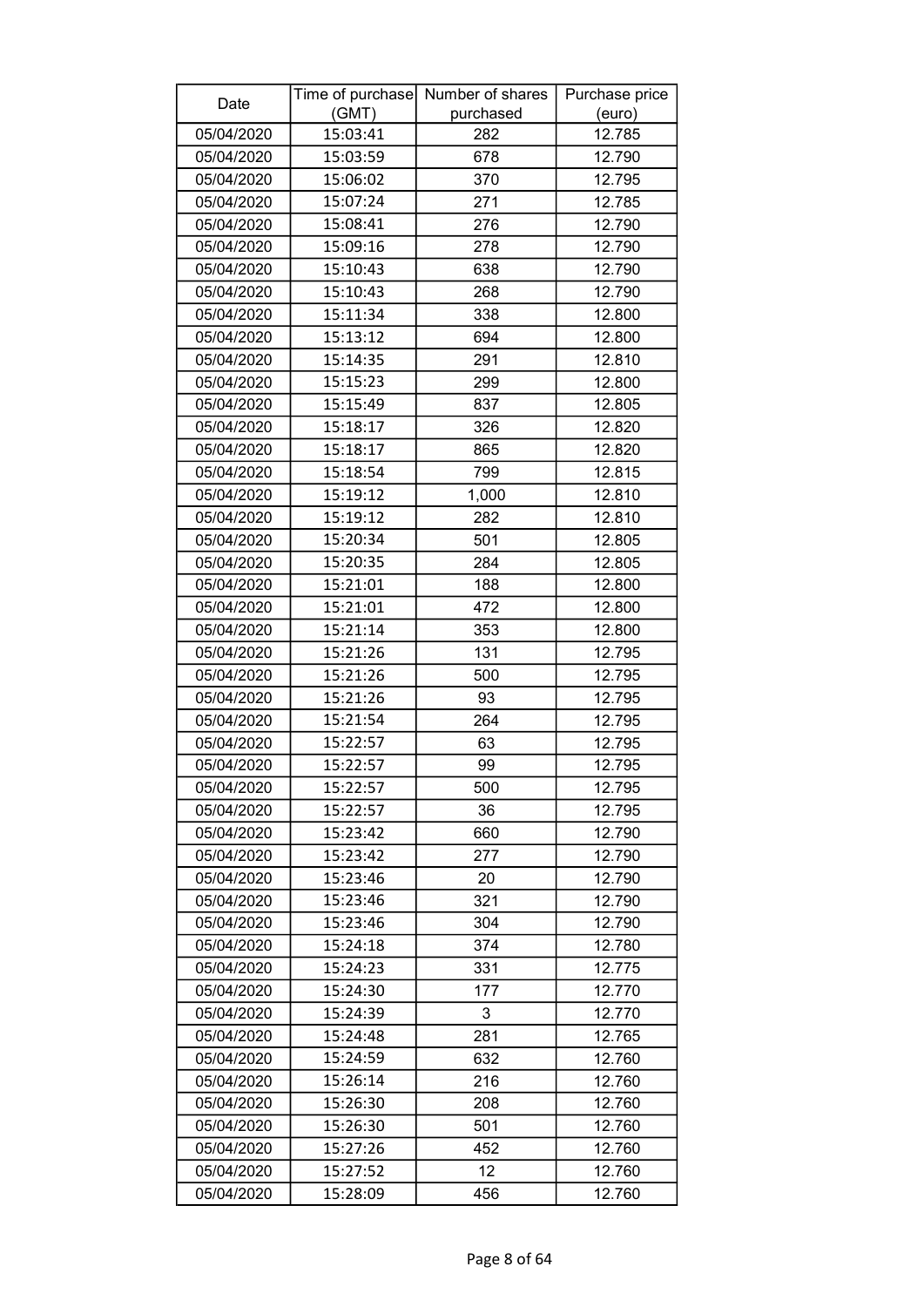| Date | Time of purchase (GMT) | Number of shares purchased | Purchase price (euro) |
|---|---|---|---|
| 05/04/2020 | 15:03:41 | 282 | 12.785 |
| 05/04/2020 | 15:03:59 | 678 | 12.790 |
| 05/04/2020 | 15:06:02 | 370 | 12.795 |
| 05/04/2020 | 15:07:24 | 271 | 12.785 |
| 05/04/2020 | 15:08:41 | 276 | 12.790 |
| 05/04/2020 | 15:09:16 | 278 | 12.790 |
| 05/04/2020 | 15:10:43 | 638 | 12.790 |
| 05/04/2020 | 15:10:43 | 268 | 12.790 |
| 05/04/2020 | 15:11:34 | 338 | 12.800 |
| 05/04/2020 | 15:13:12 | 694 | 12.800 |
| 05/04/2020 | 15:14:35 | 291 | 12.810 |
| 05/04/2020 | 15:15:23 | 299 | 12.800 |
| 05/04/2020 | 15:15:49 | 837 | 12.805 |
| 05/04/2020 | 15:18:17 | 326 | 12.820 |
| 05/04/2020 | 15:18:17 | 865 | 12.820 |
| 05/04/2020 | 15:18:54 | 799 | 12.815 |
| 05/04/2020 | 15:19:12 | 1,000 | 12.810 |
| 05/04/2020 | 15:19:12 | 282 | 12.810 |
| 05/04/2020 | 15:20:34 | 501 | 12.805 |
| 05/04/2020 | 15:20:35 | 284 | 12.805 |
| 05/04/2020 | 15:21:01 | 188 | 12.800 |
| 05/04/2020 | 15:21:01 | 472 | 12.800 |
| 05/04/2020 | 15:21:14 | 353 | 12.800 |
| 05/04/2020 | 15:21:26 | 131 | 12.795 |
| 05/04/2020 | 15:21:26 | 500 | 12.795 |
| 05/04/2020 | 15:21:26 | 93 | 12.795 |
| 05/04/2020 | 15:21:54 | 264 | 12.795 |
| 05/04/2020 | 15:22:57 | 63 | 12.795 |
| 05/04/2020 | 15:22:57 | 99 | 12.795 |
| 05/04/2020 | 15:22:57 | 500 | 12.795 |
| 05/04/2020 | 15:22:57 | 36 | 12.795 |
| 05/04/2020 | 15:23:42 | 660 | 12.790 |
| 05/04/2020 | 15:23:42 | 277 | 12.790 |
| 05/04/2020 | 15:23:46 | 20 | 12.790 |
| 05/04/2020 | 15:23:46 | 321 | 12.790 |
| 05/04/2020 | 15:23:46 | 304 | 12.790 |
| 05/04/2020 | 15:24:18 | 374 | 12.780 |
| 05/04/2020 | 15:24:23 | 331 | 12.775 |
| 05/04/2020 | 15:24:30 | 177 | 12.770 |
| 05/04/2020 | 15:24:39 | 3 | 12.770 |
| 05/04/2020 | 15:24:48 | 281 | 12.765 |
| 05/04/2020 | 15:24:59 | 632 | 12.760 |
| 05/04/2020 | 15:26:14 | 216 | 12.760 |
| 05/04/2020 | 15:26:30 | 208 | 12.760 |
| 05/04/2020 | 15:26:30 | 501 | 12.760 |
| 05/04/2020 | 15:27:26 | 452 | 12.760 |
| 05/04/2020 | 15:27:52 | 12 | 12.760 |
| 05/04/2020 | 15:28:09 | 456 | 12.760 |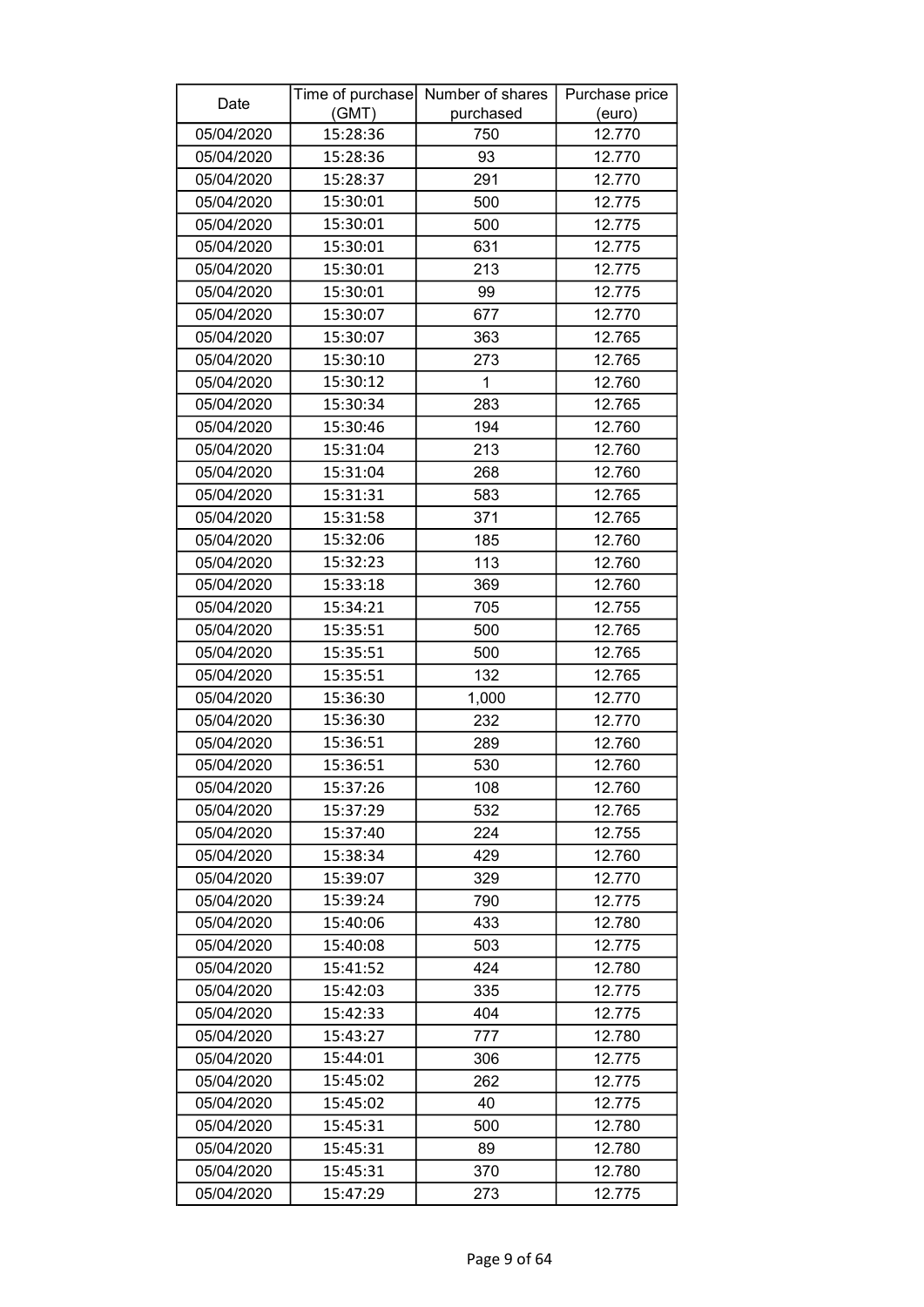| Date | Time of purchase (GMT) | Number of shares purchased | Purchase price (euro) |
|---|---|---|---|
| 05/04/2020 | 15:28:36 | 750 | 12.770 |
| 05/04/2020 | 15:28:36 | 93 | 12.770 |
| 05/04/2020 | 15:28:37 | 291 | 12.770 |
| 05/04/2020 | 15:30:01 | 500 | 12.775 |
| 05/04/2020 | 15:30:01 | 500 | 12.775 |
| 05/04/2020 | 15:30:01 | 631 | 12.775 |
| 05/04/2020 | 15:30:01 | 213 | 12.775 |
| 05/04/2020 | 15:30:01 | 99 | 12.775 |
| 05/04/2020 | 15:30:07 | 677 | 12.770 |
| 05/04/2020 | 15:30:07 | 363 | 12.765 |
| 05/04/2020 | 15:30:10 | 273 | 12.765 |
| 05/04/2020 | 15:30:12 | 1 | 12.760 |
| 05/04/2020 | 15:30:34 | 283 | 12.765 |
| 05/04/2020 | 15:30:46 | 194 | 12.760 |
| 05/04/2020 | 15:31:04 | 213 | 12.760 |
| 05/04/2020 | 15:31:04 | 268 | 12.760 |
| 05/04/2020 | 15:31:31 | 583 | 12.765 |
| 05/04/2020 | 15:31:58 | 371 | 12.765 |
| 05/04/2020 | 15:32:06 | 185 | 12.760 |
| 05/04/2020 | 15:32:23 | 113 | 12.760 |
| 05/04/2020 | 15:33:18 | 369 | 12.760 |
| 05/04/2020 | 15:34:21 | 705 | 12.755 |
| 05/04/2020 | 15:35:51 | 500 | 12.765 |
| 05/04/2020 | 15:35:51 | 500 | 12.765 |
| 05/04/2020 | 15:35:51 | 132 | 12.765 |
| 05/04/2020 | 15:36:30 | 1,000 | 12.770 |
| 05/04/2020 | 15:36:30 | 232 | 12.770 |
| 05/04/2020 | 15:36:51 | 289 | 12.760 |
| 05/04/2020 | 15:36:51 | 530 | 12.760 |
| 05/04/2020 | 15:37:26 | 108 | 12.760 |
| 05/04/2020 | 15:37:29 | 532 | 12.765 |
| 05/04/2020 | 15:37:40 | 224 | 12.755 |
| 05/04/2020 | 15:38:34 | 429 | 12.760 |
| 05/04/2020 | 15:39:07 | 329 | 12.770 |
| 05/04/2020 | 15:39:24 | 790 | 12.775 |
| 05/04/2020 | 15:40:06 | 433 | 12.780 |
| 05/04/2020 | 15:40:08 | 503 | 12.775 |
| 05/04/2020 | 15:41:52 | 424 | 12.780 |
| 05/04/2020 | 15:42:03 | 335 | 12.775 |
| 05/04/2020 | 15:42:33 | 404 | 12.775 |
| 05/04/2020 | 15:43:27 | 777 | 12.780 |
| 05/04/2020 | 15:44:01 | 306 | 12.775 |
| 05/04/2020 | 15:45:02 | 262 | 12.775 |
| 05/04/2020 | 15:45:02 | 40 | 12.775 |
| 05/04/2020 | 15:45:31 | 500 | 12.780 |
| 05/04/2020 | 15:45:31 | 89 | 12.780 |
| 05/04/2020 | 15:45:31 | 370 | 12.780 |
| 05/04/2020 | 15:47:29 | 273 | 12.775 |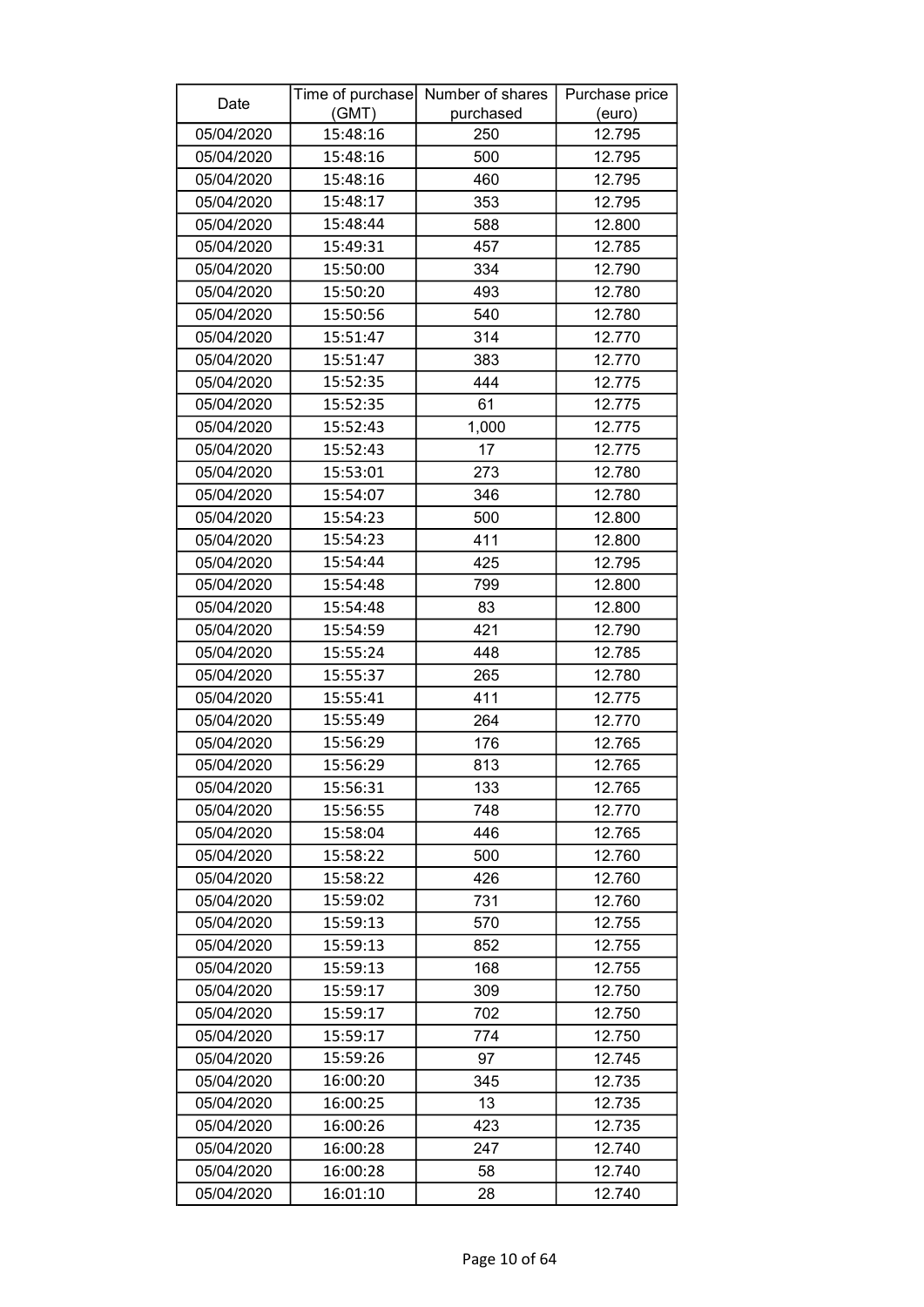| Date | Time of purchase (GMT) | Number of shares purchased | Purchase price (euro) |
| --- | --- | --- | --- |
| 05/04/2020 | 15:48:16 | 250 | 12.795 |
| 05/04/2020 | 15:48:16 | 500 | 12.795 |
| 05/04/2020 | 15:48:16 | 460 | 12.795 |
| 05/04/2020 | 15:48:17 | 353 | 12.795 |
| 05/04/2020 | 15:48:44 | 588 | 12.800 |
| 05/04/2020 | 15:49:31 | 457 | 12.785 |
| 05/04/2020 | 15:50:00 | 334 | 12.790 |
| 05/04/2020 | 15:50:20 | 493 | 12.780 |
| 05/04/2020 | 15:50:56 | 540 | 12.780 |
| 05/04/2020 | 15:51:47 | 314 | 12.770 |
| 05/04/2020 | 15:51:47 | 383 | 12.770 |
| 05/04/2020 | 15:52:35 | 444 | 12.775 |
| 05/04/2020 | 15:52:35 | 61 | 12.775 |
| 05/04/2020 | 15:52:43 | 1,000 | 12.775 |
| 05/04/2020 | 15:52:43 | 17 | 12.775 |
| 05/04/2020 | 15:53:01 | 273 | 12.780 |
| 05/04/2020 | 15:54:07 | 346 | 12.780 |
| 05/04/2020 | 15:54:23 | 500 | 12.800 |
| 05/04/2020 | 15:54:23 | 411 | 12.800 |
| 05/04/2020 | 15:54:44 | 425 | 12.795 |
| 05/04/2020 | 15:54:48 | 799 | 12.800 |
| 05/04/2020 | 15:54:48 | 83 | 12.800 |
| 05/04/2020 | 15:54:59 | 421 | 12.790 |
| 05/04/2020 | 15:55:24 | 448 | 12.785 |
| 05/04/2020 | 15:55:37 | 265 | 12.780 |
| 05/04/2020 | 15:55:41 | 411 | 12.775 |
| 05/04/2020 | 15:55:49 | 264 | 12.770 |
| 05/04/2020 | 15:56:29 | 176 | 12.765 |
| 05/04/2020 | 15:56:29 | 813 | 12.765 |
| 05/04/2020 | 15:56:31 | 133 | 12.765 |
| 05/04/2020 | 15:56:55 | 748 | 12.770 |
| 05/04/2020 | 15:58:04 | 446 | 12.765 |
| 05/04/2020 | 15:58:22 | 500 | 12.760 |
| 05/04/2020 | 15:58:22 | 426 | 12.760 |
| 05/04/2020 | 15:59:02 | 731 | 12.760 |
| 05/04/2020 | 15:59:13 | 570 | 12.755 |
| 05/04/2020 | 15:59:13 | 852 | 12.755 |
| 05/04/2020 | 15:59:13 | 168 | 12.755 |
| 05/04/2020 | 15:59:17 | 309 | 12.750 |
| 05/04/2020 | 15:59:17 | 702 | 12.750 |
| 05/04/2020 | 15:59:17 | 774 | 12.750 |
| 05/04/2020 | 15:59:26 | 97 | 12.745 |
| 05/04/2020 | 16:00:20 | 345 | 12.735 |
| 05/04/2020 | 16:00:25 | 13 | 12.735 |
| 05/04/2020 | 16:00:26 | 423 | 12.735 |
| 05/04/2020 | 16:00:28 | 247 | 12.740 |
| 05/04/2020 | 16:00:28 | 58 | 12.740 |
| 05/04/2020 | 16:01:10 | 28 | 12.740 |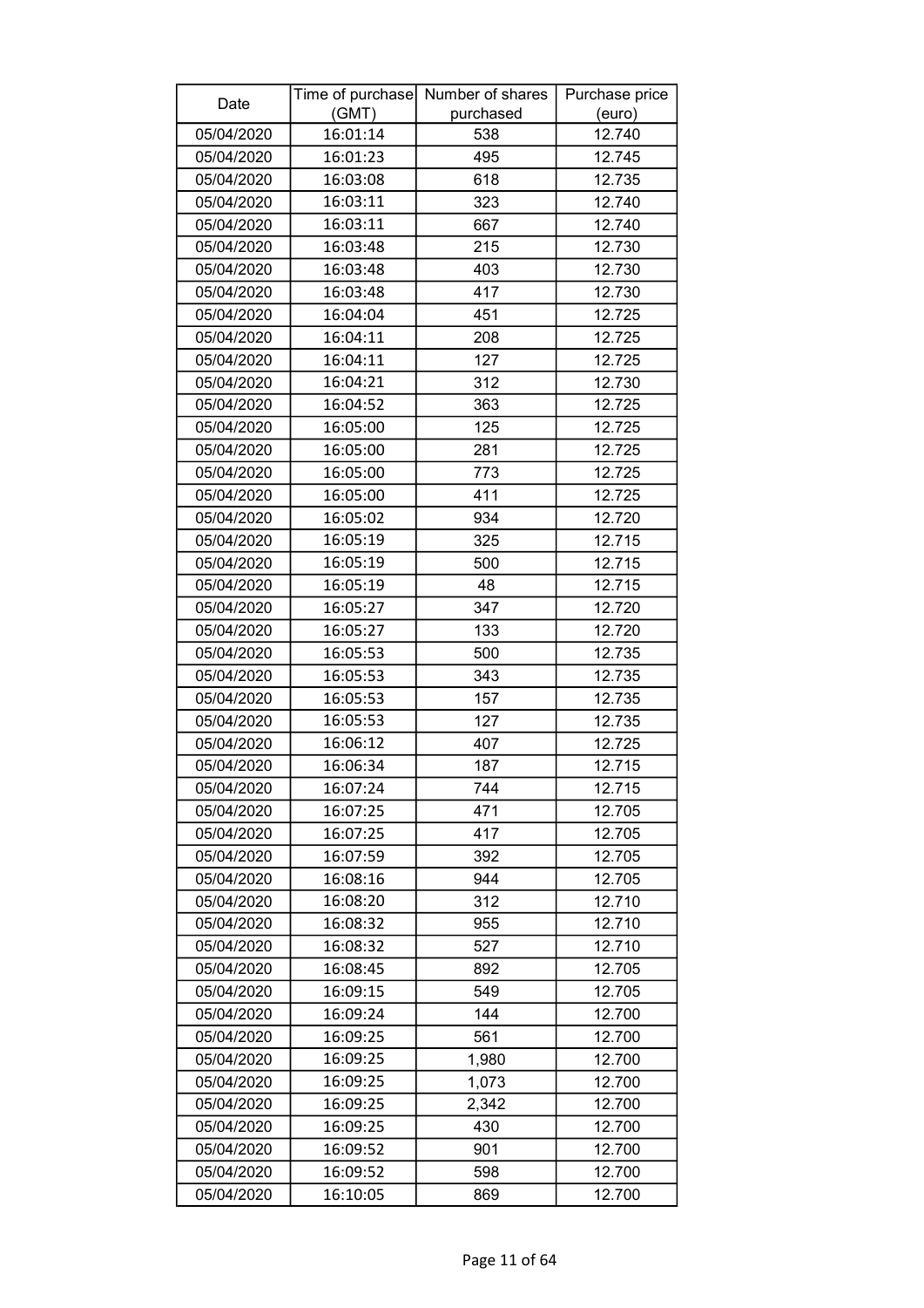| Date | Time of purchase (GMT) | Number of shares purchased | Purchase price (euro) |
|---|---|---|---|
| 05/04/2020 | 16:01:14 | 538 | 12.740 |
| 05/04/2020 | 16:01:23 | 495 | 12.745 |
| 05/04/2020 | 16:03:08 | 618 | 12.735 |
| 05/04/2020 | 16:03:11 | 323 | 12.740 |
| 05/04/2020 | 16:03:11 | 667 | 12.740 |
| 05/04/2020 | 16:03:48 | 215 | 12.730 |
| 05/04/2020 | 16:03:48 | 403 | 12.730 |
| 05/04/2020 | 16:03:48 | 417 | 12.730 |
| 05/04/2020 | 16:04:04 | 451 | 12.725 |
| 05/04/2020 | 16:04:11 | 208 | 12.725 |
| 05/04/2020 | 16:04:11 | 127 | 12.725 |
| 05/04/2020 | 16:04:21 | 312 | 12.730 |
| 05/04/2020 | 16:04:52 | 363 | 12.725 |
| 05/04/2020 | 16:05:00 | 125 | 12.725 |
| 05/04/2020 | 16:05:00 | 281 | 12.725 |
| 05/04/2020 | 16:05:00 | 773 | 12.725 |
| 05/04/2020 | 16:05:00 | 411 | 12.725 |
| 05/04/2020 | 16:05:02 | 934 | 12.720 |
| 05/04/2020 | 16:05:19 | 325 | 12.715 |
| 05/04/2020 | 16:05:19 | 500 | 12.715 |
| 05/04/2020 | 16:05:19 | 48 | 12.715 |
| 05/04/2020 | 16:05:27 | 347 | 12.720 |
| 05/04/2020 | 16:05:27 | 133 | 12.720 |
| 05/04/2020 | 16:05:53 | 500 | 12.735 |
| 05/04/2020 | 16:05:53 | 343 | 12.735 |
| 05/04/2020 | 16:05:53 | 157 | 12.735 |
| 05/04/2020 | 16:05:53 | 127 | 12.735 |
| 05/04/2020 | 16:06:12 | 407 | 12.725 |
| 05/04/2020 | 16:06:34 | 187 | 12.715 |
| 05/04/2020 | 16:07:24 | 744 | 12.715 |
| 05/04/2020 | 16:07:25 | 471 | 12.705 |
| 05/04/2020 | 16:07:25 | 417 | 12.705 |
| 05/04/2020 | 16:07:59 | 392 | 12.705 |
| 05/04/2020 | 16:08:16 | 944 | 12.705 |
| 05/04/2020 | 16:08:20 | 312 | 12.710 |
| 05/04/2020 | 16:08:32 | 955 | 12.710 |
| 05/04/2020 | 16:08:32 | 527 | 12.710 |
| 05/04/2020 | 16:08:45 | 892 | 12.705 |
| 05/04/2020 | 16:09:15 | 549 | 12.705 |
| 05/04/2020 | 16:09:24 | 144 | 12.700 |
| 05/04/2020 | 16:09:25 | 561 | 12.700 |
| 05/04/2020 | 16:09:25 | 1,980 | 12.700 |
| 05/04/2020 | 16:09:25 | 1,073 | 12.700 |
| 05/04/2020 | 16:09:25 | 2,342 | 12.700 |
| 05/04/2020 | 16:09:25 | 430 | 12.700 |
| 05/04/2020 | 16:09:52 | 901 | 12.700 |
| 05/04/2020 | 16:09:52 | 598 | 12.700 |
| 05/04/2020 | 16:10:05 | 869 | 12.700 |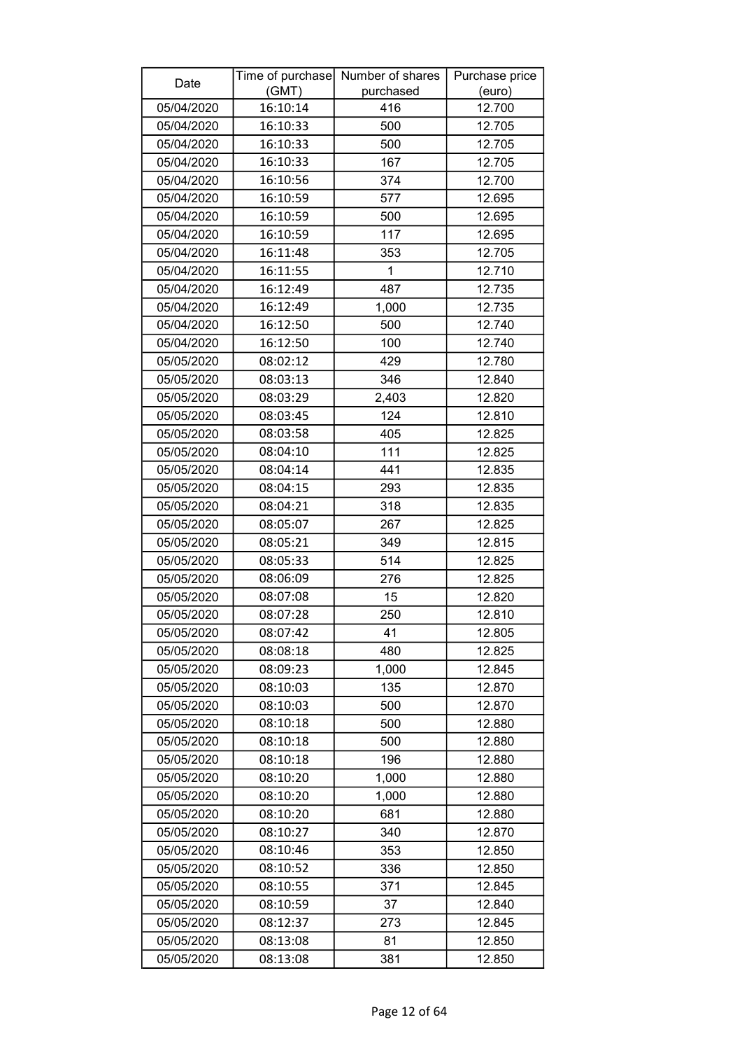| Date | Time of purchase (GMT) | Number of shares purchased | Purchase price (euro) |
|---|---|---|---|
| 05/04/2020 | 16:10:14 | 416 | 12.700 |
| 05/04/2020 | 16:10:33 | 500 | 12.705 |
| 05/04/2020 | 16:10:33 | 500 | 12.705 |
| 05/04/2020 | 16:10:33 | 167 | 12.705 |
| 05/04/2020 | 16:10:56 | 374 | 12.700 |
| 05/04/2020 | 16:10:59 | 577 | 12.695 |
| 05/04/2020 | 16:10:59 | 500 | 12.695 |
| 05/04/2020 | 16:10:59 | 117 | 12.695 |
| 05/04/2020 | 16:11:48 | 353 | 12.705 |
| 05/04/2020 | 16:11:55 | 1 | 12.710 |
| 05/04/2020 | 16:12:49 | 487 | 12.735 |
| 05/04/2020 | 16:12:49 | 1,000 | 12.735 |
| 05/04/2020 | 16:12:50 | 500 | 12.740 |
| 05/04/2020 | 16:12:50 | 100 | 12.740 |
| 05/05/2020 | 08:02:12 | 429 | 12.780 |
| 05/05/2020 | 08:03:13 | 346 | 12.840 |
| 05/05/2020 | 08:03:29 | 2,403 | 12.820 |
| 05/05/2020 | 08:03:45 | 124 | 12.810 |
| 05/05/2020 | 08:03:58 | 405 | 12.825 |
| 05/05/2020 | 08:04:10 | 111 | 12.825 |
| 05/05/2020 | 08:04:14 | 441 | 12.835 |
| 05/05/2020 | 08:04:15 | 293 | 12.835 |
| 05/05/2020 | 08:04:21 | 318 | 12.835 |
| 05/05/2020 | 08:05:07 | 267 | 12.825 |
| 05/05/2020 | 08:05:21 | 349 | 12.815 |
| 05/05/2020 | 08:05:33 | 514 | 12.825 |
| 05/05/2020 | 08:06:09 | 276 | 12.825 |
| 05/05/2020 | 08:07:08 | 15 | 12.820 |
| 05/05/2020 | 08:07:28 | 250 | 12.810 |
| 05/05/2020 | 08:07:42 | 41 | 12.805 |
| 05/05/2020 | 08:08:18 | 480 | 12.825 |
| 05/05/2020 | 08:09:23 | 1,000 | 12.845 |
| 05/05/2020 | 08:10:03 | 135 | 12.870 |
| 05/05/2020 | 08:10:03 | 500 | 12.870 |
| 05/05/2020 | 08:10:18 | 500 | 12.880 |
| 05/05/2020 | 08:10:18 | 500 | 12.880 |
| 05/05/2020 | 08:10:18 | 196 | 12.880 |
| 05/05/2020 | 08:10:20 | 1,000 | 12.880 |
| 05/05/2020 | 08:10:20 | 1,000 | 12.880 |
| 05/05/2020 | 08:10:20 | 681 | 12.880 |
| 05/05/2020 | 08:10:27 | 340 | 12.870 |
| 05/05/2020 | 08:10:46 | 353 | 12.850 |
| 05/05/2020 | 08:10:52 | 336 | 12.850 |
| 05/05/2020 | 08:10:55 | 371 | 12.845 |
| 05/05/2020 | 08:10:59 | 37 | 12.840 |
| 05/05/2020 | 08:12:37 | 273 | 12.845 |
| 05/05/2020 | 08:13:08 | 81 | 12.850 |
| 05/05/2020 | 08:13:08 | 381 | 12.850 |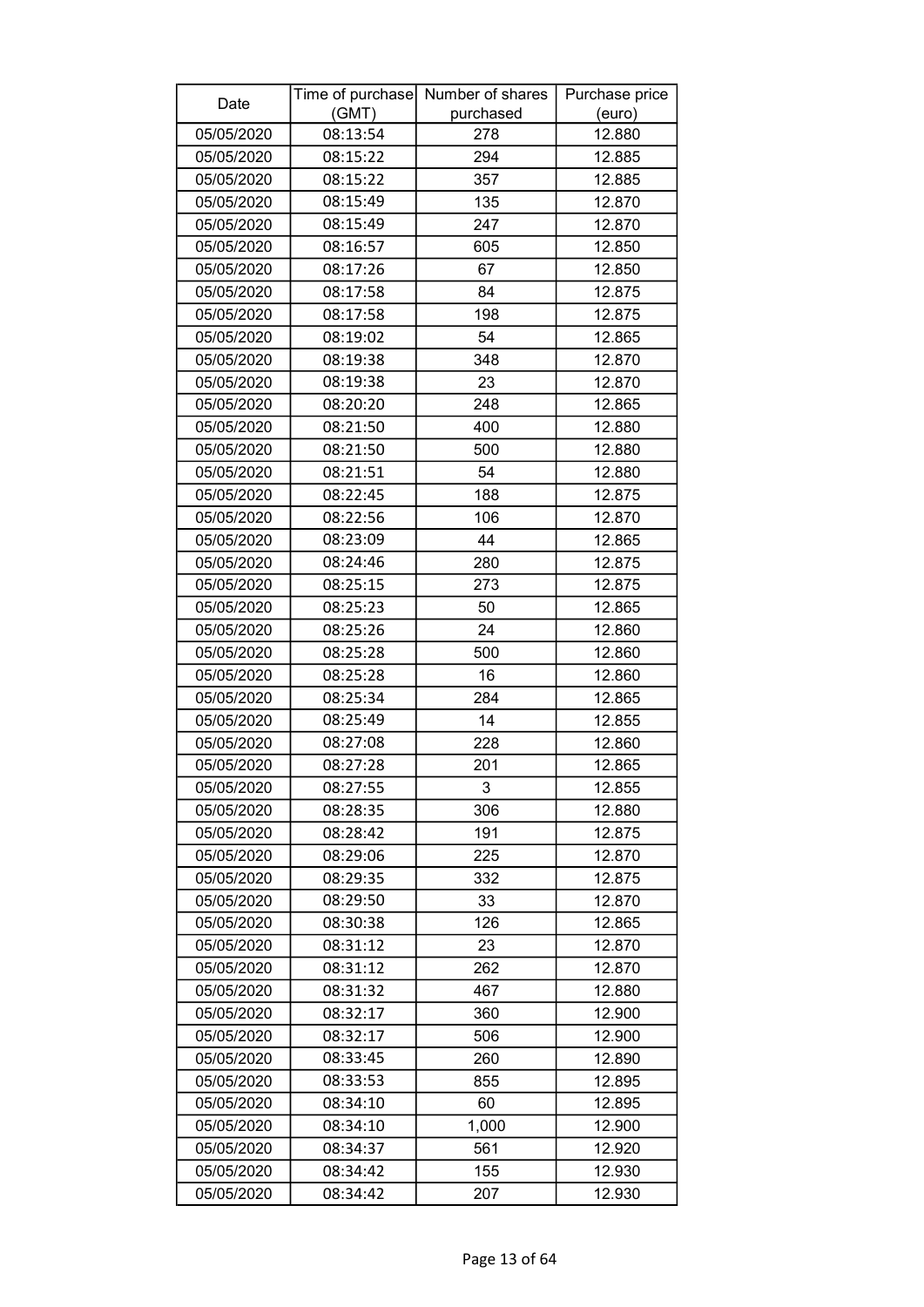| Date | Time of purchase (GMT) | Number of shares purchased | Purchase price (euro) |
|---|---|---|---|
| 05/05/2020 | 08:13:54 | 278 | 12.880 |
| 05/05/2020 | 08:15:22 | 294 | 12.885 |
| 05/05/2020 | 08:15:22 | 357 | 12.885 |
| 05/05/2020 | 08:15:49 | 135 | 12.870 |
| 05/05/2020 | 08:15:49 | 247 | 12.870 |
| 05/05/2020 | 08:16:57 | 605 | 12.850 |
| 05/05/2020 | 08:17:26 | 67 | 12.850 |
| 05/05/2020 | 08:17:58 | 84 | 12.875 |
| 05/05/2020 | 08:17:58 | 198 | 12.875 |
| 05/05/2020 | 08:19:02 | 54 | 12.865 |
| 05/05/2020 | 08:19:38 | 348 | 12.870 |
| 05/05/2020 | 08:19:38 | 23 | 12.870 |
| 05/05/2020 | 08:20:20 | 248 | 12.865 |
| 05/05/2020 | 08:21:50 | 400 | 12.880 |
| 05/05/2020 | 08:21:50 | 500 | 12.880 |
| 05/05/2020 | 08:21:51 | 54 | 12.880 |
| 05/05/2020 | 08:22:45 | 188 | 12.875 |
| 05/05/2020 | 08:22:56 | 106 | 12.870 |
| 05/05/2020 | 08:23:09 | 44 | 12.865 |
| 05/05/2020 | 08:24:46 | 280 | 12.875 |
| 05/05/2020 | 08:25:15 | 273 | 12.875 |
| 05/05/2020 | 08:25:23 | 50 | 12.865 |
| 05/05/2020 | 08:25:26 | 24 | 12.860 |
| 05/05/2020 | 08:25:28 | 500 | 12.860 |
| 05/05/2020 | 08:25:28 | 16 | 12.860 |
| 05/05/2020 | 08:25:34 | 284 | 12.865 |
| 05/05/2020 | 08:25:49 | 14 | 12.855 |
| 05/05/2020 | 08:27:08 | 228 | 12.860 |
| 05/05/2020 | 08:27:28 | 201 | 12.865 |
| 05/05/2020 | 08:27:55 | 3 | 12.855 |
| 05/05/2020 | 08:28:35 | 306 | 12.880 |
| 05/05/2020 | 08:28:42 | 191 | 12.875 |
| 05/05/2020 | 08:29:06 | 225 | 12.870 |
| 05/05/2020 | 08:29:35 | 332 | 12.875 |
| 05/05/2020 | 08:29:50 | 33 | 12.870 |
| 05/05/2020 | 08:30:38 | 126 | 12.865 |
| 05/05/2020 | 08:31:12 | 23 | 12.870 |
| 05/05/2020 | 08:31:12 | 262 | 12.870 |
| 05/05/2020 | 08:31:32 | 467 | 12.880 |
| 05/05/2020 | 08:32:17 | 360 | 12.900 |
| 05/05/2020 | 08:32:17 | 506 | 12.900 |
| 05/05/2020 | 08:33:45 | 260 | 12.890 |
| 05/05/2020 | 08:33:53 | 855 | 12.895 |
| 05/05/2020 | 08:34:10 | 60 | 12.895 |
| 05/05/2020 | 08:34:10 | 1,000 | 12.900 |
| 05/05/2020 | 08:34:37 | 561 | 12.920 |
| 05/05/2020 | 08:34:42 | 155 | 12.930 |
| 05/05/2020 | 08:34:42 | 207 | 12.930 |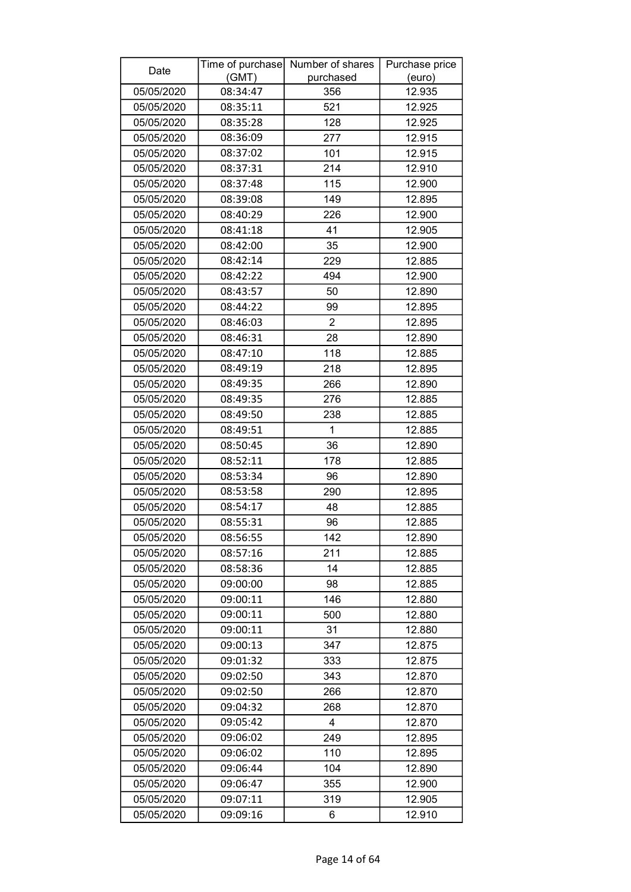| Date | Time of purchase (GMT) | Number of shares purchased | Purchase price (euro) |
|---|---|---|---|
| 05/05/2020 | 08:34:47 | 356 | 12.935 |
| 05/05/2020 | 08:35:11 | 521 | 12.925 |
| 05/05/2020 | 08:35:28 | 128 | 12.925 |
| 05/05/2020 | 08:36:09 | 277 | 12.915 |
| 05/05/2020 | 08:37:02 | 101 | 12.915 |
| 05/05/2020 | 08:37:31 | 214 | 12.910 |
| 05/05/2020 | 08:37:48 | 115 | 12.900 |
| 05/05/2020 | 08:39:08 | 149 | 12.895 |
| 05/05/2020 | 08:40:29 | 226 | 12.900 |
| 05/05/2020 | 08:41:18 | 41 | 12.905 |
| 05/05/2020 | 08:42:00 | 35 | 12.900 |
| 05/05/2020 | 08:42:14 | 229 | 12.885 |
| 05/05/2020 | 08:42:22 | 494 | 12.900 |
| 05/05/2020 | 08:43:57 | 50 | 12.890 |
| 05/05/2020 | 08:44:22 | 99 | 12.895 |
| 05/05/2020 | 08:46:03 | 2 | 12.895 |
| 05/05/2020 | 08:46:31 | 28 | 12.890 |
| 05/05/2020 | 08:47:10 | 118 | 12.885 |
| 05/05/2020 | 08:49:19 | 218 | 12.895 |
| 05/05/2020 | 08:49:35 | 266 | 12.890 |
| 05/05/2020 | 08:49:35 | 276 | 12.885 |
| 05/05/2020 | 08:49:50 | 238 | 12.885 |
| 05/05/2020 | 08:49:51 | 1 | 12.885 |
| 05/05/2020 | 08:50:45 | 36 | 12.890 |
| 05/05/2020 | 08:52:11 | 178 | 12.885 |
| 05/05/2020 | 08:53:34 | 96 | 12.890 |
| 05/05/2020 | 08:53:58 | 290 | 12.895 |
| 05/05/2020 | 08:54:17 | 48 | 12.885 |
| 05/05/2020 | 08:55:31 | 96 | 12.885 |
| 05/05/2020 | 08:56:55 | 142 | 12.890 |
| 05/05/2020 | 08:57:16 | 211 | 12.885 |
| 05/05/2020 | 08:58:36 | 14 | 12.885 |
| 05/05/2020 | 09:00:00 | 98 | 12.885 |
| 05/05/2020 | 09:00:11 | 146 | 12.880 |
| 05/05/2020 | 09:00:11 | 500 | 12.880 |
| 05/05/2020 | 09:00:11 | 31 | 12.880 |
| 05/05/2020 | 09:00:13 | 347 | 12.875 |
| 05/05/2020 | 09:01:32 | 333 | 12.875 |
| 05/05/2020 | 09:02:50 | 343 | 12.870 |
| 05/05/2020 | 09:02:50 | 266 | 12.870 |
| 05/05/2020 | 09:04:32 | 268 | 12.870 |
| 05/05/2020 | 09:05:42 | 4 | 12.870 |
| 05/05/2020 | 09:06:02 | 249 | 12.895 |
| 05/05/2020 | 09:06:02 | 110 | 12.895 |
| 05/05/2020 | 09:06:44 | 104 | 12.890 |
| 05/05/2020 | 09:06:47 | 355 | 12.900 |
| 05/05/2020 | 09:07:11 | 319 | 12.905 |
| 05/05/2020 | 09:09:16 | 6 | 12.910 |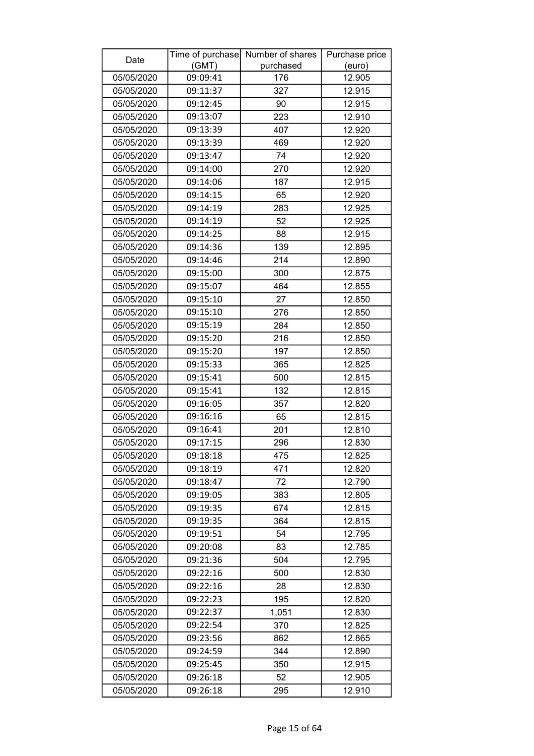| Date | Time of purchase (GMT) | Number of shares purchased | Purchase price (euro) |
|---|---|---|---|
| 05/05/2020 | 09:09:41 | 176 | 12.905 |
| 05/05/2020 | 09:11:37 | 327 | 12.915 |
| 05/05/2020 | 09:12:45 | 90 | 12.915 |
| 05/05/2020 | 09:13:07 | 223 | 12.910 |
| 05/05/2020 | 09:13:39 | 407 | 12.920 |
| 05/05/2020 | 09:13:39 | 469 | 12.920 |
| 05/05/2020 | 09:13:47 | 74 | 12.920 |
| 05/05/2020 | 09:14:00 | 270 | 12.920 |
| 05/05/2020 | 09:14:06 | 187 | 12.915 |
| 05/05/2020 | 09:14:15 | 65 | 12.920 |
| 05/05/2020 | 09:14:19 | 283 | 12.925 |
| 05/05/2020 | 09:14:19 | 52 | 12.925 |
| 05/05/2020 | 09:14:25 | 88 | 12.915 |
| 05/05/2020 | 09:14:36 | 139 | 12.895 |
| 05/05/2020 | 09:14:46 | 214 | 12.890 |
| 05/05/2020 | 09:15:00 | 300 | 12.875 |
| 05/05/2020 | 09:15:07 | 464 | 12.855 |
| 05/05/2020 | 09:15:10 | 27 | 12.850 |
| 05/05/2020 | 09:15:10 | 276 | 12.850 |
| 05/05/2020 | 09:15:19 | 284 | 12.850 |
| 05/05/2020 | 09:15:20 | 216 | 12.850 |
| 05/05/2020 | 09:15:20 | 197 | 12.850 |
| 05/05/2020 | 09:15:33 | 365 | 12.825 |
| 05/05/2020 | 09:15:41 | 500 | 12.815 |
| 05/05/2020 | 09:15:41 | 132 | 12.815 |
| 05/05/2020 | 09:16:05 | 357 | 12.820 |
| 05/05/2020 | 09:16:16 | 65 | 12.815 |
| 05/05/2020 | 09:16:41 | 201 | 12.810 |
| 05/05/2020 | 09:17:15 | 296 | 12.830 |
| 05/05/2020 | 09:18:18 | 475 | 12.825 |
| 05/05/2020 | 09:18:19 | 471 | 12.820 |
| 05/05/2020 | 09:18:47 | 72 | 12.790 |
| 05/05/2020 | 09:19:05 | 383 | 12.805 |
| 05/05/2020 | 09:19:35 | 674 | 12.815 |
| 05/05/2020 | 09:19:35 | 364 | 12.815 |
| 05/05/2020 | 09:19:51 | 54 | 12.795 |
| 05/05/2020 | 09:20:08 | 83 | 12.785 |
| 05/05/2020 | 09:21:36 | 504 | 12.795 |
| 05/05/2020 | 09:22:16 | 500 | 12.830 |
| 05/05/2020 | 09:22:16 | 28 | 12.830 |
| 05/05/2020 | 09:22:23 | 195 | 12.820 |
| 05/05/2020 | 09:22:37 | 1,051 | 12.830 |
| 05/05/2020 | 09:22:54 | 370 | 12.825 |
| 05/05/2020 | 09:23:56 | 862 | 12.865 |
| 05/05/2020 | 09:24:59 | 344 | 12.890 |
| 05/05/2020 | 09:25:45 | 350 | 12.915 |
| 05/05/2020 | 09:26:18 | 52 | 12.905 |
| 05/05/2020 | 09:26:18 | 295 | 12.910 |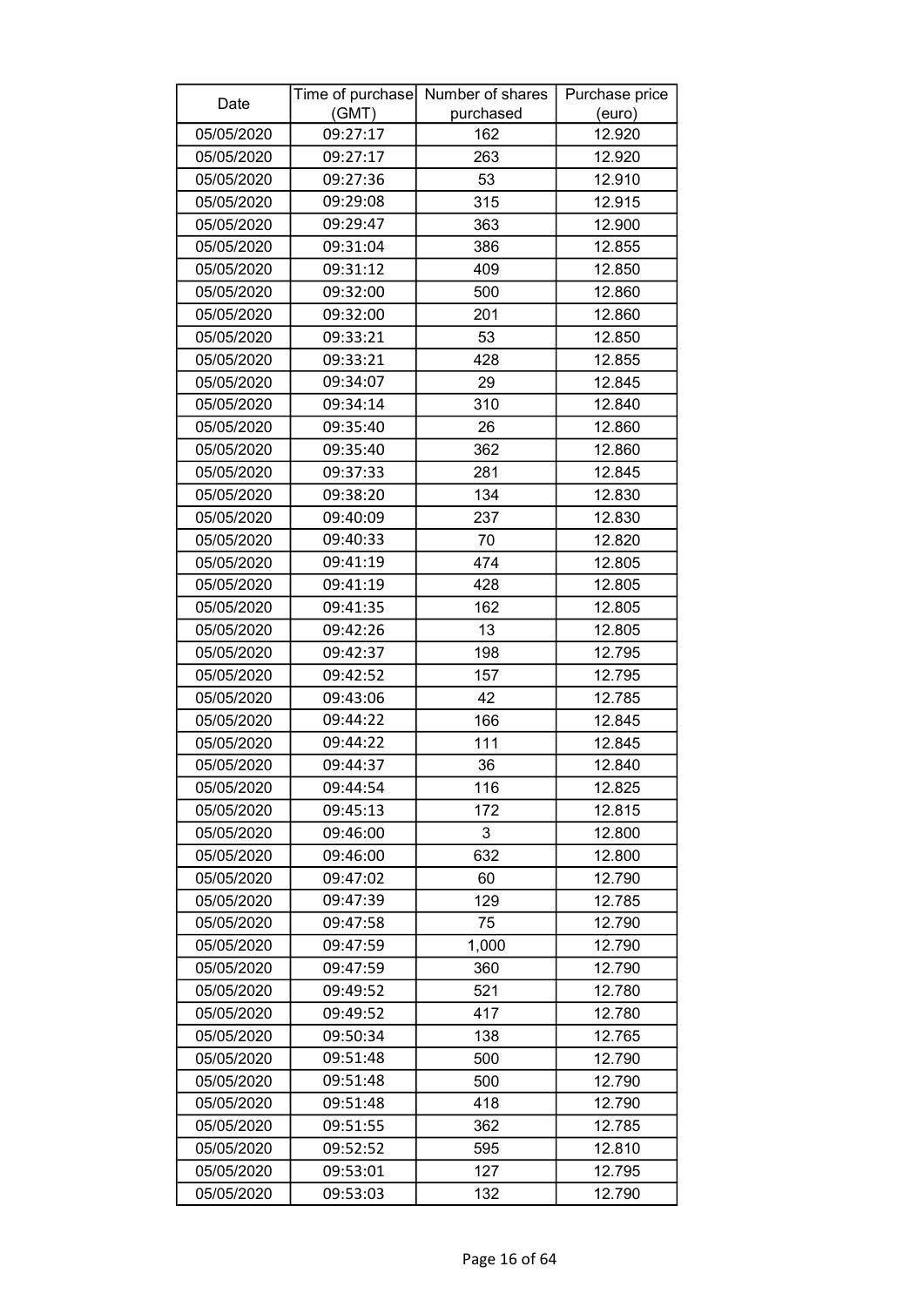| Date | Time of purchase (GMT) | Number of shares purchased | Purchase price (euro) |
|---|---|---|---|
| 05/05/2020 | 09:27:17 | 162 | 12.920 |
| 05/05/2020 | 09:27:17 | 263 | 12.920 |
| 05/05/2020 | 09:27:36 | 53 | 12.910 |
| 05/05/2020 | 09:29:08 | 315 | 12.915 |
| 05/05/2020 | 09:29:47 | 363 | 12.900 |
| 05/05/2020 | 09:31:04 | 386 | 12.855 |
| 05/05/2020 | 09:31:12 | 409 | 12.850 |
| 05/05/2020 | 09:32:00 | 500 | 12.860 |
| 05/05/2020 | 09:32:00 | 201 | 12.860 |
| 05/05/2020 | 09:33:21 | 53 | 12.850 |
| 05/05/2020 | 09:33:21 | 428 | 12.855 |
| 05/05/2020 | 09:34:07 | 29 | 12.845 |
| 05/05/2020 | 09:34:14 | 310 | 12.840 |
| 05/05/2020 | 09:35:40 | 26 | 12.860 |
| 05/05/2020 | 09:35:40 | 362 | 12.860 |
| 05/05/2020 | 09:37:33 | 281 | 12.845 |
| 05/05/2020 | 09:38:20 | 134 | 12.830 |
| 05/05/2020 | 09:40:09 | 237 | 12.830 |
| 05/05/2020 | 09:40:33 | 70 | 12.820 |
| 05/05/2020 | 09:41:19 | 474 | 12.805 |
| 05/05/2020 | 09:41:19 | 428 | 12.805 |
| 05/05/2020 | 09:41:35 | 162 | 12.805 |
| 05/05/2020 | 09:42:26 | 13 | 12.805 |
| 05/05/2020 | 09:42:37 | 198 | 12.795 |
| 05/05/2020 | 09:42:52 | 157 | 12.795 |
| 05/05/2020 | 09:43:06 | 42 | 12.785 |
| 05/05/2020 | 09:44:22 | 166 | 12.845 |
| 05/05/2020 | 09:44:22 | 111 | 12.845 |
| 05/05/2020 | 09:44:37 | 36 | 12.840 |
| 05/05/2020 | 09:44:54 | 116 | 12.825 |
| 05/05/2020 | 09:45:13 | 172 | 12.815 |
| 05/05/2020 | 09:46:00 | 3 | 12.800 |
| 05/05/2020 | 09:46:00 | 632 | 12.800 |
| 05/05/2020 | 09:47:02 | 60 | 12.790 |
| 05/05/2020 | 09:47:39 | 129 | 12.785 |
| 05/05/2020 | 09:47:58 | 75 | 12.790 |
| 05/05/2020 | 09:47:59 | 1,000 | 12.790 |
| 05/05/2020 | 09:47:59 | 360 | 12.790 |
| 05/05/2020 | 09:49:52 | 521 | 12.780 |
| 05/05/2020 | 09:49:52 | 417 | 12.780 |
| 05/05/2020 | 09:50:34 | 138 | 12.765 |
| 05/05/2020 | 09:51:48 | 500 | 12.790 |
| 05/05/2020 | 09:51:48 | 500 | 12.790 |
| 05/05/2020 | 09:51:48 | 418 | 12.790 |
| 05/05/2020 | 09:51:55 | 362 | 12.785 |
| 05/05/2020 | 09:52:52 | 595 | 12.810 |
| 05/05/2020 | 09:53:01 | 127 | 12.795 |
| 05/05/2020 | 09:53:03 | 132 | 12.790 |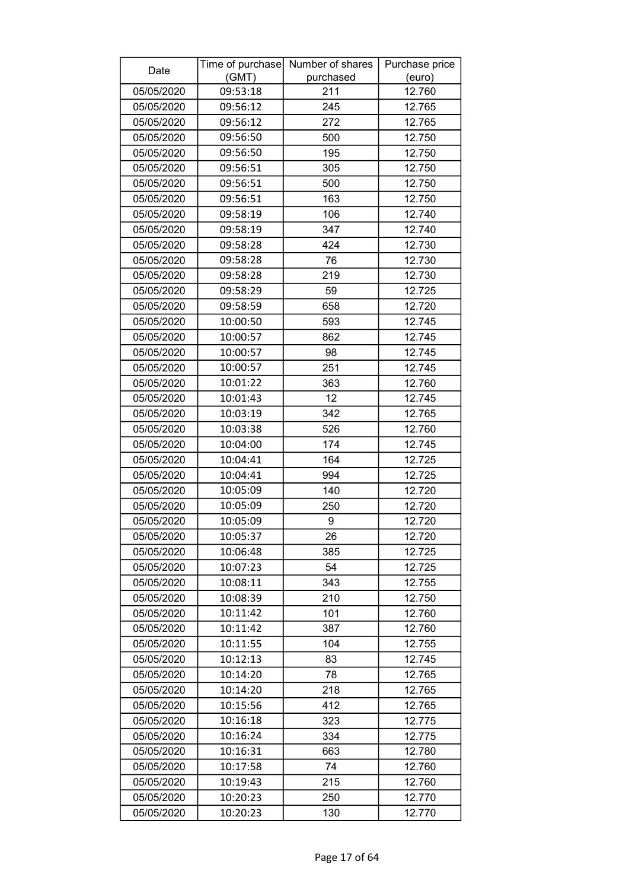| Date | Time of purchase (GMT) | Number of shares purchased | Purchase price (euro) |
|---|---|---|---|
| 05/05/2020 | 09:53:18 | 211 | 12.760 |
| 05/05/2020 | 09:56:12 | 245 | 12.765 |
| 05/05/2020 | 09:56:12 | 272 | 12.765 |
| 05/05/2020 | 09:56:50 | 500 | 12.750 |
| 05/05/2020 | 09:56:50 | 195 | 12.750 |
| 05/05/2020 | 09:56:51 | 305 | 12.750 |
| 05/05/2020 | 09:56:51 | 500 | 12.750 |
| 05/05/2020 | 09:56:51 | 163 | 12.750 |
| 05/05/2020 | 09:58:19 | 106 | 12.740 |
| 05/05/2020 | 09:58:19 | 347 | 12.740 |
| 05/05/2020 | 09:58:28 | 424 | 12.730 |
| 05/05/2020 | 09:58:28 | 76 | 12.730 |
| 05/05/2020 | 09:58:28 | 219 | 12.730 |
| 05/05/2020 | 09:58:29 | 59 | 12.725 |
| 05/05/2020 | 09:58:59 | 658 | 12.720 |
| 05/05/2020 | 10:00:50 | 593 | 12.745 |
| 05/05/2020 | 10:00:57 | 862 | 12.745 |
| 05/05/2020 | 10:00:57 | 98 | 12.745 |
| 05/05/2020 | 10:00:57 | 251 | 12.745 |
| 05/05/2020 | 10:01:22 | 363 | 12.760 |
| 05/05/2020 | 10:01:43 | 12 | 12.745 |
| 05/05/2020 | 10:03:19 | 342 | 12.765 |
| 05/05/2020 | 10:03:38 | 526 | 12.760 |
| 05/05/2020 | 10:04:00 | 174 | 12.745 |
| 05/05/2020 | 10:04:41 | 164 | 12.725 |
| 05/05/2020 | 10:04:41 | 994 | 12.725 |
| 05/05/2020 | 10:05:09 | 140 | 12.720 |
| 05/05/2020 | 10:05:09 | 250 | 12.720 |
| 05/05/2020 | 10:05:09 | 9 | 12.720 |
| 05/05/2020 | 10:05:37 | 26 | 12.720 |
| 05/05/2020 | 10:06:48 | 385 | 12.725 |
| 05/05/2020 | 10:07:23 | 54 | 12.725 |
| 05/05/2020 | 10:08:11 | 343 | 12.755 |
| 05/05/2020 | 10:08:39 | 210 | 12.750 |
| 05/05/2020 | 10:11:42 | 101 | 12.760 |
| 05/05/2020 | 10:11:42 | 387 | 12.760 |
| 05/05/2020 | 10:11:55 | 104 | 12.755 |
| 05/05/2020 | 10:12:13 | 83 | 12.745 |
| 05/05/2020 | 10:14:20 | 78 | 12.765 |
| 05/05/2020 | 10:14:20 | 218 | 12.765 |
| 05/05/2020 | 10:15:56 | 412 | 12.765 |
| 05/05/2020 | 10:16:18 | 323 | 12.775 |
| 05/05/2020 | 10:16:24 | 334 | 12.775 |
| 05/05/2020 | 10:16:31 | 663 | 12.780 |
| 05/05/2020 | 10:17:58 | 74 | 12.760 |
| 05/05/2020 | 10:19:43 | 215 | 12.760 |
| 05/05/2020 | 10:20:23 | 250 | 12.770 |
| 05/05/2020 | 10:20:23 | 130 | 12.770 |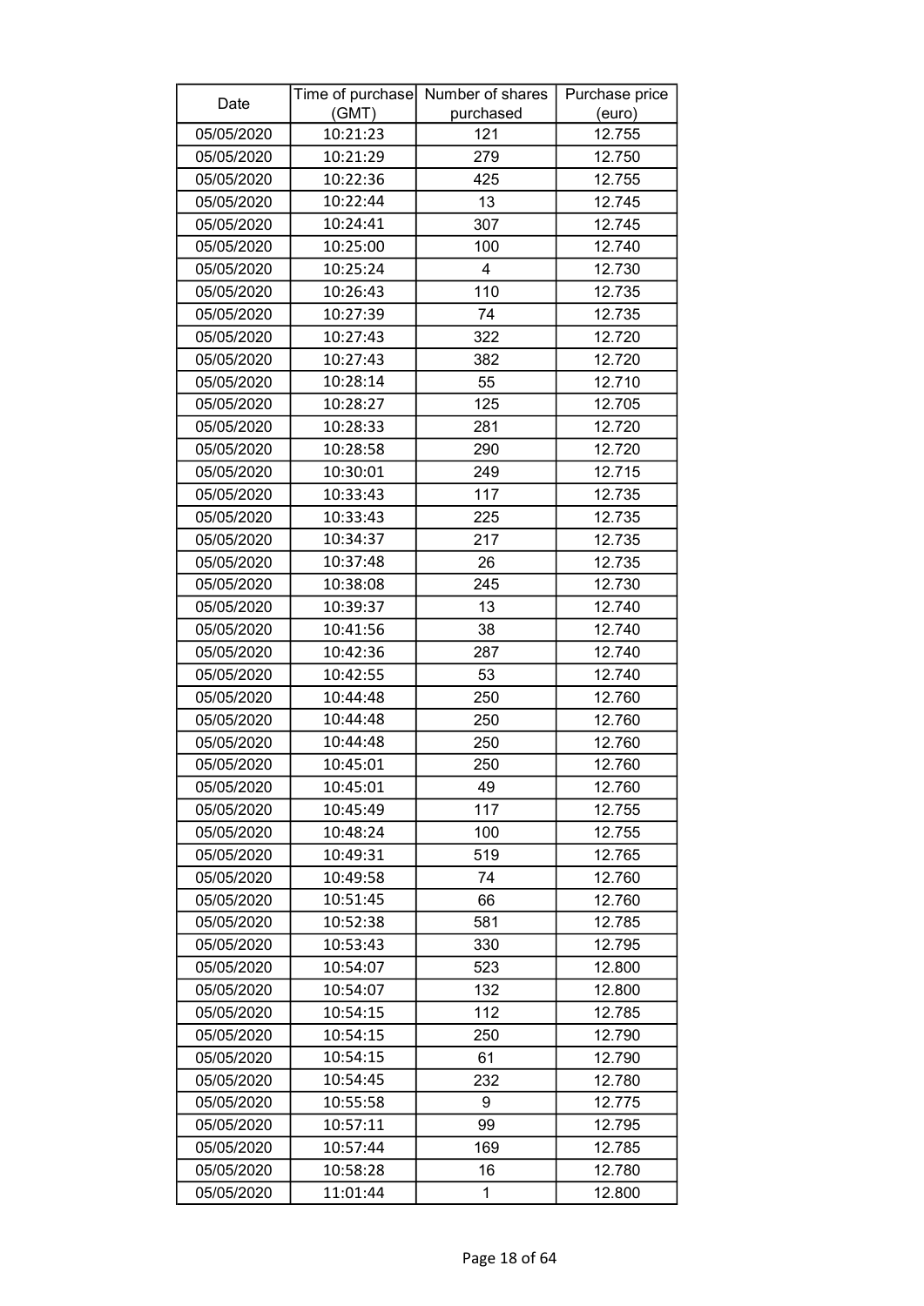| Date | Time of purchase (GMT) | Number of shares purchased | Purchase price (euro) |
| --- | --- | --- | --- |
| 05/05/2020 | 10:21:23 | 121 | 12.755 |
| 05/05/2020 | 10:21:29 | 279 | 12.750 |
| 05/05/2020 | 10:22:36 | 425 | 12.755 |
| 05/05/2020 | 10:22:44 | 13 | 12.745 |
| 05/05/2020 | 10:24:41 | 307 | 12.745 |
| 05/05/2020 | 10:25:00 | 100 | 12.740 |
| 05/05/2020 | 10:25:24 | 4 | 12.730 |
| 05/05/2020 | 10:26:43 | 110 | 12.735 |
| 05/05/2020 | 10:27:39 | 74 | 12.735 |
| 05/05/2020 | 10:27:43 | 322 | 12.720 |
| 05/05/2020 | 10:27:43 | 382 | 12.720 |
| 05/05/2020 | 10:28:14 | 55 | 12.710 |
| 05/05/2020 | 10:28:27 | 125 | 12.705 |
| 05/05/2020 | 10:28:33 | 281 | 12.720 |
| 05/05/2020 | 10:28:58 | 290 | 12.720 |
| 05/05/2020 | 10:30:01 | 249 | 12.715 |
| 05/05/2020 | 10:33:43 | 117 | 12.735 |
| 05/05/2020 | 10:33:43 | 225 | 12.735 |
| 05/05/2020 | 10:34:37 | 217 | 12.735 |
| 05/05/2020 | 10:37:48 | 26 | 12.735 |
| 05/05/2020 | 10:38:08 | 245 | 12.730 |
| 05/05/2020 | 10:39:37 | 13 | 12.740 |
| 05/05/2020 | 10:41:56 | 38 | 12.740 |
| 05/05/2020 | 10:42:36 | 287 | 12.740 |
| 05/05/2020 | 10:42:55 | 53 | 12.740 |
| 05/05/2020 | 10:44:48 | 250 | 12.760 |
| 05/05/2020 | 10:44:48 | 250 | 12.760 |
| 05/05/2020 | 10:44:48 | 250 | 12.760 |
| 05/05/2020 | 10:45:01 | 250 | 12.760 |
| 05/05/2020 | 10:45:01 | 49 | 12.760 |
| 05/05/2020 | 10:45:49 | 117 | 12.755 |
| 05/05/2020 | 10:48:24 | 100 | 12.755 |
| 05/05/2020 | 10:49:31 | 519 | 12.765 |
| 05/05/2020 | 10:49:58 | 74 | 12.760 |
| 05/05/2020 | 10:51:45 | 66 | 12.760 |
| 05/05/2020 | 10:52:38 | 581 | 12.785 |
| 05/05/2020 | 10:53:43 | 330 | 12.795 |
| 05/05/2020 | 10:54:07 | 523 | 12.800 |
| 05/05/2020 | 10:54:07 | 132 | 12.800 |
| 05/05/2020 | 10:54:15 | 112 | 12.785 |
| 05/05/2020 | 10:54:15 | 250 | 12.790 |
| 05/05/2020 | 10:54:15 | 61 | 12.790 |
| 05/05/2020 | 10:54:45 | 232 | 12.780 |
| 05/05/2020 | 10:55:58 | 9 | 12.775 |
| 05/05/2020 | 10:57:11 | 99 | 12.795 |
| 05/05/2020 | 10:57:44 | 169 | 12.785 |
| 05/05/2020 | 10:58:28 | 16 | 12.780 |
| 05/05/2020 | 11:01:44 | 1 | 12.800 |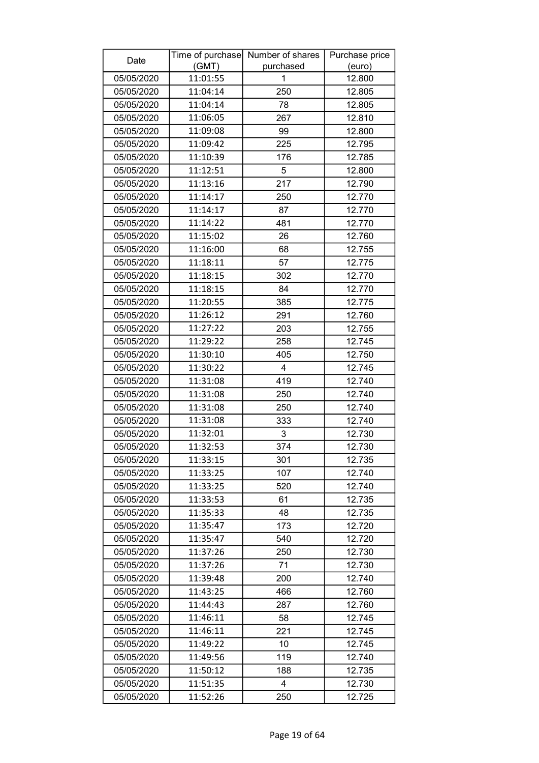| Date | Time of purchase (GMT) | Number of shares purchased | Purchase price (euro) |
|---|---|---|---|
| 05/05/2020 | 11:01:55 | 1 | 12.800 |
| 05/05/2020 | 11:04:14 | 250 | 12.805 |
| 05/05/2020 | 11:04:14 | 78 | 12.805 |
| 05/05/2020 | 11:06:05 | 267 | 12.810 |
| 05/05/2020 | 11:09:08 | 99 | 12.800 |
| 05/05/2020 | 11:09:42 | 225 | 12.795 |
| 05/05/2020 | 11:10:39 | 176 | 12.785 |
| 05/05/2020 | 11:12:51 | 5 | 12.800 |
| 05/05/2020 | 11:13:16 | 217 | 12.790 |
| 05/05/2020 | 11:14:17 | 250 | 12.770 |
| 05/05/2020 | 11:14:17 | 87 | 12.770 |
| 05/05/2020 | 11:14:22 | 481 | 12.770 |
| 05/05/2020 | 11:15:02 | 26 | 12.760 |
| 05/05/2020 | 11:16:00 | 68 | 12.755 |
| 05/05/2020 | 11:18:11 | 57 | 12.775 |
| 05/05/2020 | 11:18:15 | 302 | 12.770 |
| 05/05/2020 | 11:18:15 | 84 | 12.770 |
| 05/05/2020 | 11:20:55 | 385 | 12.775 |
| 05/05/2020 | 11:26:12 | 291 | 12.760 |
| 05/05/2020 | 11:27:22 | 203 | 12.755 |
| 05/05/2020 | 11:29:22 | 258 | 12.745 |
| 05/05/2020 | 11:30:10 | 405 | 12.750 |
| 05/05/2020 | 11:30:22 | 4 | 12.745 |
| 05/05/2020 | 11:31:08 | 419 | 12.740 |
| 05/05/2020 | 11:31:08 | 250 | 12.740 |
| 05/05/2020 | 11:31:08 | 250 | 12.740 |
| 05/05/2020 | 11:31:08 | 333 | 12.740 |
| 05/05/2020 | 11:32:01 | 3 | 12.730 |
| 05/05/2020 | 11:32:53 | 374 | 12.730 |
| 05/05/2020 | 11:33:15 | 301 | 12.735 |
| 05/05/2020 | 11:33:25 | 107 | 12.740 |
| 05/05/2020 | 11:33:25 | 520 | 12.740 |
| 05/05/2020 | 11:33:53 | 61 | 12.735 |
| 05/05/2020 | 11:35:33 | 48 | 12.735 |
| 05/05/2020 | 11:35:47 | 173 | 12.720 |
| 05/05/2020 | 11:35:47 | 540 | 12.720 |
| 05/05/2020 | 11:37:26 | 250 | 12.730 |
| 05/05/2020 | 11:37:26 | 71 | 12.730 |
| 05/05/2020 | 11:39:48 | 200 | 12.740 |
| 05/05/2020 | 11:43:25 | 466 | 12.760 |
| 05/05/2020 | 11:44:43 | 287 | 12.760 |
| 05/05/2020 | 11:46:11 | 58 | 12.745 |
| 05/05/2020 | 11:46:11 | 221 | 12.745 |
| 05/05/2020 | 11:49:22 | 10 | 12.745 |
| 05/05/2020 | 11:49:56 | 119 | 12.740 |
| 05/05/2020 | 11:50:12 | 188 | 12.735 |
| 05/05/2020 | 11:51:35 | 4 | 12.730 |
| 05/05/2020 | 11:52:26 | 250 | 12.725 |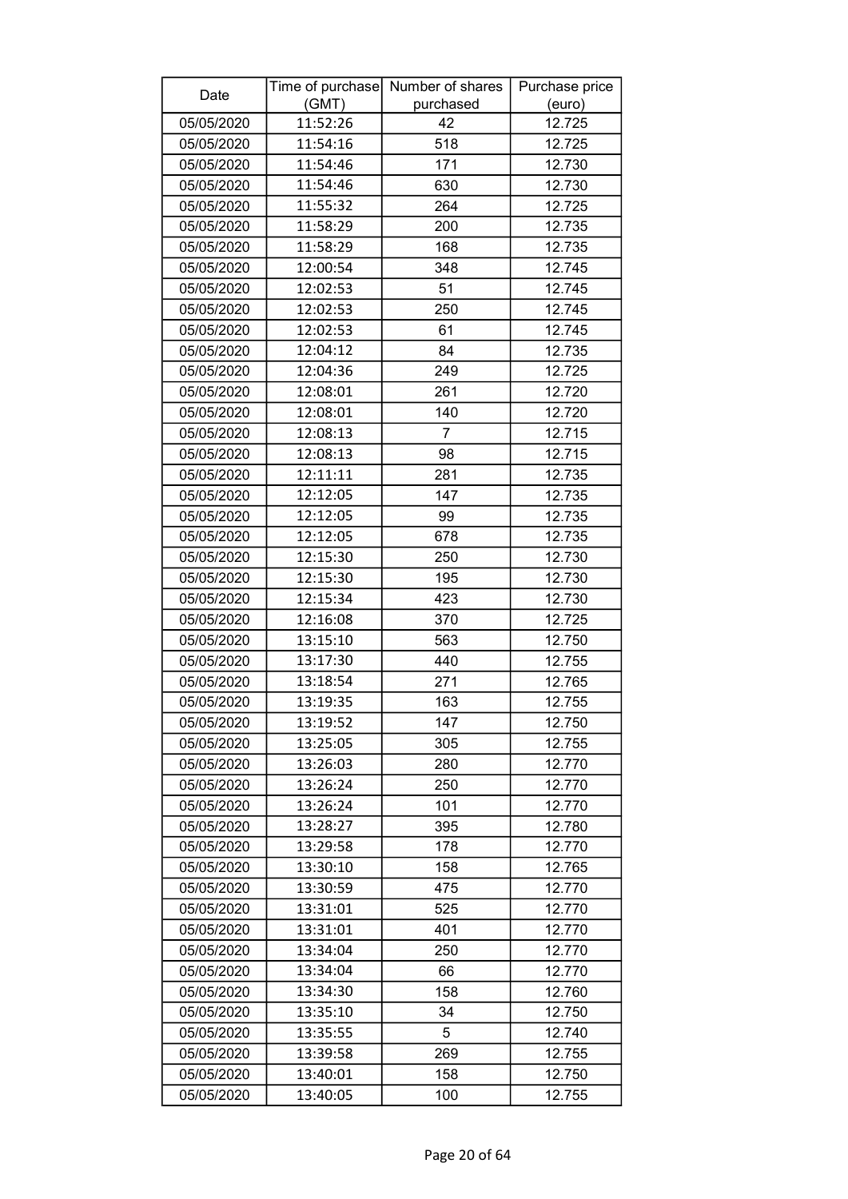| Date | Time of purchase (GMT) | Number of shares purchased | Purchase price (euro) |
|---|---|---|---|
| 05/05/2020 | 11:52:26 | 42 | 12.725 |
| 05/05/2020 | 11:54:16 | 518 | 12.725 |
| 05/05/2020 | 11:54:46 | 171 | 12.730 |
| 05/05/2020 | 11:54:46 | 630 | 12.730 |
| 05/05/2020 | 11:55:32 | 264 | 12.725 |
| 05/05/2020 | 11:58:29 | 200 | 12.735 |
| 05/05/2020 | 11:58:29 | 168 | 12.735 |
| 05/05/2020 | 12:00:54 | 348 | 12.745 |
| 05/05/2020 | 12:02:53 | 51 | 12.745 |
| 05/05/2020 | 12:02:53 | 250 | 12.745 |
| 05/05/2020 | 12:02:53 | 61 | 12.745 |
| 05/05/2020 | 12:04:12 | 84 | 12.735 |
| 05/05/2020 | 12:04:36 | 249 | 12.725 |
| 05/05/2020 | 12:08:01 | 261 | 12.720 |
| 05/05/2020 | 12:08:01 | 140 | 12.720 |
| 05/05/2020 | 12:08:13 | 7 | 12.715 |
| 05/05/2020 | 12:08:13 | 98 | 12.715 |
| 05/05/2020 | 12:11:11 | 281 | 12.735 |
| 05/05/2020 | 12:12:05 | 147 | 12.735 |
| 05/05/2020 | 12:12:05 | 99 | 12.735 |
| 05/05/2020 | 12:12:05 | 678 | 12.735 |
| 05/05/2020 | 12:15:30 | 250 | 12.730 |
| 05/05/2020 | 12:15:30 | 195 | 12.730 |
| 05/05/2020 | 12:15:34 | 423 | 12.730 |
| 05/05/2020 | 12:16:08 | 370 | 12.725 |
| 05/05/2020 | 13:15:10 | 563 | 12.750 |
| 05/05/2020 | 13:17:30 | 440 | 12.755 |
| 05/05/2020 | 13:18:54 | 271 | 12.765 |
| 05/05/2020 | 13:19:35 | 163 | 12.755 |
| 05/05/2020 | 13:19:52 | 147 | 12.750 |
| 05/05/2020 | 13:25:05 | 305 | 12.755 |
| 05/05/2020 | 13:26:03 | 280 | 12.770 |
| 05/05/2020 | 13:26:24 | 250 | 12.770 |
| 05/05/2020 | 13:26:24 | 101 | 12.770 |
| 05/05/2020 | 13:28:27 | 395 | 12.780 |
| 05/05/2020 | 13:29:58 | 178 | 12.770 |
| 05/05/2020 | 13:30:10 | 158 | 12.765 |
| 05/05/2020 | 13:30:59 | 475 | 12.770 |
| 05/05/2020 | 13:31:01 | 525 | 12.770 |
| 05/05/2020 | 13:31:01 | 401 | 12.770 |
| 05/05/2020 | 13:34:04 | 250 | 12.770 |
| 05/05/2020 | 13:34:04 | 66 | 12.770 |
| 05/05/2020 | 13:34:30 | 158 | 12.760 |
| 05/05/2020 | 13:35:10 | 34 | 12.750 |
| 05/05/2020 | 13:35:55 | 5 | 12.740 |
| 05/05/2020 | 13:39:58 | 269 | 12.755 |
| 05/05/2020 | 13:40:01 | 158 | 12.750 |
| 05/05/2020 | 13:40:05 | 100 | 12.755 |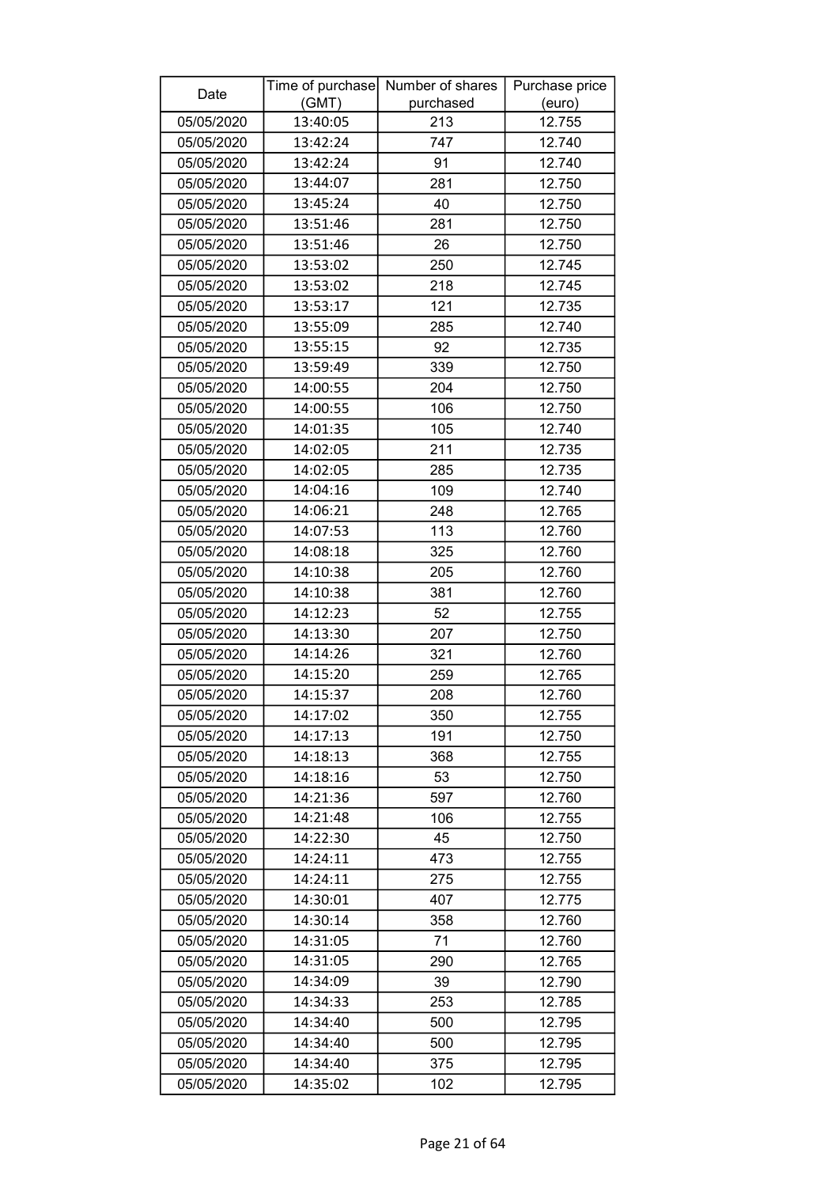| Date | Time of purchase (GMT) | Number of shares purchased | Purchase price (euro) |
|---|---|---|---|
| 05/05/2020 | 13:40:05 | 213 | 12.755 |
| 05/05/2020 | 13:42:24 | 747 | 12.740 |
| 05/05/2020 | 13:42:24 | 91 | 12.740 |
| 05/05/2020 | 13:44:07 | 281 | 12.750 |
| 05/05/2020 | 13:45:24 | 40 | 12.750 |
| 05/05/2020 | 13:51:46 | 281 | 12.750 |
| 05/05/2020 | 13:51:46 | 26 | 12.750 |
| 05/05/2020 | 13:53:02 | 250 | 12.745 |
| 05/05/2020 | 13:53:02 | 218 | 12.745 |
| 05/05/2020 | 13:53:17 | 121 | 12.735 |
| 05/05/2020 | 13:55:09 | 285 | 12.740 |
| 05/05/2020 | 13:55:15 | 92 | 12.735 |
| 05/05/2020 | 13:59:49 | 339 | 12.750 |
| 05/05/2020 | 14:00:55 | 204 | 12.750 |
| 05/05/2020 | 14:00:55 | 106 | 12.750 |
| 05/05/2020 | 14:01:35 | 105 | 12.740 |
| 05/05/2020 | 14:02:05 | 211 | 12.735 |
| 05/05/2020 | 14:02:05 | 285 | 12.735 |
| 05/05/2020 | 14:04:16 | 109 | 12.740 |
| 05/05/2020 | 14:06:21 | 248 | 12.765 |
| 05/05/2020 | 14:07:53 | 113 | 12.760 |
| 05/05/2020 | 14:08:18 | 325 | 12.760 |
| 05/05/2020 | 14:10:38 | 205 | 12.760 |
| 05/05/2020 | 14:10:38 | 381 | 12.760 |
| 05/05/2020 | 14:12:23 | 52 | 12.755 |
| 05/05/2020 | 14:13:30 | 207 | 12.750 |
| 05/05/2020 | 14:14:26 | 321 | 12.760 |
| 05/05/2020 | 14:15:20 | 259 | 12.765 |
| 05/05/2020 | 14:15:37 | 208 | 12.760 |
| 05/05/2020 | 14:17:02 | 350 | 12.755 |
| 05/05/2020 | 14:17:13 | 191 | 12.750 |
| 05/05/2020 | 14:18:13 | 368 | 12.755 |
| 05/05/2020 | 14:18:16 | 53 | 12.750 |
| 05/05/2020 | 14:21:36 | 597 | 12.760 |
| 05/05/2020 | 14:21:48 | 106 | 12.755 |
| 05/05/2020 | 14:22:30 | 45 | 12.750 |
| 05/05/2020 | 14:24:11 | 473 | 12.755 |
| 05/05/2020 | 14:24:11 | 275 | 12.755 |
| 05/05/2020 | 14:30:01 | 407 | 12.775 |
| 05/05/2020 | 14:30:14 | 358 | 12.760 |
| 05/05/2020 | 14:31:05 | 71 | 12.760 |
| 05/05/2020 | 14:31:05 | 290 | 12.765 |
| 05/05/2020 | 14:34:09 | 39 | 12.790 |
| 05/05/2020 | 14:34:33 | 253 | 12.785 |
| 05/05/2020 | 14:34:40 | 500 | 12.795 |
| 05/05/2020 | 14:34:40 | 500 | 12.795 |
| 05/05/2020 | 14:34:40 | 375 | 12.795 |
| 05/05/2020 | 14:35:02 | 102 | 12.795 |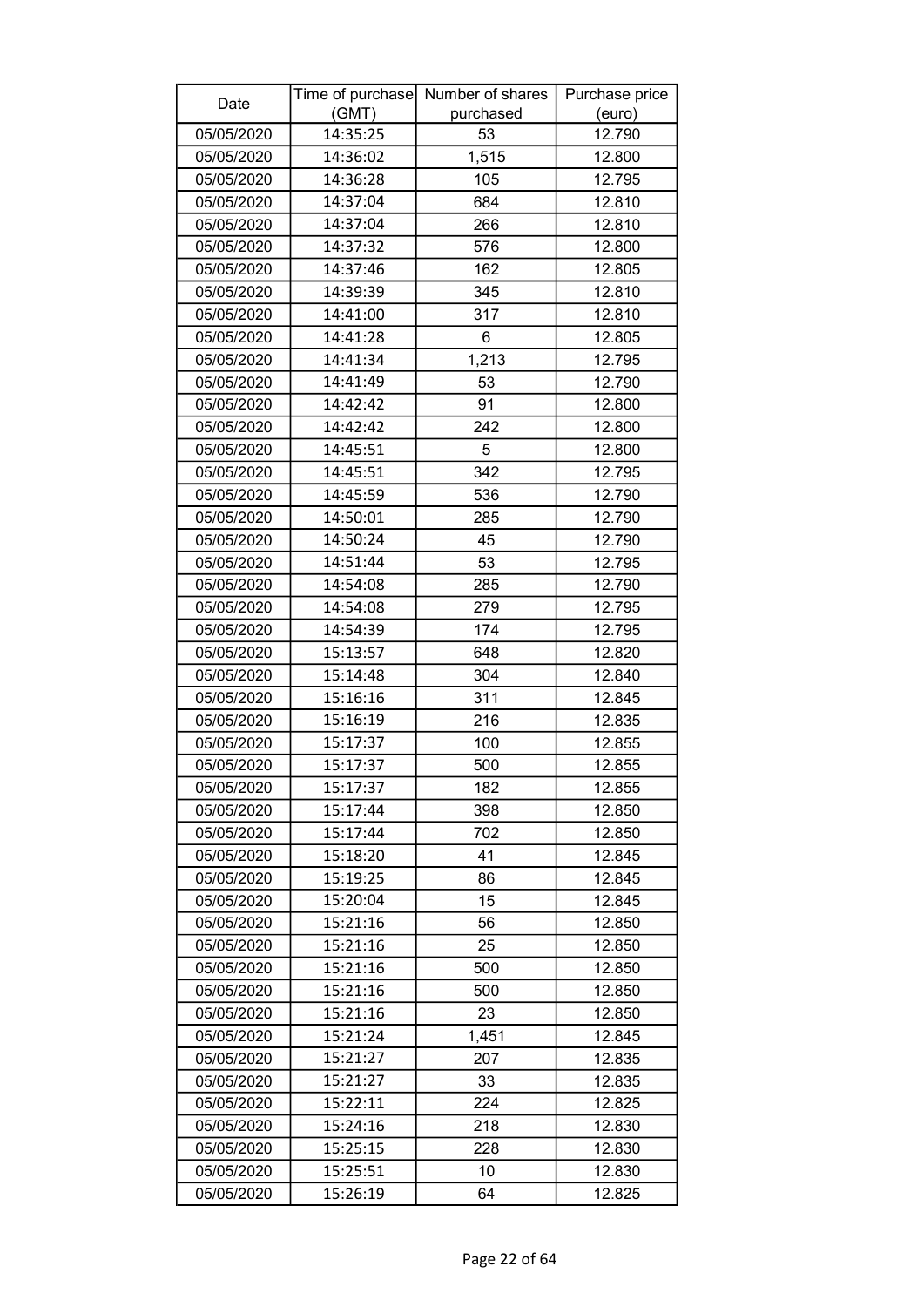| Date | Time of purchase (GMT) | Number of shares purchased | Purchase price (euro) |
|---|---|---|---|
| 05/05/2020 | 14:35:25 | 53 | 12.790 |
| 05/05/2020 | 14:36:02 | 1,515 | 12.800 |
| 05/05/2020 | 14:36:28 | 105 | 12.795 |
| 05/05/2020 | 14:37:04 | 684 | 12.810 |
| 05/05/2020 | 14:37:04 | 266 | 12.810 |
| 05/05/2020 | 14:37:32 | 576 | 12.800 |
| 05/05/2020 | 14:37:46 | 162 | 12.805 |
| 05/05/2020 | 14:39:39 | 345 | 12.810 |
| 05/05/2020 | 14:41:00 | 317 | 12.810 |
| 05/05/2020 | 14:41:28 | 6 | 12.805 |
| 05/05/2020 | 14:41:34 | 1,213 | 12.795 |
| 05/05/2020 | 14:41:49 | 53 | 12.790 |
| 05/05/2020 | 14:42:42 | 91 | 12.800 |
| 05/05/2020 | 14:42:42 | 242 | 12.800 |
| 05/05/2020 | 14:45:51 | 5 | 12.800 |
| 05/05/2020 | 14:45:51 | 342 | 12.795 |
| 05/05/2020 | 14:45:59 | 536 | 12.790 |
| 05/05/2020 | 14:50:01 | 285 | 12.790 |
| 05/05/2020 | 14:50:24 | 45 | 12.790 |
| 05/05/2020 | 14:51:44 | 53 | 12.795 |
| 05/05/2020 | 14:54:08 | 285 | 12.790 |
| 05/05/2020 | 14:54:08 | 279 | 12.795 |
| 05/05/2020 | 14:54:39 | 174 | 12.795 |
| 05/05/2020 | 15:13:57 | 648 | 12.820 |
| 05/05/2020 | 15:14:48 | 304 | 12.840 |
| 05/05/2020 | 15:16:16 | 311 | 12.845 |
| 05/05/2020 | 15:16:19 | 216 | 12.835 |
| 05/05/2020 | 15:17:37 | 100 | 12.855 |
| 05/05/2020 | 15:17:37 | 500 | 12.855 |
| 05/05/2020 | 15:17:37 | 182 | 12.855 |
| 05/05/2020 | 15:17:44 | 398 | 12.850 |
| 05/05/2020 | 15:17:44 | 702 | 12.850 |
| 05/05/2020 | 15:18:20 | 41 | 12.845 |
| 05/05/2020 | 15:19:25 | 86 | 12.845 |
| 05/05/2020 | 15:20:04 | 15 | 12.845 |
| 05/05/2020 | 15:21:16 | 56 | 12.850 |
| 05/05/2020 | 15:21:16 | 25 | 12.850 |
| 05/05/2020 | 15:21:16 | 500 | 12.850 |
| 05/05/2020 | 15:21:16 | 500 | 12.850 |
| 05/05/2020 | 15:21:16 | 23 | 12.850 |
| 05/05/2020 | 15:21:24 | 1,451 | 12.845 |
| 05/05/2020 | 15:21:27 | 207 | 12.835 |
| 05/05/2020 | 15:21:27 | 33 | 12.835 |
| 05/05/2020 | 15:22:11 | 224 | 12.825 |
| 05/05/2020 | 15:24:16 | 218 | 12.830 |
| 05/05/2020 | 15:25:15 | 228 | 12.830 |
| 05/05/2020 | 15:25:51 | 10 | 12.830 |
| 05/05/2020 | 15:26:19 | 64 | 12.825 |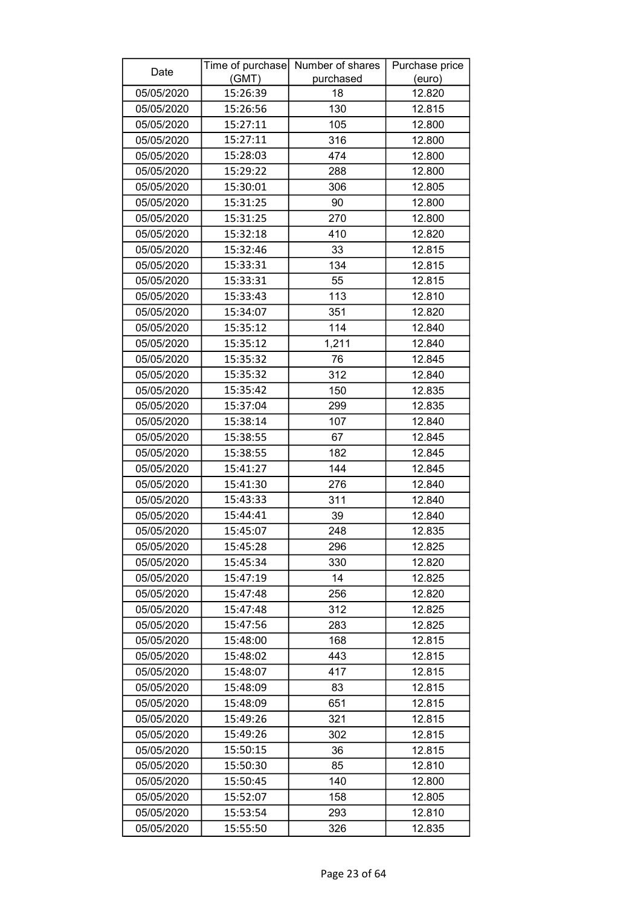| Date | Time of purchase (GMT) | Number of shares purchased | Purchase price (euro) |
|---|---|---|---|
| 05/05/2020 | 15:26:39 | 18 | 12.820 |
| 05/05/2020 | 15:26:56 | 130 | 12.815 |
| 05/05/2020 | 15:27:11 | 105 | 12.800 |
| 05/05/2020 | 15:27:11 | 316 | 12.800 |
| 05/05/2020 | 15:28:03 | 474 | 12.800 |
| 05/05/2020 | 15:29:22 | 288 | 12.800 |
| 05/05/2020 | 15:30:01 | 306 | 12.805 |
| 05/05/2020 | 15:31:25 | 90 | 12.800 |
| 05/05/2020 | 15:31:25 | 270 | 12.800 |
| 05/05/2020 | 15:32:18 | 410 | 12.820 |
| 05/05/2020 | 15:32:46 | 33 | 12.815 |
| 05/05/2020 | 15:33:31 | 134 | 12.815 |
| 05/05/2020 | 15:33:31 | 55 | 12.815 |
| 05/05/2020 | 15:33:43 | 113 | 12.810 |
| 05/05/2020 | 15:34:07 | 351 | 12.820 |
| 05/05/2020 | 15:35:12 | 114 | 12.840 |
| 05/05/2020 | 15:35:12 | 1,211 | 12.840 |
| 05/05/2020 | 15:35:32 | 76 | 12.845 |
| 05/05/2020 | 15:35:32 | 312 | 12.840 |
| 05/05/2020 | 15:35:42 | 150 | 12.835 |
| 05/05/2020 | 15:37:04 | 299 | 12.835 |
| 05/05/2020 | 15:38:14 | 107 | 12.840 |
| 05/05/2020 | 15:38:55 | 67 | 12.845 |
| 05/05/2020 | 15:38:55 | 182 | 12.845 |
| 05/05/2020 | 15:41:27 | 144 | 12.845 |
| 05/05/2020 | 15:41:30 | 276 | 12.840 |
| 05/05/2020 | 15:43:33 | 311 | 12.840 |
| 05/05/2020 | 15:44:41 | 39 | 12.840 |
| 05/05/2020 | 15:45:07 | 248 | 12.835 |
| 05/05/2020 | 15:45:28 | 296 | 12.825 |
| 05/05/2020 | 15:45:34 | 330 | 12.820 |
| 05/05/2020 | 15:47:19 | 14 | 12.825 |
| 05/05/2020 | 15:47:48 | 256 | 12.820 |
| 05/05/2020 | 15:47:48 | 312 | 12.825 |
| 05/05/2020 | 15:47:56 | 283 | 12.825 |
| 05/05/2020 | 15:48:00 | 168 | 12.815 |
| 05/05/2020 | 15:48:02 | 443 | 12.815 |
| 05/05/2020 | 15:48:07 | 417 | 12.815 |
| 05/05/2020 | 15:48:09 | 83 | 12.815 |
| 05/05/2020 | 15:48:09 | 651 | 12.815 |
| 05/05/2020 | 15:49:26 | 321 | 12.815 |
| 05/05/2020 | 15:49:26 | 302 | 12.815 |
| 05/05/2020 | 15:50:15 | 36 | 12.815 |
| 05/05/2020 | 15:50:30 | 85 | 12.810 |
| 05/05/2020 | 15:50:45 | 140 | 12.800 |
| 05/05/2020 | 15:52:07 | 158 | 12.805 |
| 05/05/2020 | 15:53:54 | 293 | 12.810 |
| 05/05/2020 | 15:55:50 | 326 | 12.835 |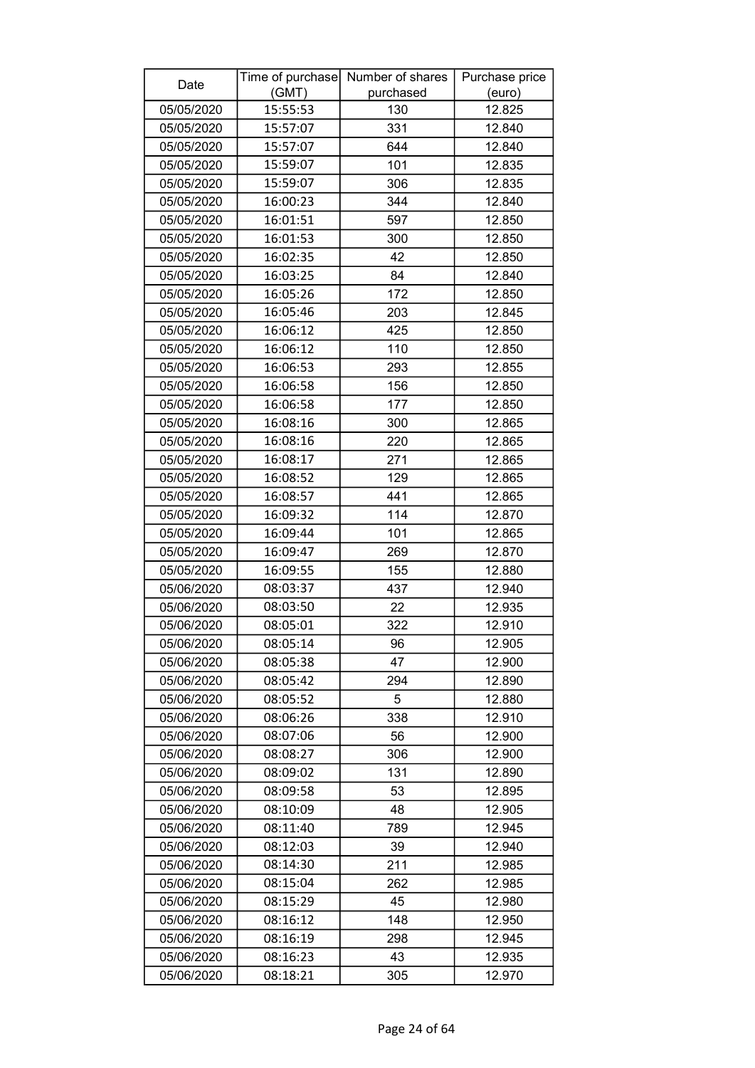| Date | Time of purchase (GMT) | Number of shares purchased | Purchase price (euro) |
|---|---|---|---|
| 05/05/2020 | 15:55:53 | 130 | 12.825 |
| 05/05/2020 | 15:57:07 | 331 | 12.840 |
| 05/05/2020 | 15:57:07 | 644 | 12.840 |
| 05/05/2020 | 15:59:07 | 101 | 12.835 |
| 05/05/2020 | 15:59:07 | 306 | 12.835 |
| 05/05/2020 | 16:00:23 | 344 | 12.840 |
| 05/05/2020 | 16:01:51 | 597 | 12.850 |
| 05/05/2020 | 16:01:53 | 300 | 12.850 |
| 05/05/2020 | 16:02:35 | 42 | 12.850 |
| 05/05/2020 | 16:03:25 | 84 | 12.840 |
| 05/05/2020 | 16:05:26 | 172 | 12.850 |
| 05/05/2020 | 16:05:46 | 203 | 12.845 |
| 05/05/2020 | 16:06:12 | 425 | 12.850 |
| 05/05/2020 | 16:06:12 | 110 | 12.850 |
| 05/05/2020 | 16:06:53 | 293 | 12.855 |
| 05/05/2020 | 16:06:58 | 156 | 12.850 |
| 05/05/2020 | 16:06:58 | 177 | 12.850 |
| 05/05/2020 | 16:08:16 | 300 | 12.865 |
| 05/05/2020 | 16:08:16 | 220 | 12.865 |
| 05/05/2020 | 16:08:17 | 271 | 12.865 |
| 05/05/2020 | 16:08:52 | 129 | 12.865 |
| 05/05/2020 | 16:08:57 | 441 | 12.865 |
| 05/05/2020 | 16:09:32 | 114 | 12.870 |
| 05/05/2020 | 16:09:44 | 101 | 12.865 |
| 05/05/2020 | 16:09:47 | 269 | 12.870 |
| 05/05/2020 | 16:09:55 | 155 | 12.880 |
| 05/06/2020 | 08:03:37 | 437 | 12.940 |
| 05/06/2020 | 08:03:50 | 22 | 12.935 |
| 05/06/2020 | 08:05:01 | 322 | 12.910 |
| 05/06/2020 | 08:05:14 | 96 | 12.905 |
| 05/06/2020 | 08:05:38 | 47 | 12.900 |
| 05/06/2020 | 08:05:42 | 294 | 12.890 |
| 05/06/2020 | 08:05:52 | 5 | 12.880 |
| 05/06/2020 | 08:06:26 | 338 | 12.910 |
| 05/06/2020 | 08:07:06 | 56 | 12.900 |
| 05/06/2020 | 08:08:27 | 306 | 12.900 |
| 05/06/2020 | 08:09:02 | 131 | 12.890 |
| 05/06/2020 | 08:09:58 | 53 | 12.895 |
| 05/06/2020 | 08:10:09 | 48 | 12.905 |
| 05/06/2020 | 08:11:40 | 789 | 12.945 |
| 05/06/2020 | 08:12:03 | 39 | 12.940 |
| 05/06/2020 | 08:14:30 | 211 | 12.985 |
| 05/06/2020 | 08:15:04 | 262 | 12.985 |
| 05/06/2020 | 08:15:29 | 45 | 12.980 |
| 05/06/2020 | 08:16:12 | 148 | 12.950 |
| 05/06/2020 | 08:16:19 | 298 | 12.945 |
| 05/06/2020 | 08:16:23 | 43 | 12.935 |
| 05/06/2020 | 08:18:21 | 305 | 12.970 |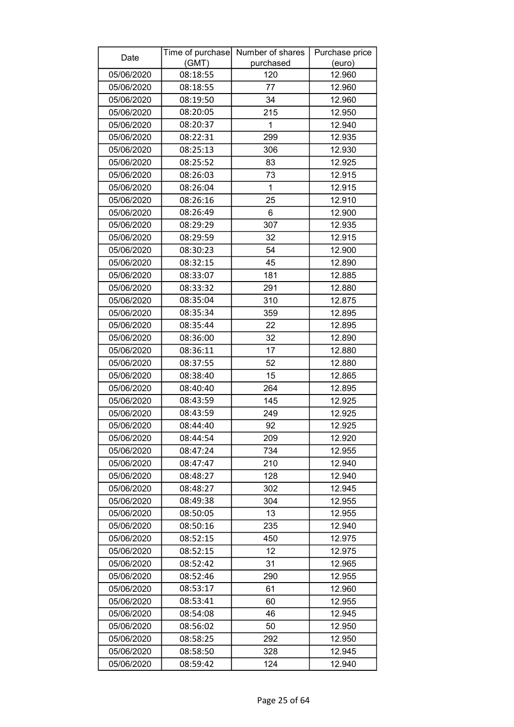| Date | Time of purchase (GMT) | Number of shares purchased | Purchase price (euro) |
|---|---|---|---|
| 05/06/2020 | 08:18:55 | 120 | 12.960 |
| 05/06/2020 | 08:18:55 | 77 | 12.960 |
| 05/06/2020 | 08:19:50 | 34 | 12.960 |
| 05/06/2020 | 08:20:05 | 215 | 12.950 |
| 05/06/2020 | 08:20:37 | 1 | 12.940 |
| 05/06/2020 | 08:22:31 | 299 | 12.935 |
| 05/06/2020 | 08:25:13 | 306 | 12.930 |
| 05/06/2020 | 08:25:52 | 83 | 12.925 |
| 05/06/2020 | 08:26:03 | 73 | 12.915 |
| 05/06/2020 | 08:26:04 | 1 | 12.915 |
| 05/06/2020 | 08:26:16 | 25 | 12.910 |
| 05/06/2020 | 08:26:49 | 6 | 12.900 |
| 05/06/2020 | 08:29:29 | 307 | 12.935 |
| 05/06/2020 | 08:29:59 | 32 | 12.915 |
| 05/06/2020 | 08:30:23 | 54 | 12.900 |
| 05/06/2020 | 08:32:15 | 45 | 12.890 |
| 05/06/2020 | 08:33:07 | 181 | 12.885 |
| 05/06/2020 | 08:33:32 | 291 | 12.880 |
| 05/06/2020 | 08:35:04 | 310 | 12.875 |
| 05/06/2020 | 08:35:34 | 359 | 12.895 |
| 05/06/2020 | 08:35:44 | 22 | 12.895 |
| 05/06/2020 | 08:36:00 | 32 | 12.890 |
| 05/06/2020 | 08:36:11 | 17 | 12.880 |
| 05/06/2020 | 08:37:55 | 52 | 12.880 |
| 05/06/2020 | 08:38:40 | 15 | 12.865 |
| 05/06/2020 | 08:40:40 | 264 | 12.895 |
| 05/06/2020 | 08:43:59 | 145 | 12.925 |
| 05/06/2020 | 08:43:59 | 249 | 12.925 |
| 05/06/2020 | 08:44:40 | 92 | 12.925 |
| 05/06/2020 | 08:44:54 | 209 | 12.920 |
| 05/06/2020 | 08:47:24 | 734 | 12.955 |
| 05/06/2020 | 08:47:47 | 210 | 12.940 |
| 05/06/2020 | 08:48:27 | 128 | 12.940 |
| 05/06/2020 | 08:48:27 | 302 | 12.945 |
| 05/06/2020 | 08:49:38 | 304 | 12.955 |
| 05/06/2020 | 08:50:05 | 13 | 12.955 |
| 05/06/2020 | 08:50:16 | 235 | 12.940 |
| 05/06/2020 | 08:52:15 | 450 | 12.975 |
| 05/06/2020 | 08:52:15 | 12 | 12.975 |
| 05/06/2020 | 08:52:42 | 31 | 12.965 |
| 05/06/2020 | 08:52:46 | 290 | 12.955 |
| 05/06/2020 | 08:53:17 | 61 | 12.960 |
| 05/06/2020 | 08:53:41 | 60 | 12.955 |
| 05/06/2020 | 08:54:08 | 46 | 12.945 |
| 05/06/2020 | 08:56:02 | 50 | 12.950 |
| 05/06/2020 | 08:58:25 | 292 | 12.950 |
| 05/06/2020 | 08:58:50 | 328 | 12.945 |
| 05/06/2020 | 08:59:42 | 124 | 12.940 |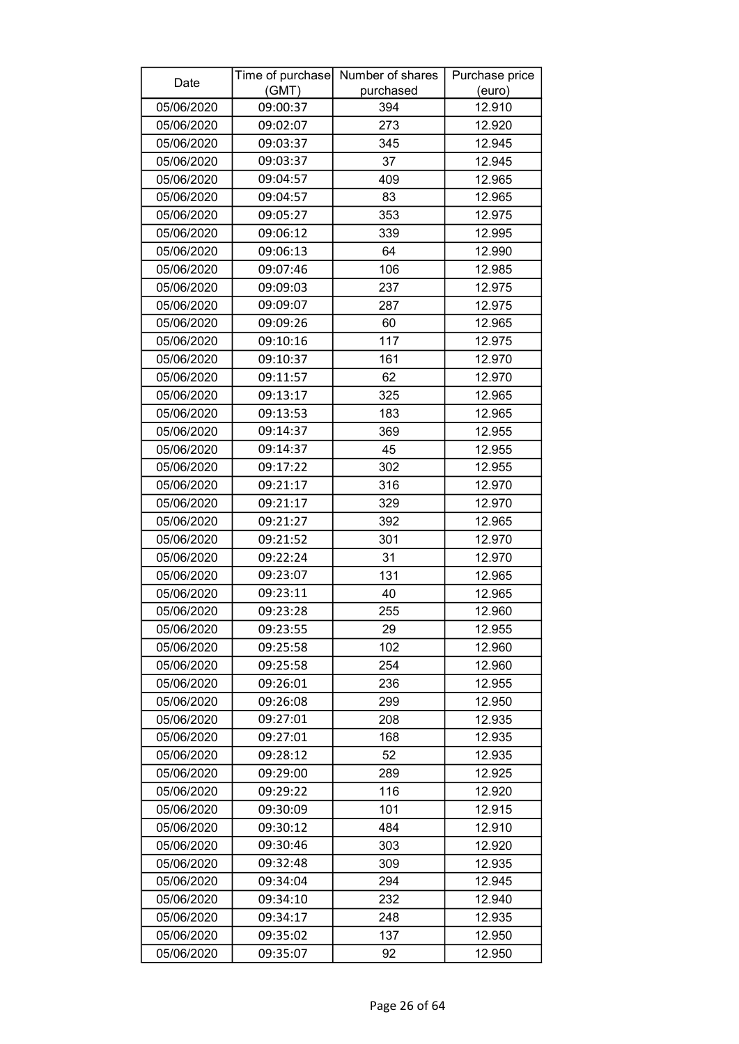| Date | Time of purchase (GMT) | Number of shares purchased | Purchase price (euro) |
|---|---|---|---|
| 05/06/2020 | 09:00:37 | 394 | 12.910 |
| 05/06/2020 | 09:02:07 | 273 | 12.920 |
| 05/06/2020 | 09:03:37 | 345 | 12.945 |
| 05/06/2020 | 09:03:37 | 37 | 12.945 |
| 05/06/2020 | 09:04:57 | 409 | 12.965 |
| 05/06/2020 | 09:04:57 | 83 | 12.965 |
| 05/06/2020 | 09:05:27 | 353 | 12.975 |
| 05/06/2020 | 09:06:12 | 339 | 12.995 |
| 05/06/2020 | 09:06:13 | 64 | 12.990 |
| 05/06/2020 | 09:07:46 | 106 | 12.985 |
| 05/06/2020 | 09:09:03 | 237 | 12.975 |
| 05/06/2020 | 09:09:07 | 287 | 12.975 |
| 05/06/2020 | 09:09:26 | 60 | 12.965 |
| 05/06/2020 | 09:10:16 | 117 | 12.975 |
| 05/06/2020 | 09:10:37 | 161 | 12.970 |
| 05/06/2020 | 09:11:57 | 62 | 12.970 |
| 05/06/2020 | 09:13:17 | 325 | 12.965 |
| 05/06/2020 | 09:13:53 | 183 | 12.965 |
| 05/06/2020 | 09:14:37 | 369 | 12.955 |
| 05/06/2020 | 09:14:37 | 45 | 12.955 |
| 05/06/2020 | 09:17:22 | 302 | 12.955 |
| 05/06/2020 | 09:21:17 | 316 | 12.970 |
| 05/06/2020 | 09:21:17 | 329 | 12.970 |
| 05/06/2020 | 09:21:27 | 392 | 12.965 |
| 05/06/2020 | 09:21:52 | 301 | 12.970 |
| 05/06/2020 | 09:22:24 | 31 | 12.970 |
| 05/06/2020 | 09:23:07 | 131 | 12.965 |
| 05/06/2020 | 09:23:11 | 40 | 12.965 |
| 05/06/2020 | 09:23:28 | 255 | 12.960 |
| 05/06/2020 | 09:23:55 | 29 | 12.955 |
| 05/06/2020 | 09:25:58 | 102 | 12.960 |
| 05/06/2020 | 09:25:58 | 254 | 12.960 |
| 05/06/2020 | 09:26:01 | 236 | 12.955 |
| 05/06/2020 | 09:26:08 | 299 | 12.950 |
| 05/06/2020 | 09:27:01 | 208 | 12.935 |
| 05/06/2020 | 09:27:01 | 168 | 12.935 |
| 05/06/2020 | 09:28:12 | 52 | 12.935 |
| 05/06/2020 | 09:29:00 | 289 | 12.925 |
| 05/06/2020 | 09:29:22 | 116 | 12.920 |
| 05/06/2020 | 09:30:09 | 101 | 12.915 |
| 05/06/2020 | 09:30:12 | 484 | 12.910 |
| 05/06/2020 | 09:30:46 | 303 | 12.920 |
| 05/06/2020 | 09:32:48 | 309 | 12.935 |
| 05/06/2020 | 09:34:04 | 294 | 12.945 |
| 05/06/2020 | 09:34:10 | 232 | 12.940 |
| 05/06/2020 | 09:34:17 | 248 | 12.935 |
| 05/06/2020 | 09:35:02 | 137 | 12.950 |
| 05/06/2020 | 09:35:07 | 92 | 12.950 |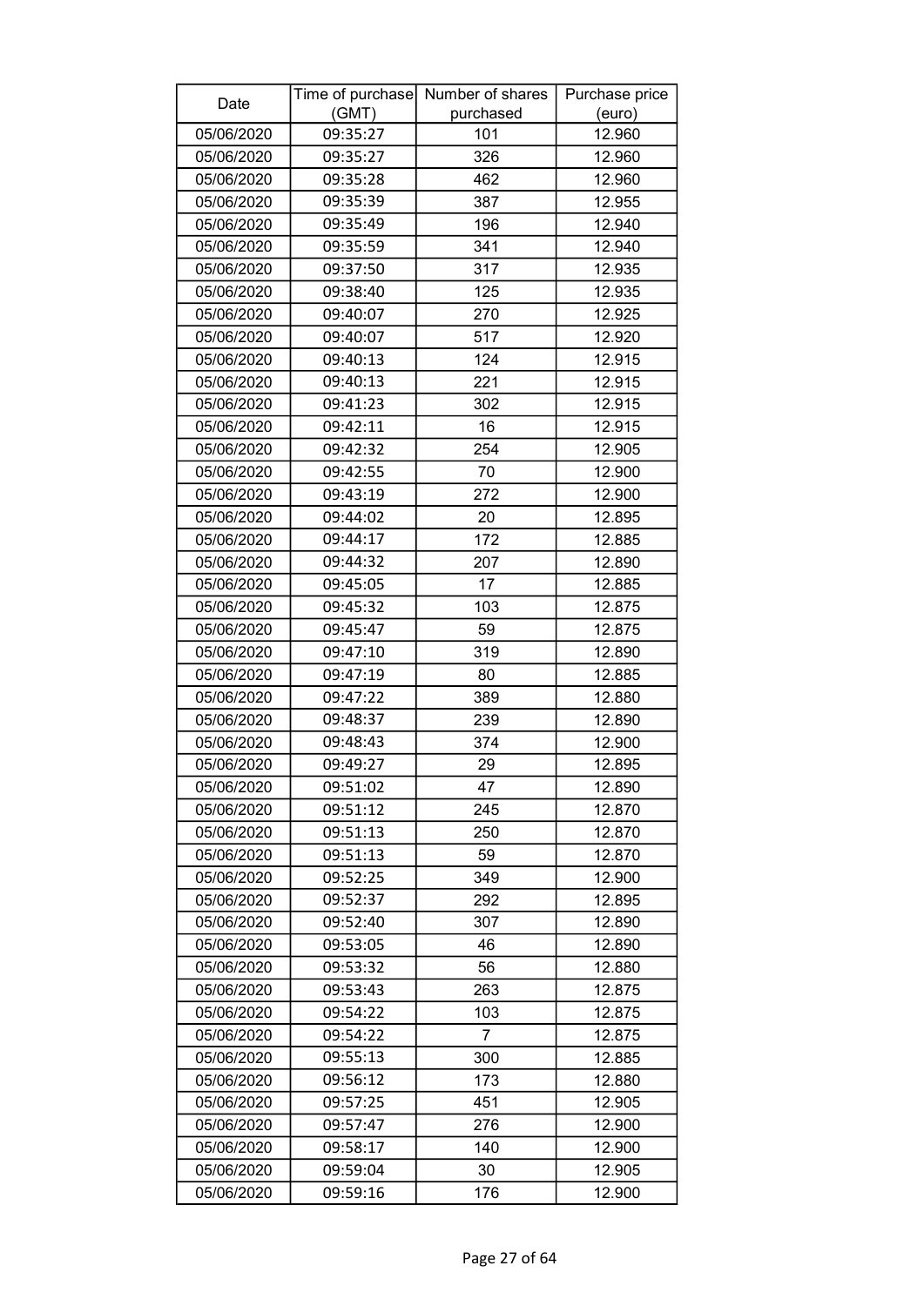| Date | Time of purchase (GMT) | Number of shares purchased | Purchase price (euro) |
|---|---|---|---|
| 05/06/2020 | 09:35:27 | 101 | 12.960 |
| 05/06/2020 | 09:35:27 | 326 | 12.960 |
| 05/06/2020 | 09:35:28 | 462 | 12.960 |
| 05/06/2020 | 09:35:39 | 387 | 12.955 |
| 05/06/2020 | 09:35:49 | 196 | 12.940 |
| 05/06/2020 | 09:35:59 | 341 | 12.940 |
| 05/06/2020 | 09:37:50 | 317 | 12.935 |
| 05/06/2020 | 09:38:40 | 125 | 12.935 |
| 05/06/2020 | 09:40:07 | 270 | 12.925 |
| 05/06/2020 | 09:40:07 | 517 | 12.920 |
| 05/06/2020 | 09:40:13 | 124 | 12.915 |
| 05/06/2020 | 09:40:13 | 221 | 12.915 |
| 05/06/2020 | 09:41:23 | 302 | 12.915 |
| 05/06/2020 | 09:42:11 | 16 | 12.915 |
| 05/06/2020 | 09:42:32 | 254 | 12.905 |
| 05/06/2020 | 09:42:55 | 70 | 12.900 |
| 05/06/2020 | 09:43:19 | 272 | 12.900 |
| 05/06/2020 | 09:44:02 | 20 | 12.895 |
| 05/06/2020 | 09:44:17 | 172 | 12.885 |
| 05/06/2020 | 09:44:32 | 207 | 12.890 |
| 05/06/2020 | 09:45:05 | 17 | 12.885 |
| 05/06/2020 | 09:45:32 | 103 | 12.875 |
| 05/06/2020 | 09:45:47 | 59 | 12.875 |
| 05/06/2020 | 09:47:10 | 319 | 12.890 |
| 05/06/2020 | 09:47:19 | 80 | 12.885 |
| 05/06/2020 | 09:47:22 | 389 | 12.880 |
| 05/06/2020 | 09:48:37 | 239 | 12.890 |
| 05/06/2020 | 09:48:43 | 374 | 12.900 |
| 05/06/2020 | 09:49:27 | 29 | 12.895 |
| 05/06/2020 | 09:51:02 | 47 | 12.890 |
| 05/06/2020 | 09:51:12 | 245 | 12.870 |
| 05/06/2020 | 09:51:13 | 250 | 12.870 |
| 05/06/2020 | 09:51:13 | 59 | 12.870 |
| 05/06/2020 | 09:52:25 | 349 | 12.900 |
| 05/06/2020 | 09:52:37 | 292 | 12.895 |
| 05/06/2020 | 09:52:40 | 307 | 12.890 |
| 05/06/2020 | 09:53:05 | 46 | 12.890 |
| 05/06/2020 | 09:53:32 | 56 | 12.880 |
| 05/06/2020 | 09:53:43 | 263 | 12.875 |
| 05/06/2020 | 09:54:22 | 103 | 12.875 |
| 05/06/2020 | 09:54:22 | 7 | 12.875 |
| 05/06/2020 | 09:55:13 | 300 | 12.885 |
| 05/06/2020 | 09:56:12 | 173 | 12.880 |
| 05/06/2020 | 09:57:25 | 451 | 12.905 |
| 05/06/2020 | 09:57:47 | 276 | 12.900 |
| 05/06/2020 | 09:58:17 | 140 | 12.900 |
| 05/06/2020 | 09:59:04 | 30 | 12.905 |
| 05/06/2020 | 09:59:16 | 176 | 12.900 |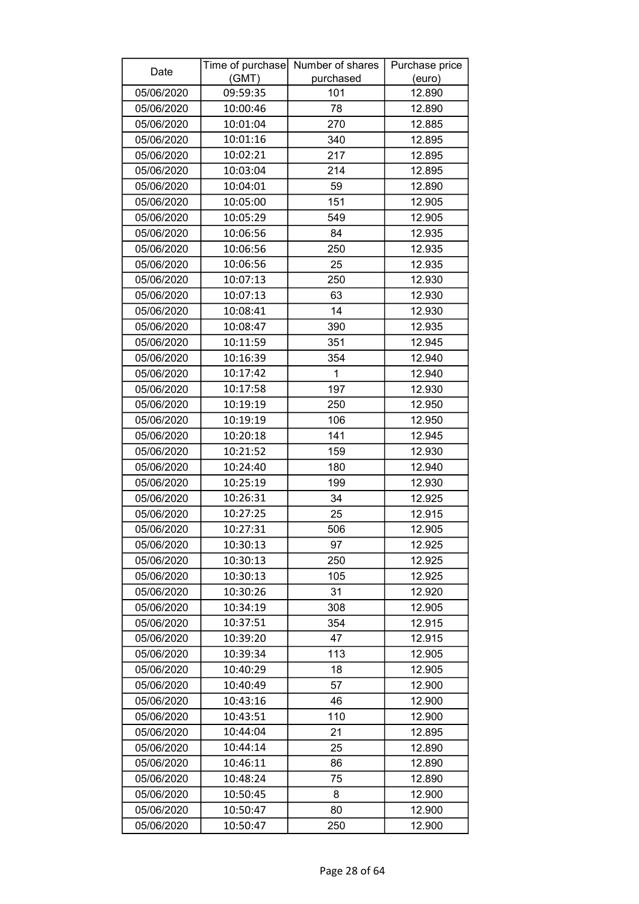| Date | Time of purchase (GMT) | Number of shares purchased | Purchase price (euro) |
|---|---|---|---|
| 05/06/2020 | 09:59:35 | 101 | 12.890 |
| 05/06/2020 | 10:00:46 | 78 | 12.890 |
| 05/06/2020 | 10:01:04 | 270 | 12.885 |
| 05/06/2020 | 10:01:16 | 340 | 12.895 |
| 05/06/2020 | 10:02:21 | 217 | 12.895 |
| 05/06/2020 | 10:03:04 | 214 | 12.895 |
| 05/06/2020 | 10:04:01 | 59 | 12.890 |
| 05/06/2020 | 10:05:00 | 151 | 12.905 |
| 05/06/2020 | 10:05:29 | 549 | 12.905 |
| 05/06/2020 | 10:06:56 | 84 | 12.935 |
| 05/06/2020 | 10:06:56 | 250 | 12.935 |
| 05/06/2020 | 10:06:56 | 25 | 12.935 |
| 05/06/2020 | 10:07:13 | 250 | 12.930 |
| 05/06/2020 | 10:07:13 | 63 | 12.930 |
| 05/06/2020 | 10:08:41 | 14 | 12.930 |
| 05/06/2020 | 10:08:47 | 390 | 12.935 |
| 05/06/2020 | 10:11:59 | 351 | 12.945 |
| 05/06/2020 | 10:16:39 | 354 | 12.940 |
| 05/06/2020 | 10:17:42 | 1 | 12.940 |
| 05/06/2020 | 10:17:58 | 197 | 12.930 |
| 05/06/2020 | 10:19:19 | 250 | 12.950 |
| 05/06/2020 | 10:19:19 | 106 | 12.950 |
| 05/06/2020 | 10:20:18 | 141 | 12.945 |
| 05/06/2020 | 10:21:52 | 159 | 12.930 |
| 05/06/2020 | 10:24:40 | 180 | 12.940 |
| 05/06/2020 | 10:25:19 | 199 | 12.930 |
| 05/06/2020 | 10:26:31 | 34 | 12.925 |
| 05/06/2020 | 10:27:25 | 25 | 12.915 |
| 05/06/2020 | 10:27:31 | 506 | 12.905 |
| 05/06/2020 | 10:30:13 | 97 | 12.925 |
| 05/06/2020 | 10:30:13 | 250 | 12.925 |
| 05/06/2020 | 10:30:13 | 105 | 12.925 |
| 05/06/2020 | 10:30:26 | 31 | 12.920 |
| 05/06/2020 | 10:34:19 | 308 | 12.905 |
| 05/06/2020 | 10:37:51 | 354 | 12.915 |
| 05/06/2020 | 10:39:20 | 47 | 12.915 |
| 05/06/2020 | 10:39:34 | 113 | 12.905 |
| 05/06/2020 | 10:40:29 | 18 | 12.905 |
| 05/06/2020 | 10:40:49 | 57 | 12.900 |
| 05/06/2020 | 10:43:16 | 46 | 12.900 |
| 05/06/2020 | 10:43:51 | 110 | 12.900 |
| 05/06/2020 | 10:44:04 | 21 | 12.895 |
| 05/06/2020 | 10:44:14 | 25 | 12.890 |
| 05/06/2020 | 10:46:11 | 86 | 12.890 |
| 05/06/2020 | 10:48:24 | 75 | 12.890 |
| 05/06/2020 | 10:50:45 | 8 | 12.900 |
| 05/06/2020 | 10:50:47 | 80 | 12.900 |
| 05/06/2020 | 10:50:47 | 250 | 12.900 |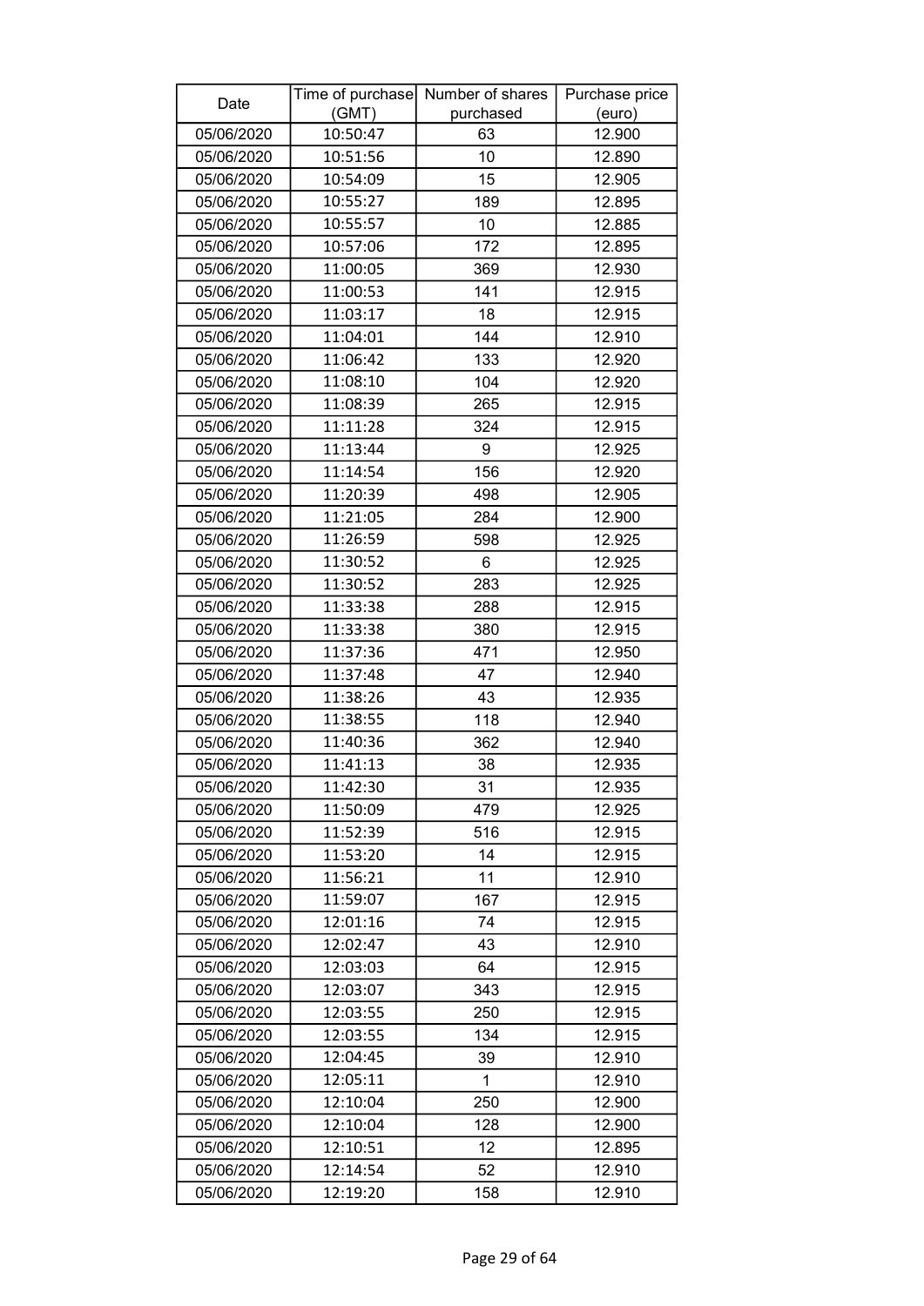| Date | Time of purchase (GMT) | Number of shares purchased | Purchase price (euro) |
|---|---|---|---|
| 05/06/2020 | 10:50:47 | 63 | 12.900 |
| 05/06/2020 | 10:51:56 | 10 | 12.890 |
| 05/06/2020 | 10:54:09 | 15 | 12.905 |
| 05/06/2020 | 10:55:27 | 189 | 12.895 |
| 05/06/2020 | 10:55:57 | 10 | 12.885 |
| 05/06/2020 | 10:57:06 | 172 | 12.895 |
| 05/06/2020 | 11:00:05 | 369 | 12.930 |
| 05/06/2020 | 11:00:53 | 141 | 12.915 |
| 05/06/2020 | 11:03:17 | 18 | 12.915 |
| 05/06/2020 | 11:04:01 | 144 | 12.910 |
| 05/06/2020 | 11:06:42 | 133 | 12.920 |
| 05/06/2020 | 11:08:10 | 104 | 12.920 |
| 05/06/2020 | 11:08:39 | 265 | 12.915 |
| 05/06/2020 | 11:11:28 | 324 | 12.915 |
| 05/06/2020 | 11:13:44 | 9 | 12.925 |
| 05/06/2020 | 11:14:54 | 156 | 12.920 |
| 05/06/2020 | 11:20:39 | 498 | 12.905 |
| 05/06/2020 | 11:21:05 | 284 | 12.900 |
| 05/06/2020 | 11:26:59 | 598 | 12.925 |
| 05/06/2020 | 11:30:52 | 6 | 12.925 |
| 05/06/2020 | 11:30:52 | 283 | 12.925 |
| 05/06/2020 | 11:33:38 | 288 | 12.915 |
| 05/06/2020 | 11:33:38 | 380 | 12.915 |
| 05/06/2020 | 11:37:36 | 471 | 12.950 |
| 05/06/2020 | 11:37:48 | 47 | 12.940 |
| 05/06/2020 | 11:38:26 | 43 | 12.935 |
| 05/06/2020 | 11:38:55 | 118 | 12.940 |
| 05/06/2020 | 11:40:36 | 362 | 12.940 |
| 05/06/2020 | 11:41:13 | 38 | 12.935 |
| 05/06/2020 | 11:42:30 | 31 | 12.935 |
| 05/06/2020 | 11:50:09 | 479 | 12.925 |
| 05/06/2020 | 11:52:39 | 516 | 12.915 |
| 05/06/2020 | 11:53:20 | 14 | 12.915 |
| 05/06/2020 | 11:56:21 | 11 | 12.910 |
| 05/06/2020 | 11:59:07 | 167 | 12.915 |
| 05/06/2020 | 12:01:16 | 74 | 12.915 |
| 05/06/2020 | 12:02:47 | 43 | 12.910 |
| 05/06/2020 | 12:03:03 | 64 | 12.915 |
| 05/06/2020 | 12:03:07 | 343 | 12.915 |
| 05/06/2020 | 12:03:55 | 250 | 12.915 |
| 05/06/2020 | 12:03:55 | 134 | 12.915 |
| 05/06/2020 | 12:04:45 | 39 | 12.910 |
| 05/06/2020 | 12:05:11 | 1 | 12.910 |
| 05/06/2020 | 12:10:04 | 250 | 12.900 |
| 05/06/2020 | 12:10:04 | 128 | 12.900 |
| 05/06/2020 | 12:10:51 | 12 | 12.895 |
| 05/06/2020 | 12:14:54 | 52 | 12.910 |
| 05/06/2020 | 12:19:20 | 158 | 12.910 |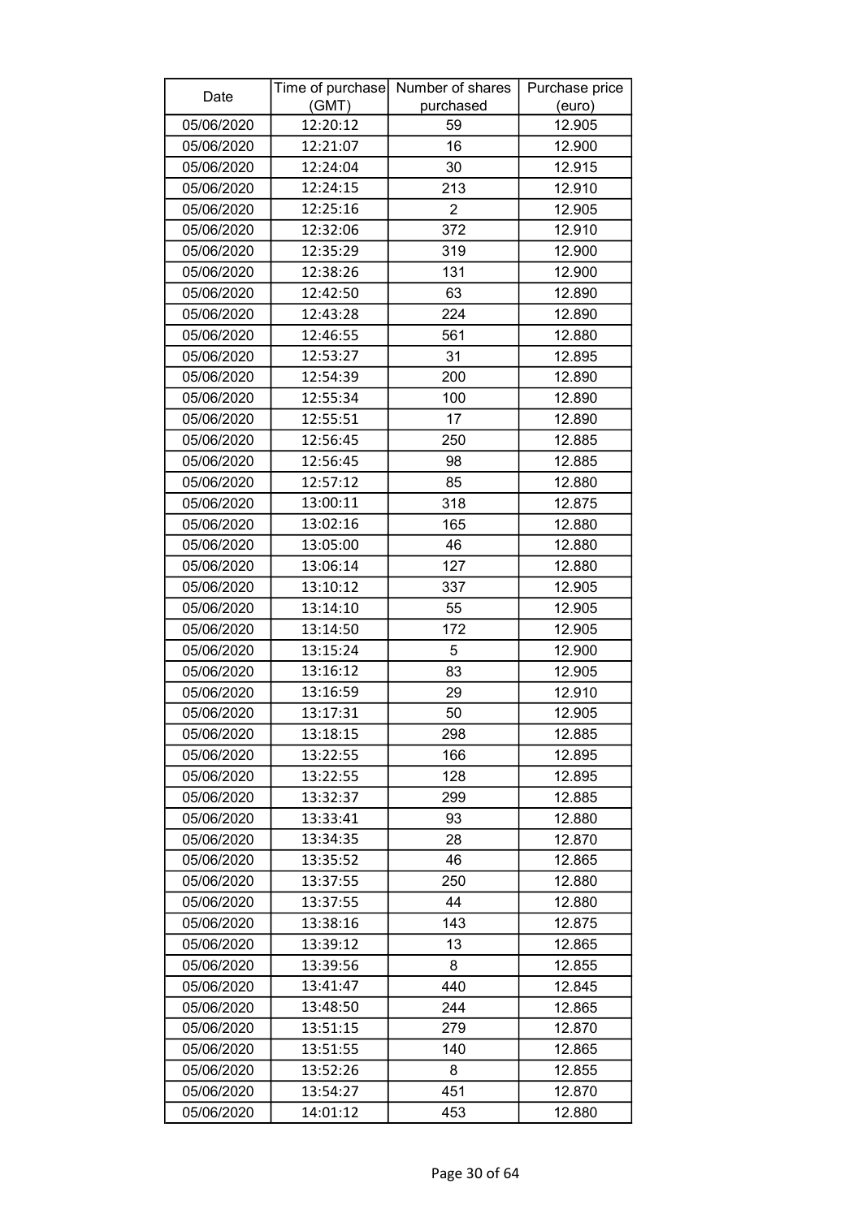| Date | Time of purchase (GMT) | Number of shares purchased | Purchase price (euro) |
|---|---|---|---|
| 05/06/2020 | 12:20:12 | 59 | 12.905 |
| 05/06/2020 | 12:21:07 | 16 | 12.900 |
| 05/06/2020 | 12:24:04 | 30 | 12.915 |
| 05/06/2020 | 12:24:15 | 213 | 12.910 |
| 05/06/2020 | 12:25:16 | 2 | 12.905 |
| 05/06/2020 | 12:32:06 | 372 | 12.910 |
| 05/06/2020 | 12:35:29 | 319 | 12.900 |
| 05/06/2020 | 12:38:26 | 131 | 12.900 |
| 05/06/2020 | 12:42:50 | 63 | 12.890 |
| 05/06/2020 | 12:43:28 | 224 | 12.890 |
| 05/06/2020 | 12:46:55 | 561 | 12.880 |
| 05/06/2020 | 12:53:27 | 31 | 12.895 |
| 05/06/2020 | 12:54:39 | 200 | 12.890 |
| 05/06/2020 | 12:55:34 | 100 | 12.890 |
| 05/06/2020 | 12:55:51 | 17 | 12.890 |
| 05/06/2020 | 12:56:45 | 250 | 12.885 |
| 05/06/2020 | 12:56:45 | 98 | 12.885 |
| 05/06/2020 | 12:57:12 | 85 | 12.880 |
| 05/06/2020 | 13:00:11 | 318 | 12.875 |
| 05/06/2020 | 13:02:16 | 165 | 12.880 |
| 05/06/2020 | 13:05:00 | 46 | 12.880 |
| 05/06/2020 | 13:06:14 | 127 | 12.880 |
| 05/06/2020 | 13:10:12 | 337 | 12.905 |
| 05/06/2020 | 13:14:10 | 55 | 12.905 |
| 05/06/2020 | 13:14:50 | 172 | 12.905 |
| 05/06/2020 | 13:15:24 | 5 | 12.900 |
| 05/06/2020 | 13:16:12 | 83 | 12.905 |
| 05/06/2020 | 13:16:59 | 29 | 12.910 |
| 05/06/2020 | 13:17:31 | 50 | 12.905 |
| 05/06/2020 | 13:18:15 | 298 | 12.885 |
| 05/06/2020 | 13:22:55 | 166 | 12.895 |
| 05/06/2020 | 13:22:55 | 128 | 12.895 |
| 05/06/2020 | 13:32:37 | 299 | 12.885 |
| 05/06/2020 | 13:33:41 | 93 | 12.880 |
| 05/06/2020 | 13:34:35 | 28 | 12.870 |
| 05/06/2020 | 13:35:52 | 46 | 12.865 |
| 05/06/2020 | 13:37:55 | 250 | 12.880 |
| 05/06/2020 | 13:37:55 | 44 | 12.880 |
| 05/06/2020 | 13:38:16 | 143 | 12.875 |
| 05/06/2020 | 13:39:12 | 13 | 12.865 |
| 05/06/2020 | 13:39:56 | 8 | 12.855 |
| 05/06/2020 | 13:41:47 | 440 | 12.845 |
| 05/06/2020 | 13:48:50 | 244 | 12.865 |
| 05/06/2020 | 13:51:15 | 279 | 12.870 |
| 05/06/2020 | 13:51:55 | 140 | 12.865 |
| 05/06/2020 | 13:52:26 | 8 | 12.855 |
| 05/06/2020 | 13:54:27 | 451 | 12.870 |
| 05/06/2020 | 14:01:12 | 453 | 12.880 |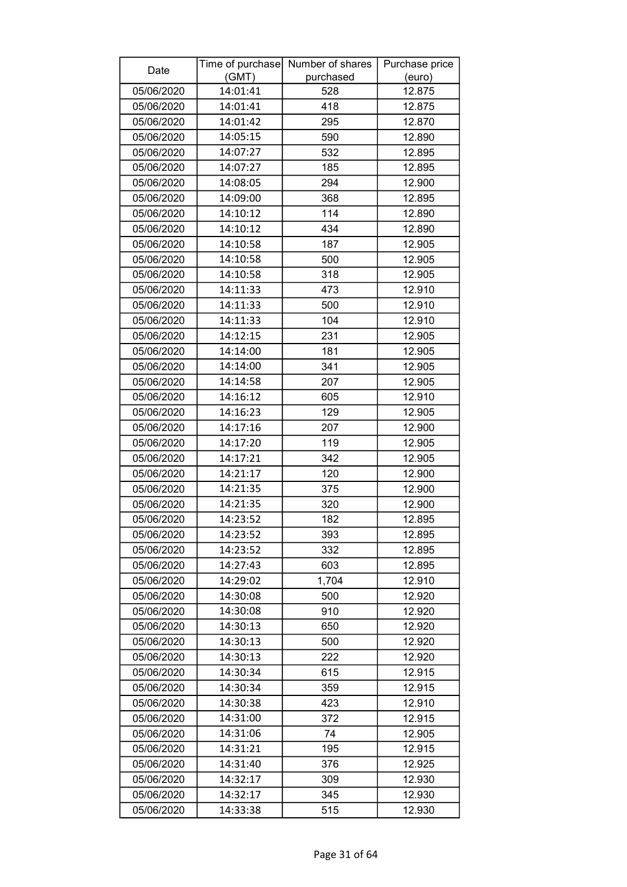| Date | Time of purchase (GMT) | Number of shares purchased | Purchase price (euro) |
|---|---|---|---|
| 05/06/2020 | 14:01:41 | 528 | 12.875 |
| 05/06/2020 | 14:01:41 | 418 | 12.875 |
| 05/06/2020 | 14:01:42 | 295 | 12.870 |
| 05/06/2020 | 14:05:15 | 590 | 12.890 |
| 05/06/2020 | 14:07:27 | 532 | 12.895 |
| 05/06/2020 | 14:07:27 | 185 | 12.895 |
| 05/06/2020 | 14:08:05 | 294 | 12.900 |
| 05/06/2020 | 14:09:00 | 368 | 12.895 |
| 05/06/2020 | 14:10:12 | 114 | 12.890 |
| 05/06/2020 | 14:10:12 | 434 | 12.890 |
| 05/06/2020 | 14:10:58 | 187 | 12.905 |
| 05/06/2020 | 14:10:58 | 500 | 12.905 |
| 05/06/2020 | 14:10:58 | 318 | 12.905 |
| 05/06/2020 | 14:11:33 | 473 | 12.910 |
| 05/06/2020 | 14:11:33 | 500 | 12.910 |
| 05/06/2020 | 14:11:33 | 104 | 12.910 |
| 05/06/2020 | 14:12:15 | 231 | 12.905 |
| 05/06/2020 | 14:14:00 | 181 | 12.905 |
| 05/06/2020 | 14:14:00 | 341 | 12.905 |
| 05/06/2020 | 14:14:58 | 207 | 12.905 |
| 05/06/2020 | 14:16:12 | 605 | 12.910 |
| 05/06/2020 | 14:16:23 | 129 | 12.905 |
| 05/06/2020 | 14:17:16 | 207 | 12.900 |
| 05/06/2020 | 14:17:20 | 119 | 12.905 |
| 05/06/2020 | 14:17:21 | 342 | 12.905 |
| 05/06/2020 | 14:21:17 | 120 | 12.900 |
| 05/06/2020 | 14:21:35 | 375 | 12.900 |
| 05/06/2020 | 14:21:35 | 320 | 12.900 |
| 05/06/2020 | 14:23:52 | 182 | 12.895 |
| 05/06/2020 | 14:23:52 | 393 | 12.895 |
| 05/06/2020 | 14:23:52 | 332 | 12.895 |
| 05/06/2020 | 14:27:43 | 603 | 12.895 |
| 05/06/2020 | 14:29:02 | 1,704 | 12.910 |
| 05/06/2020 | 14:30:08 | 500 | 12.920 |
| 05/06/2020 | 14:30:08 | 910 | 12.920 |
| 05/06/2020 | 14:30:13 | 650 | 12.920 |
| 05/06/2020 | 14:30:13 | 500 | 12.920 |
| 05/06/2020 | 14:30:13 | 222 | 12.920 |
| 05/06/2020 | 14:30:34 | 615 | 12.915 |
| 05/06/2020 | 14:30:34 | 359 | 12.915 |
| 05/06/2020 | 14:30:38 | 423 | 12.910 |
| 05/06/2020 | 14:31:00 | 372 | 12.915 |
| 05/06/2020 | 14:31:06 | 74 | 12.905 |
| 05/06/2020 | 14:31:21 | 195 | 12.915 |
| 05/06/2020 | 14:31:40 | 376 | 12.925 |
| 05/06/2020 | 14:32:17 | 309 | 12.930 |
| 05/06/2020 | 14:32:17 | 345 | 12.930 |
| 05/06/2020 | 14:33:38 | 515 | 12.930 |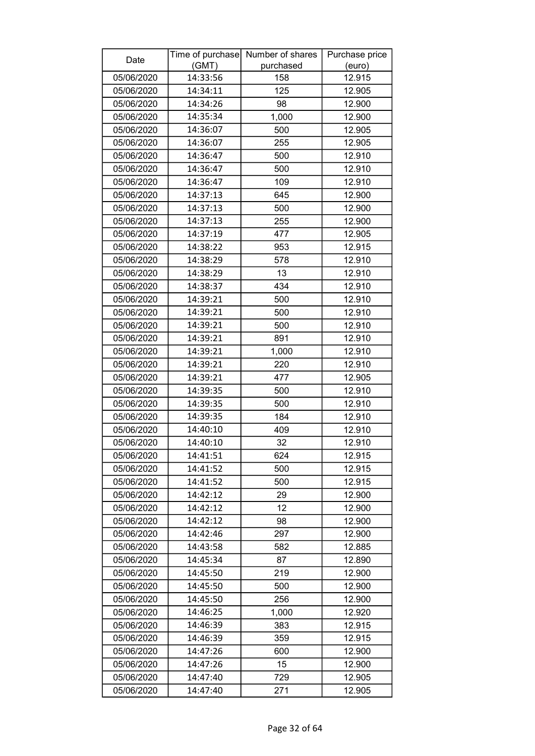| Date | Time of purchase (GMT) | Number of shares purchased | Purchase price (euro) |
|---|---|---|---|
| 05/06/2020 | 14:33:56 | 158 | 12.915 |
| 05/06/2020 | 14:34:11 | 125 | 12.905 |
| 05/06/2020 | 14:34:26 | 98 | 12.900 |
| 05/06/2020 | 14:35:34 | 1,000 | 12.900 |
| 05/06/2020 | 14:36:07 | 500 | 12.905 |
| 05/06/2020 | 14:36:07 | 255 | 12.905 |
| 05/06/2020 | 14:36:47 | 500 | 12.910 |
| 05/06/2020 | 14:36:47 | 500 | 12.910 |
| 05/06/2020 | 14:36:47 | 109 | 12.910 |
| 05/06/2020 | 14:37:13 | 645 | 12.900 |
| 05/06/2020 | 14:37:13 | 500 | 12.900 |
| 05/06/2020 | 14:37:13 | 255 | 12.900 |
| 05/06/2020 | 14:37:19 | 477 | 12.905 |
| 05/06/2020 | 14:38:22 | 953 | 12.915 |
| 05/06/2020 | 14:38:29 | 578 | 12.910 |
| 05/06/2020 | 14:38:29 | 13 | 12.910 |
| 05/06/2020 | 14:38:37 | 434 | 12.910 |
| 05/06/2020 | 14:39:21 | 500 | 12.910 |
| 05/06/2020 | 14:39:21 | 500 | 12.910 |
| 05/06/2020 | 14:39:21 | 500 | 12.910 |
| 05/06/2020 | 14:39:21 | 891 | 12.910 |
| 05/06/2020 | 14:39:21 | 1,000 | 12.910 |
| 05/06/2020 | 14:39:21 | 220 | 12.910 |
| 05/06/2020 | 14:39:21 | 477 | 12.905 |
| 05/06/2020 | 14:39:35 | 500 | 12.910 |
| 05/06/2020 | 14:39:35 | 500 | 12.910 |
| 05/06/2020 | 14:39:35 | 184 | 12.910 |
| 05/06/2020 | 14:40:10 | 409 | 12.910 |
| 05/06/2020 | 14:40:10 | 32 | 12.910 |
| 05/06/2020 | 14:41:51 | 624 | 12.915 |
| 05/06/2020 | 14:41:52 | 500 | 12.915 |
| 05/06/2020 | 14:41:52 | 500 | 12.915 |
| 05/06/2020 | 14:42:12 | 29 | 12.900 |
| 05/06/2020 | 14:42:12 | 12 | 12.900 |
| 05/06/2020 | 14:42:12 | 98 | 12.900 |
| 05/06/2020 | 14:42:46 | 297 | 12.900 |
| 05/06/2020 | 14:43:58 | 582 | 12.885 |
| 05/06/2020 | 14:45:34 | 87 | 12.890 |
| 05/06/2020 | 14:45:50 | 219 | 12.900 |
| 05/06/2020 | 14:45:50 | 500 | 12.900 |
| 05/06/2020 | 14:45:50 | 256 | 12.900 |
| 05/06/2020 | 14:46:25 | 1,000 | 12.920 |
| 05/06/2020 | 14:46:39 | 383 | 12.915 |
| 05/06/2020 | 14:46:39 | 359 | 12.915 |
| 05/06/2020 | 14:47:26 | 600 | 12.900 |
| 05/06/2020 | 14:47:26 | 15 | 12.900 |
| 05/06/2020 | 14:47:40 | 729 | 12.905 |
| 05/06/2020 | 14:47:40 | 271 | 12.905 |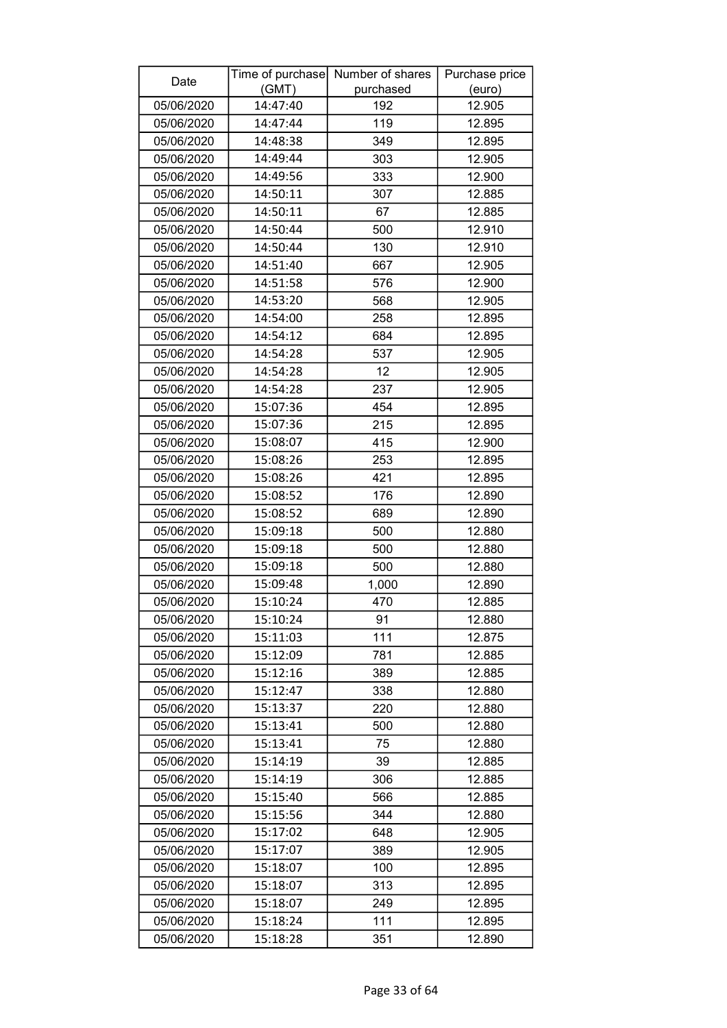| Date | Time of purchase (GMT) | Number of shares purchased | Purchase price (euro) |
|---|---|---|---|
| 05/06/2020 | 14:47:40 | 192 | 12.905 |
| 05/06/2020 | 14:47:44 | 119 | 12.895 |
| 05/06/2020 | 14:48:38 | 349 | 12.895 |
| 05/06/2020 | 14:49:44 | 303 | 12.905 |
| 05/06/2020 | 14:49:56 | 333 | 12.900 |
| 05/06/2020 | 14:50:11 | 307 | 12.885 |
| 05/06/2020 | 14:50:11 | 67 | 12.885 |
| 05/06/2020 | 14:50:44 | 500 | 12.910 |
| 05/06/2020 | 14:50:44 | 130 | 12.910 |
| 05/06/2020 | 14:51:40 | 667 | 12.905 |
| 05/06/2020 | 14:51:58 | 576 | 12.900 |
| 05/06/2020 | 14:53:20 | 568 | 12.905 |
| 05/06/2020 | 14:54:00 | 258 | 12.895 |
| 05/06/2020 | 14:54:12 | 684 | 12.895 |
| 05/06/2020 | 14:54:28 | 537 | 12.905 |
| 05/06/2020 | 14:54:28 | 12 | 12.905 |
| 05/06/2020 | 14:54:28 | 237 | 12.905 |
| 05/06/2020 | 15:07:36 | 454 | 12.895 |
| 05/06/2020 | 15:07:36 | 215 | 12.895 |
| 05/06/2020 | 15:08:07 | 415 | 12.900 |
| 05/06/2020 | 15:08:26 | 253 | 12.895 |
| 05/06/2020 | 15:08:26 | 421 | 12.895 |
| 05/06/2020 | 15:08:52 | 176 | 12.890 |
| 05/06/2020 | 15:08:52 | 689 | 12.890 |
| 05/06/2020 | 15:09:18 | 500 | 12.880 |
| 05/06/2020 | 15:09:18 | 500 | 12.880 |
| 05/06/2020 | 15:09:18 | 500 | 12.880 |
| 05/06/2020 | 15:09:48 | 1,000 | 12.890 |
| 05/06/2020 | 15:10:24 | 470 | 12.885 |
| 05/06/2020 | 15:10:24 | 91 | 12.880 |
| 05/06/2020 | 15:11:03 | 111 | 12.875 |
| 05/06/2020 | 15:12:09 | 781 | 12.885 |
| 05/06/2020 | 15:12:16 | 389 | 12.885 |
| 05/06/2020 | 15:12:47 | 338 | 12.880 |
| 05/06/2020 | 15:13:37 | 220 | 12.880 |
| 05/06/2020 | 15:13:41 | 500 | 12.880 |
| 05/06/2020 | 15:13:41 | 75 | 12.880 |
| 05/06/2020 | 15:14:19 | 39 | 12.885 |
| 05/06/2020 | 15:14:19 | 306 | 12.885 |
| 05/06/2020 | 15:15:40 | 566 | 12.885 |
| 05/06/2020 | 15:15:56 | 344 | 12.880 |
| 05/06/2020 | 15:17:02 | 648 | 12.905 |
| 05/06/2020 | 15:17:07 | 389 | 12.905 |
| 05/06/2020 | 15:18:07 | 100 | 12.895 |
| 05/06/2020 | 15:18:07 | 313 | 12.895 |
| 05/06/2020 | 15:18:07 | 249 | 12.895 |
| 05/06/2020 | 15:18:24 | 111 | 12.895 |
| 05/06/2020 | 15:18:28 | 351 | 12.890 |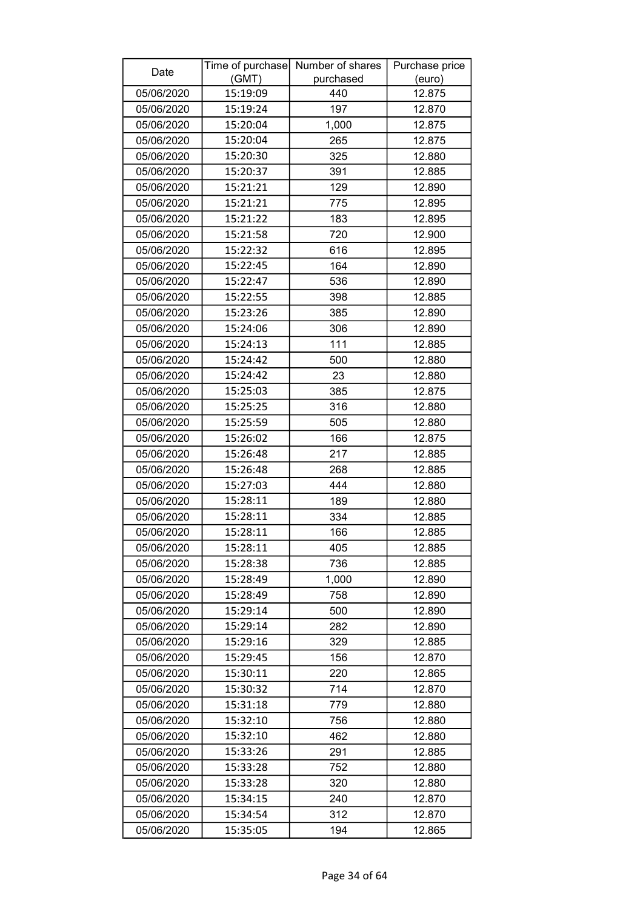| Date | Time of purchase (GMT) | Number of shares purchased | Purchase price (euro) |
|---|---|---|---|
| 05/06/2020 | 15:19:09 | 440 | 12.875 |
| 05/06/2020 | 15:19:24 | 197 | 12.870 |
| 05/06/2020 | 15:20:04 | 1,000 | 12.875 |
| 05/06/2020 | 15:20:04 | 265 | 12.875 |
| 05/06/2020 | 15:20:30 | 325 | 12.880 |
| 05/06/2020 | 15:20:37 | 391 | 12.885 |
| 05/06/2020 | 15:21:21 | 129 | 12.890 |
| 05/06/2020 | 15:21:21 | 775 | 12.895 |
| 05/06/2020 | 15:21:22 | 183 | 12.895 |
| 05/06/2020 | 15:21:58 | 720 | 12.900 |
| 05/06/2020 | 15:22:32 | 616 | 12.895 |
| 05/06/2020 | 15:22:45 | 164 | 12.890 |
| 05/06/2020 | 15:22:47 | 536 | 12.890 |
| 05/06/2020 | 15:22:55 | 398 | 12.885 |
| 05/06/2020 | 15:23:26 | 385 | 12.890 |
| 05/06/2020 | 15:24:06 | 306 | 12.890 |
| 05/06/2020 | 15:24:13 | 111 | 12.885 |
| 05/06/2020 | 15:24:42 | 500 | 12.880 |
| 05/06/2020 | 15:24:42 | 23 | 12.880 |
| 05/06/2020 | 15:25:03 | 385 | 12.875 |
| 05/06/2020 | 15:25:25 | 316 | 12.880 |
| 05/06/2020 | 15:25:59 | 505 | 12.880 |
| 05/06/2020 | 15:26:02 | 166 | 12.875 |
| 05/06/2020 | 15:26:48 | 217 | 12.885 |
| 05/06/2020 | 15:26:48 | 268 | 12.885 |
| 05/06/2020 | 15:27:03 | 444 | 12.880 |
| 05/06/2020 | 15:28:11 | 189 | 12.880 |
| 05/06/2020 | 15:28:11 | 334 | 12.885 |
| 05/06/2020 | 15:28:11 | 166 | 12.885 |
| 05/06/2020 | 15:28:11 | 405 | 12.885 |
| 05/06/2020 | 15:28:38 | 736 | 12.885 |
| 05/06/2020 | 15:28:49 | 1,000 | 12.890 |
| 05/06/2020 | 15:28:49 | 758 | 12.890 |
| 05/06/2020 | 15:29:14 | 500 | 12.890 |
| 05/06/2020 | 15:29:14 | 282 | 12.890 |
| 05/06/2020 | 15:29:16 | 329 | 12.885 |
| 05/06/2020 | 15:29:45 | 156 | 12.870 |
| 05/06/2020 | 15:30:11 | 220 | 12.865 |
| 05/06/2020 | 15:30:32 | 714 | 12.870 |
| 05/06/2020 | 15:31:18 | 779 | 12.880 |
| 05/06/2020 | 15:32:10 | 756 | 12.880 |
| 05/06/2020 | 15:32:10 | 462 | 12.880 |
| 05/06/2020 | 15:33:26 | 291 | 12.885 |
| 05/06/2020 | 15:33:28 | 752 | 12.880 |
| 05/06/2020 | 15:33:28 | 320 | 12.880 |
| 05/06/2020 | 15:34:15 | 240 | 12.870 |
| 05/06/2020 | 15:34:54 | 312 | 12.870 |
| 05/06/2020 | 15:35:05 | 194 | 12.865 |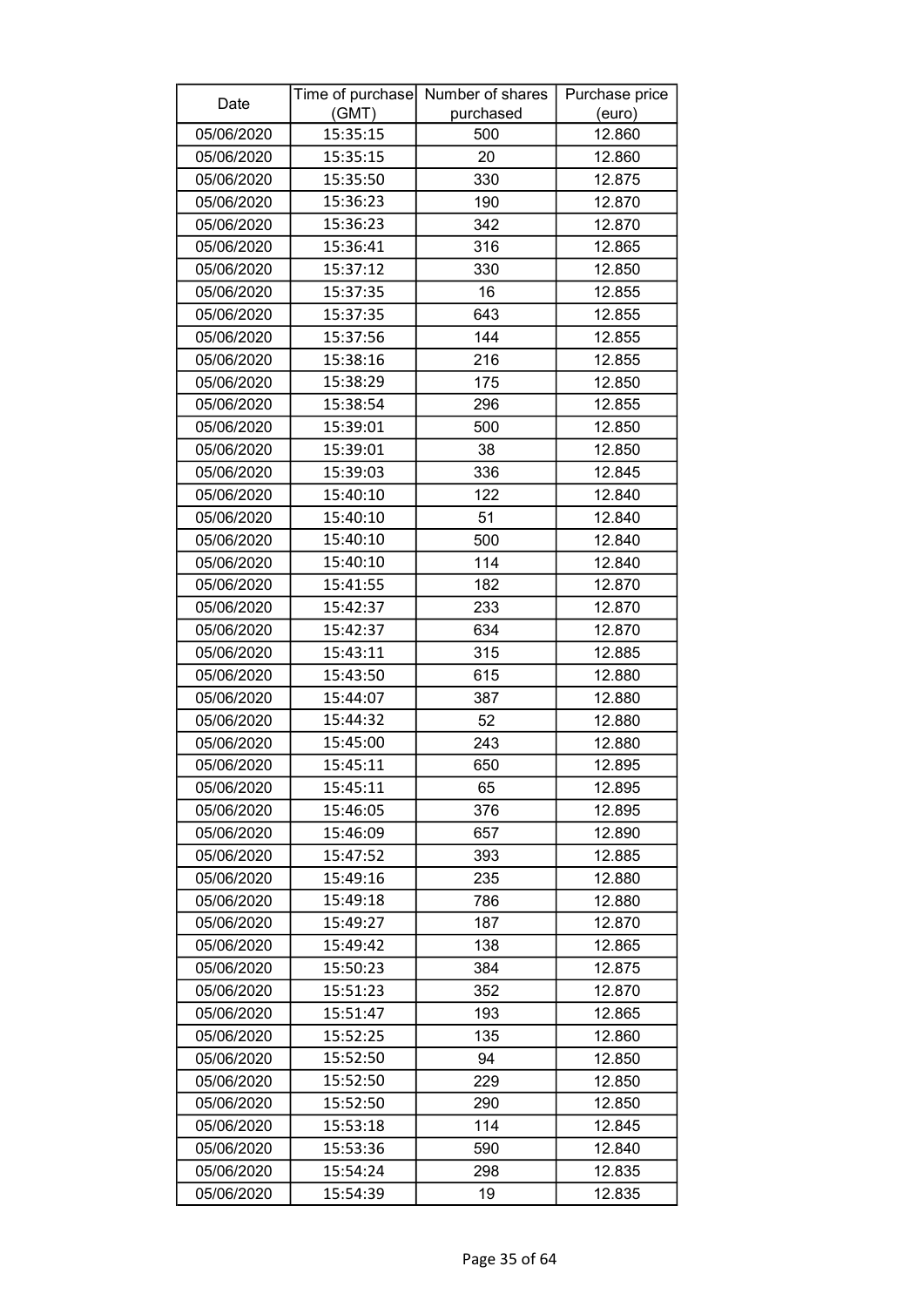| Date | Time of purchase (GMT) | Number of shares purchased | Purchase price (euro) |
|---|---|---|---|
| 05/06/2020 | 15:35:15 | 500 | 12.860 |
| 05/06/2020 | 15:35:15 | 20 | 12.860 |
| 05/06/2020 | 15:35:50 | 330 | 12.875 |
| 05/06/2020 | 15:36:23 | 190 | 12.870 |
| 05/06/2020 | 15:36:23 | 342 | 12.870 |
| 05/06/2020 | 15:36:41 | 316 | 12.865 |
| 05/06/2020 | 15:37:12 | 330 | 12.850 |
| 05/06/2020 | 15:37:35 | 16 | 12.855 |
| 05/06/2020 | 15:37:35 | 643 | 12.855 |
| 05/06/2020 | 15:37:56 | 144 | 12.855 |
| 05/06/2020 | 15:38:16 | 216 | 12.855 |
| 05/06/2020 | 15:38:29 | 175 | 12.850 |
| 05/06/2020 | 15:38:54 | 296 | 12.855 |
| 05/06/2020 | 15:39:01 | 500 | 12.850 |
| 05/06/2020 | 15:39:01 | 38 | 12.850 |
| 05/06/2020 | 15:39:03 | 336 | 12.845 |
| 05/06/2020 | 15:40:10 | 122 | 12.840 |
| 05/06/2020 | 15:40:10 | 51 | 12.840 |
| 05/06/2020 | 15:40:10 | 500 | 12.840 |
| 05/06/2020 | 15:40:10 | 114 | 12.840 |
| 05/06/2020 | 15:41:55 | 182 | 12.870 |
| 05/06/2020 | 15:42:37 | 233 | 12.870 |
| 05/06/2020 | 15:42:37 | 634 | 12.870 |
| 05/06/2020 | 15:43:11 | 315 | 12.885 |
| 05/06/2020 | 15:43:50 | 615 | 12.880 |
| 05/06/2020 | 15:44:07 | 387 | 12.880 |
| 05/06/2020 | 15:44:32 | 52 | 12.880 |
| 05/06/2020 | 15:45:00 | 243 | 12.880 |
| 05/06/2020 | 15:45:11 | 650 | 12.895 |
| 05/06/2020 | 15:45:11 | 65 | 12.895 |
| 05/06/2020 | 15:46:05 | 376 | 12.895 |
| 05/06/2020 | 15:46:09 | 657 | 12.890 |
| 05/06/2020 | 15:47:52 | 393 | 12.885 |
| 05/06/2020 | 15:49:16 | 235 | 12.880 |
| 05/06/2020 | 15:49:18 | 786 | 12.880 |
| 05/06/2020 | 15:49:27 | 187 | 12.870 |
| 05/06/2020 | 15:49:42 | 138 | 12.865 |
| 05/06/2020 | 15:50:23 | 384 | 12.875 |
| 05/06/2020 | 15:51:23 | 352 | 12.870 |
| 05/06/2020 | 15:51:47 | 193 | 12.865 |
| 05/06/2020 | 15:52:25 | 135 | 12.860 |
| 05/06/2020 | 15:52:50 | 94 | 12.850 |
| 05/06/2020 | 15:52:50 | 229 | 12.850 |
| 05/06/2020 | 15:52:50 | 290 | 12.850 |
| 05/06/2020 | 15:53:18 | 114 | 12.845 |
| 05/06/2020 | 15:53:36 | 590 | 12.840 |
| 05/06/2020 | 15:54:24 | 298 | 12.835 |
| 05/06/2020 | 15:54:39 | 19 | 12.835 |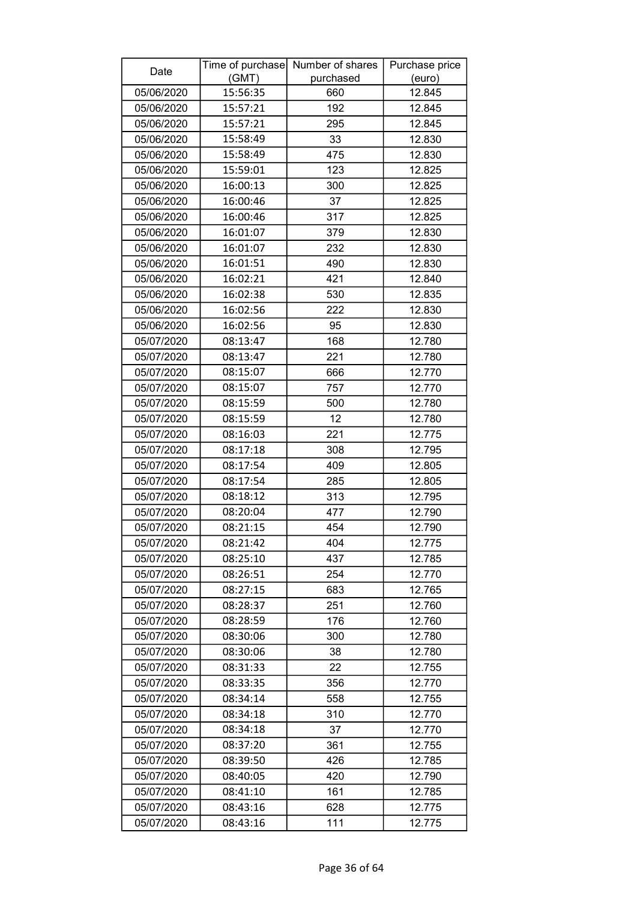| Date | Time of purchase (GMT) | Number of shares purchased | Purchase price (euro) |
|---|---|---|---|
| 05/06/2020 | 15:56:35 | 660 | 12.845 |
| 05/06/2020 | 15:57:21 | 192 | 12.845 |
| 05/06/2020 | 15:57:21 | 295 | 12.845 |
| 05/06/2020 | 15:58:49 | 33 | 12.830 |
| 05/06/2020 | 15:58:49 | 475 | 12.830 |
| 05/06/2020 | 15:59:01 | 123 | 12.825 |
| 05/06/2020 | 16:00:13 | 300 | 12.825 |
| 05/06/2020 | 16:00:46 | 37 | 12.825 |
| 05/06/2020 | 16:00:46 | 317 | 12.825 |
| 05/06/2020 | 16:01:07 | 379 | 12.830 |
| 05/06/2020 | 16:01:07 | 232 | 12.830 |
| 05/06/2020 | 16:01:51 | 490 | 12.830 |
| 05/06/2020 | 16:02:21 | 421 | 12.840 |
| 05/06/2020 | 16:02:38 | 530 | 12.835 |
| 05/06/2020 | 16:02:56 | 222 | 12.830 |
| 05/06/2020 | 16:02:56 | 95 | 12.830 |
| 05/07/2020 | 08:13:47 | 168 | 12.780 |
| 05/07/2020 | 08:13:47 | 221 | 12.780 |
| 05/07/2020 | 08:15:07 | 666 | 12.770 |
| 05/07/2020 | 08:15:07 | 757 | 12.770 |
| 05/07/2020 | 08:15:59 | 500 | 12.780 |
| 05/07/2020 | 08:15:59 | 12 | 12.780 |
| 05/07/2020 | 08:16:03 | 221 | 12.775 |
| 05/07/2020 | 08:17:18 | 308 | 12.795 |
| 05/07/2020 | 08:17:54 | 409 | 12.805 |
| 05/07/2020 | 08:17:54 | 285 | 12.805 |
| 05/07/2020 | 08:18:12 | 313 | 12.795 |
| 05/07/2020 | 08:20:04 | 477 | 12.790 |
| 05/07/2020 | 08:21:15 | 454 | 12.790 |
| 05/07/2020 | 08:21:42 | 404 | 12.775 |
| 05/07/2020 | 08:25:10 | 437 | 12.785 |
| 05/07/2020 | 08:26:51 | 254 | 12.770 |
| 05/07/2020 | 08:27:15 | 683 | 12.765 |
| 05/07/2020 | 08:28:37 | 251 | 12.760 |
| 05/07/2020 | 08:28:59 | 176 | 12.760 |
| 05/07/2020 | 08:30:06 | 300 | 12.780 |
| 05/07/2020 | 08:30:06 | 38 | 12.780 |
| 05/07/2020 | 08:31:33 | 22 | 12.755 |
| 05/07/2020 | 08:33:35 | 356 | 12.770 |
| 05/07/2020 | 08:34:14 | 558 | 12.755 |
| 05/07/2020 | 08:34:18 | 310 | 12.770 |
| 05/07/2020 | 08:34:18 | 37 | 12.770 |
| 05/07/2020 | 08:37:20 | 361 | 12.755 |
| 05/07/2020 | 08:39:50 | 426 | 12.785 |
| 05/07/2020 | 08:40:05 | 420 | 12.790 |
| 05/07/2020 | 08:41:10 | 161 | 12.785 |
| 05/07/2020 | 08:43:16 | 628 | 12.775 |
| 05/07/2020 | 08:43:16 | 111 | 12.775 |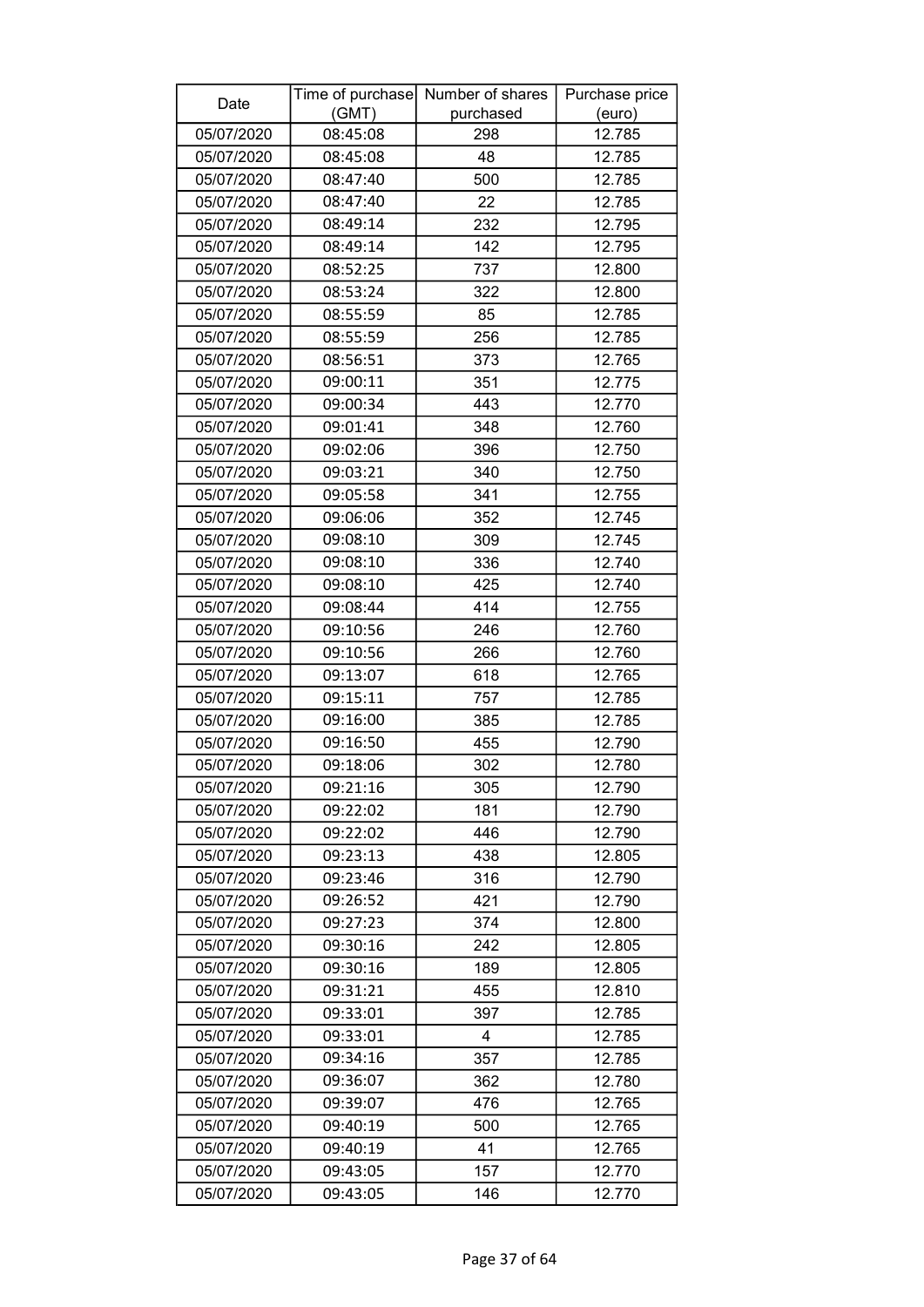| Date | Time of purchase (GMT) | Number of shares purchased | Purchase price (euro) |
|---|---|---|---|
| 05/07/2020 | 08:45:08 | 298 | 12.785 |
| 05/07/2020 | 08:45:08 | 48 | 12.785 |
| 05/07/2020 | 08:47:40 | 500 | 12.785 |
| 05/07/2020 | 08:47:40 | 22 | 12.785 |
| 05/07/2020 | 08:49:14 | 232 | 12.795 |
| 05/07/2020 | 08:49:14 | 142 | 12.795 |
| 05/07/2020 | 08:52:25 | 737 | 12.800 |
| 05/07/2020 | 08:53:24 | 322 | 12.800 |
| 05/07/2020 | 08:55:59 | 85 | 12.785 |
| 05/07/2020 | 08:55:59 | 256 | 12.785 |
| 05/07/2020 | 08:56:51 | 373 | 12.765 |
| 05/07/2020 | 09:00:11 | 351 | 12.775 |
| 05/07/2020 | 09:00:34 | 443 | 12.770 |
| 05/07/2020 | 09:01:41 | 348 | 12.760 |
| 05/07/2020 | 09:02:06 | 396 | 12.750 |
| 05/07/2020 | 09:03:21 | 340 | 12.750 |
| 05/07/2020 | 09:05:58 | 341 | 12.755 |
| 05/07/2020 | 09:06:06 | 352 | 12.745 |
| 05/07/2020 | 09:08:10 | 309 | 12.745 |
| 05/07/2020 | 09:08:10 | 336 | 12.740 |
| 05/07/2020 | 09:08:10 | 425 | 12.740 |
| 05/07/2020 | 09:08:44 | 414 | 12.755 |
| 05/07/2020 | 09:10:56 | 246 | 12.760 |
| 05/07/2020 | 09:10:56 | 266 | 12.760 |
| 05/07/2020 | 09:13:07 | 618 | 12.765 |
| 05/07/2020 | 09:15:11 | 757 | 12.785 |
| 05/07/2020 | 09:16:00 | 385 | 12.785 |
| 05/07/2020 | 09:16:50 | 455 | 12.790 |
| 05/07/2020 | 09:18:06 | 302 | 12.780 |
| 05/07/2020 | 09:21:16 | 305 | 12.790 |
| 05/07/2020 | 09:22:02 | 181 | 12.790 |
| 05/07/2020 | 09:22:02 | 446 | 12.790 |
| 05/07/2020 | 09:23:13 | 438 | 12.805 |
| 05/07/2020 | 09:23:46 | 316 | 12.790 |
| 05/07/2020 | 09:26:52 | 421 | 12.790 |
| 05/07/2020 | 09:27:23 | 374 | 12.800 |
| 05/07/2020 | 09:30:16 | 242 | 12.805 |
| 05/07/2020 | 09:30:16 | 189 | 12.805 |
| 05/07/2020 | 09:31:21 | 455 | 12.810 |
| 05/07/2020 | 09:33:01 | 397 | 12.785 |
| 05/07/2020 | 09:33:01 | 4 | 12.785 |
| 05/07/2020 | 09:34:16 | 357 | 12.785 |
| 05/07/2020 | 09:36:07 | 362 | 12.780 |
| 05/07/2020 | 09:39:07 | 476 | 12.765 |
| 05/07/2020 | 09:40:19 | 500 | 12.765 |
| 05/07/2020 | 09:40:19 | 41 | 12.765 |
| 05/07/2020 | 09:43:05 | 157 | 12.770 |
| 05/07/2020 | 09:43:05 | 146 | 12.770 |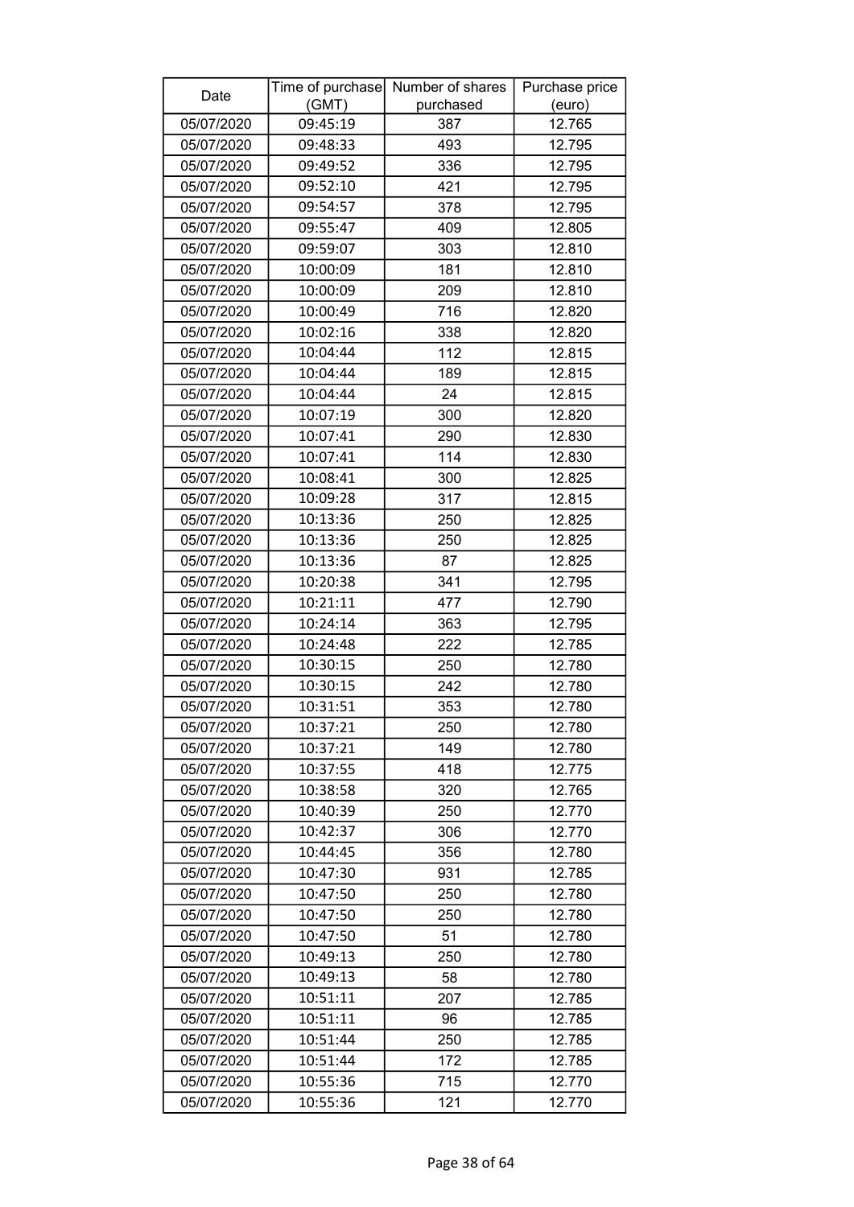| Date | Time of purchase (GMT) | Number of shares purchased | Purchase price (euro) |
|---|---|---|---|
| 05/07/2020 | 09:45:19 | 387 | 12.765 |
| 05/07/2020 | 09:48:33 | 493 | 12.795 |
| 05/07/2020 | 09:49:52 | 336 | 12.795 |
| 05/07/2020 | 09:52:10 | 421 | 12.795 |
| 05/07/2020 | 09:54:57 | 378 | 12.795 |
| 05/07/2020 | 09:55:47 | 409 | 12.805 |
| 05/07/2020 | 09:59:07 | 303 | 12.810 |
| 05/07/2020 | 10:00:09 | 181 | 12.810 |
| 05/07/2020 | 10:00:09 | 209 | 12.810 |
| 05/07/2020 | 10:00:49 | 716 | 12.820 |
| 05/07/2020 | 10:02:16 | 338 | 12.820 |
| 05/07/2020 | 10:04:44 | 112 | 12.815 |
| 05/07/2020 | 10:04:44 | 189 | 12.815 |
| 05/07/2020 | 10:04:44 | 24 | 12.815 |
| 05/07/2020 | 10:07:19 | 300 | 12.820 |
| 05/07/2020 | 10:07:41 | 290 | 12.830 |
| 05/07/2020 | 10:07:41 | 114 | 12.830 |
| 05/07/2020 | 10:08:41 | 300 | 12.825 |
| 05/07/2020 | 10:09:28 | 317 | 12.815 |
| 05/07/2020 | 10:13:36 | 250 | 12.825 |
| 05/07/2020 | 10:13:36 | 250 | 12.825 |
| 05/07/2020 | 10:13:36 | 87 | 12.825 |
| 05/07/2020 | 10:20:38 | 341 | 12.795 |
| 05/07/2020 | 10:21:11 | 477 | 12.790 |
| 05/07/2020 | 10:24:14 | 363 | 12.795 |
| 05/07/2020 | 10:24:48 | 222 | 12.785 |
| 05/07/2020 | 10:30:15 | 250 | 12.780 |
| 05/07/2020 | 10:30:15 | 242 | 12.780 |
| 05/07/2020 | 10:31:51 | 353 | 12.780 |
| 05/07/2020 | 10:37:21 | 250 | 12.780 |
| 05/07/2020 | 10:37:21 | 149 | 12.780 |
| 05/07/2020 | 10:37:55 | 418 | 12.775 |
| 05/07/2020 | 10:38:58 | 320 | 12.765 |
| 05/07/2020 | 10:40:39 | 250 | 12.770 |
| 05/07/2020 | 10:42:37 | 306 | 12.770 |
| 05/07/2020 | 10:44:45 | 356 | 12.780 |
| 05/07/2020 | 10:47:30 | 931 | 12.785 |
| 05/07/2020 | 10:47:50 | 250 | 12.780 |
| 05/07/2020 | 10:47:50 | 250 | 12.780 |
| 05/07/2020 | 10:47:50 | 51 | 12.780 |
| 05/07/2020 | 10:49:13 | 250 | 12.780 |
| 05/07/2020 | 10:49:13 | 58 | 12.780 |
| 05/07/2020 | 10:51:11 | 207 | 12.785 |
| 05/07/2020 | 10:51:11 | 96 | 12.785 |
| 05/07/2020 | 10:51:44 | 250 | 12.785 |
| 05/07/2020 | 10:51:44 | 172 | 12.785 |
| 05/07/2020 | 10:55:36 | 715 | 12.770 |
| 05/07/2020 | 10:55:36 | 121 | 12.770 |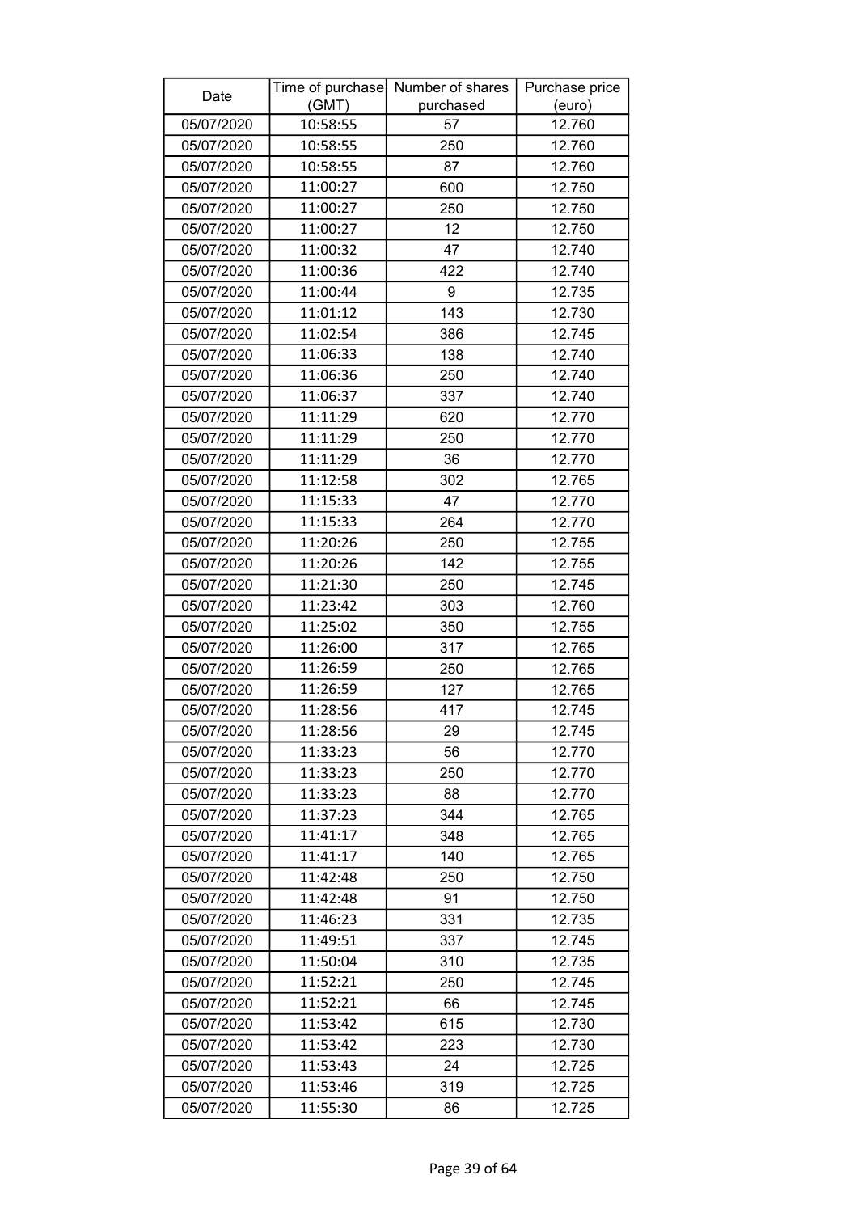| Date | Time of purchase (GMT) | Number of shares purchased | Purchase price (euro) |
|---|---|---|---|
| 05/07/2020 | 10:58:55 | 57 | 12.760 |
| 05/07/2020 | 10:58:55 | 250 | 12.760 |
| 05/07/2020 | 10:58:55 | 87 | 12.760 |
| 05/07/2020 | 11:00:27 | 600 | 12.750 |
| 05/07/2020 | 11:00:27 | 250 | 12.750 |
| 05/07/2020 | 11:00:27 | 12 | 12.750 |
| 05/07/2020 | 11:00:32 | 47 | 12.740 |
| 05/07/2020 | 11:00:36 | 422 | 12.740 |
| 05/07/2020 | 11:00:44 | 9 | 12.735 |
| 05/07/2020 | 11:01:12 | 143 | 12.730 |
| 05/07/2020 | 11:02:54 | 386 | 12.745 |
| 05/07/2020 | 11:06:33 | 138 | 12.740 |
| 05/07/2020 | 11:06:36 | 250 | 12.740 |
| 05/07/2020 | 11:06:37 | 337 | 12.740 |
| 05/07/2020 | 11:11:29 | 620 | 12.770 |
| 05/07/2020 | 11:11:29 | 250 | 12.770 |
| 05/07/2020 | 11:11:29 | 36 | 12.770 |
| 05/07/2020 | 11:12:58 | 302 | 12.765 |
| 05/07/2020 | 11:15:33 | 47 | 12.770 |
| 05/07/2020 | 11:15:33 | 264 | 12.770 |
| 05/07/2020 | 11:20:26 | 250 | 12.755 |
| 05/07/2020 | 11:20:26 | 142 | 12.755 |
| 05/07/2020 | 11:21:30 | 250 | 12.745 |
| 05/07/2020 | 11:23:42 | 303 | 12.760 |
| 05/07/2020 | 11:25:02 | 350 | 12.755 |
| 05/07/2020 | 11:26:00 | 317 | 12.765 |
| 05/07/2020 | 11:26:59 | 250 | 12.765 |
| 05/07/2020 | 11:26:59 | 127 | 12.765 |
| 05/07/2020 | 11:28:56 | 417 | 12.745 |
| 05/07/2020 | 11:28:56 | 29 | 12.745 |
| 05/07/2020 | 11:33:23 | 56 | 12.770 |
| 05/07/2020 | 11:33:23 | 250 | 12.770 |
| 05/07/2020 | 11:33:23 | 88 | 12.770 |
| 05/07/2020 | 11:37:23 | 344 | 12.765 |
| 05/07/2020 | 11:41:17 | 348 | 12.765 |
| 05/07/2020 | 11:41:17 | 140 | 12.765 |
| 05/07/2020 | 11:42:48 | 250 | 12.750 |
| 05/07/2020 | 11:42:48 | 91 | 12.750 |
| 05/07/2020 | 11:46:23 | 331 | 12.735 |
| 05/07/2020 | 11:49:51 | 337 | 12.745 |
| 05/07/2020 | 11:50:04 | 310 | 12.735 |
| 05/07/2020 | 11:52:21 | 250 | 12.745 |
| 05/07/2020 | 11:52:21 | 66 | 12.745 |
| 05/07/2020 | 11:53:42 | 615 | 12.730 |
| 05/07/2020 | 11:53:42 | 223 | 12.730 |
| 05/07/2020 | 11:53:43 | 24 | 12.725 |
| 05/07/2020 | 11:53:46 | 319 | 12.725 |
| 05/07/2020 | 11:55:30 | 86 | 12.725 |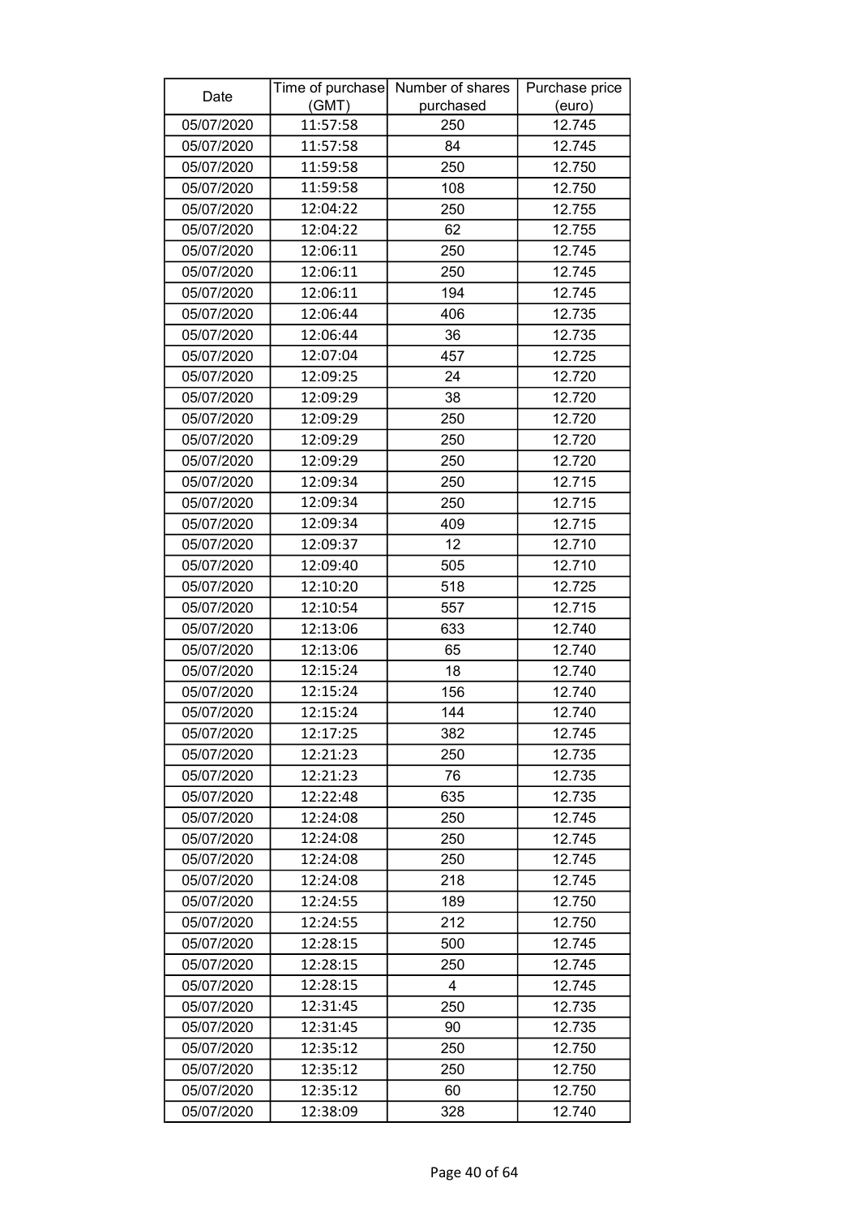| Date | Time of purchase (GMT) | Number of shares purchased | Purchase price (euro) |
|---|---|---|---|
| 05/07/2020 | 11:57:58 | 250 | 12.745 |
| 05/07/2020 | 11:57:58 | 84 | 12.745 |
| 05/07/2020 | 11:59:58 | 250 | 12.750 |
| 05/07/2020 | 11:59:58 | 108 | 12.750 |
| 05/07/2020 | 12:04:22 | 250 | 12.755 |
| 05/07/2020 | 12:04:22 | 62 | 12.755 |
| 05/07/2020 | 12:06:11 | 250 | 12.745 |
| 05/07/2020 | 12:06:11 | 250 | 12.745 |
| 05/07/2020 | 12:06:11 | 194 | 12.745 |
| 05/07/2020 | 12:06:44 | 406 | 12.735 |
| 05/07/2020 | 12:06:44 | 36 | 12.735 |
| 05/07/2020 | 12:07:04 | 457 | 12.725 |
| 05/07/2020 | 12:09:25 | 24 | 12.720 |
| 05/07/2020 | 12:09:29 | 38 | 12.720 |
| 05/07/2020 | 12:09:29 | 250 | 12.720 |
| 05/07/2020 | 12:09:29 | 250 | 12.720 |
| 05/07/2020 | 12:09:29 | 250 | 12.720 |
| 05/07/2020 | 12:09:34 | 250 | 12.715 |
| 05/07/2020 | 12:09:34 | 250 | 12.715 |
| 05/07/2020 | 12:09:34 | 409 | 12.715 |
| 05/07/2020 | 12:09:37 | 12 | 12.710 |
| 05/07/2020 | 12:09:40 | 505 | 12.710 |
| 05/07/2020 | 12:10:20 | 518 | 12.725 |
| 05/07/2020 | 12:10:54 | 557 | 12.715 |
| 05/07/2020 | 12:13:06 | 633 | 12.740 |
| 05/07/2020 | 12:13:06 | 65 | 12.740 |
| 05/07/2020 | 12:15:24 | 18 | 12.740 |
| 05/07/2020 | 12:15:24 | 156 | 12.740 |
| 05/07/2020 | 12:15:24 | 144 | 12.740 |
| 05/07/2020 | 12:17:25 | 382 | 12.745 |
| 05/07/2020 | 12:21:23 | 250 | 12.735 |
| 05/07/2020 | 12:21:23 | 76 | 12.735 |
| 05/07/2020 | 12:22:48 | 635 | 12.735 |
| 05/07/2020 | 12:24:08 | 250 | 12.745 |
| 05/07/2020 | 12:24:08 | 250 | 12.745 |
| 05/07/2020 | 12:24:08 | 250 | 12.745 |
| 05/07/2020 | 12:24:08 | 218 | 12.745 |
| 05/07/2020 | 12:24:55 | 189 | 12.750 |
| 05/07/2020 | 12:24:55 | 212 | 12.750 |
| 05/07/2020 | 12:28:15 | 500 | 12.745 |
| 05/07/2020 | 12:28:15 | 250 | 12.745 |
| 05/07/2020 | 12:28:15 | 4 | 12.745 |
| 05/07/2020 | 12:31:45 | 250 | 12.735 |
| 05/07/2020 | 12:31:45 | 90 | 12.735 |
| 05/07/2020 | 12:35:12 | 250 | 12.750 |
| 05/07/2020 | 12:35:12 | 250 | 12.750 |
| 05/07/2020 | 12:35:12 | 60 | 12.750 |
| 05/07/2020 | 12:38:09 | 328 | 12.740 |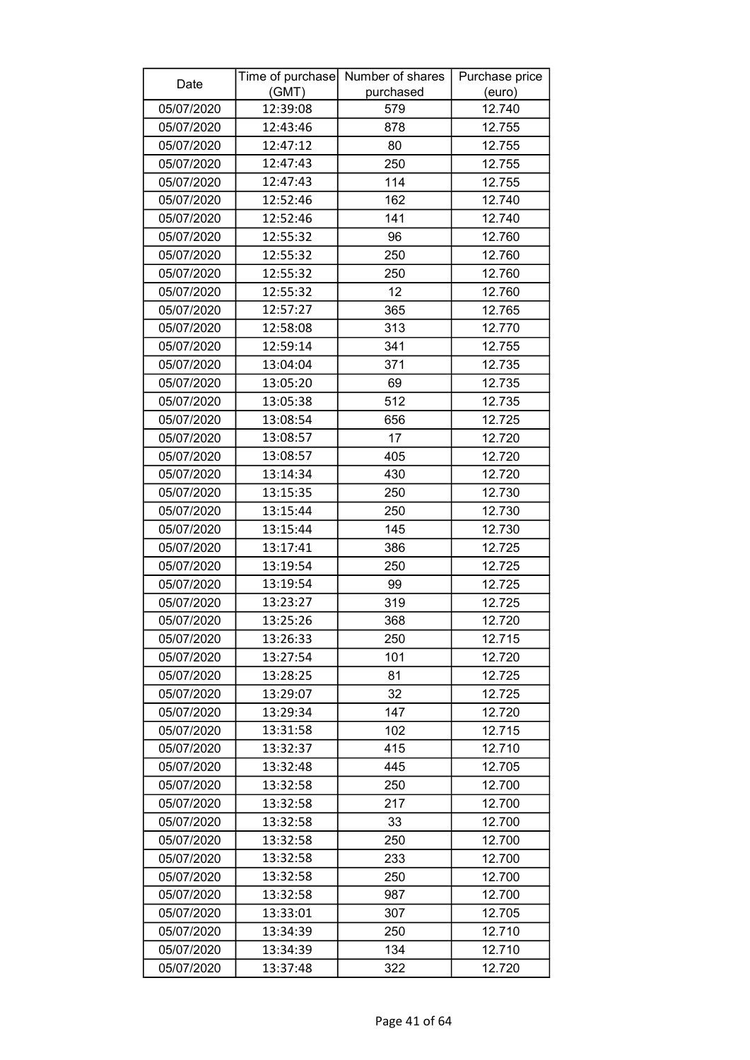| Date | Time of purchase (GMT) | Number of shares purchased | Purchase price (euro) |
|---|---|---|---|
| 05/07/2020 | 12:39:08 | 579 | 12.740 |
| 05/07/2020 | 12:43:46 | 878 | 12.755 |
| 05/07/2020 | 12:47:12 | 80 | 12.755 |
| 05/07/2020 | 12:47:43 | 250 | 12.755 |
| 05/07/2020 | 12:47:43 | 114 | 12.755 |
| 05/07/2020 | 12:52:46 | 162 | 12.740 |
| 05/07/2020 | 12:52:46 | 141 | 12.740 |
| 05/07/2020 | 12:55:32 | 96 | 12.760 |
| 05/07/2020 | 12:55:32 | 250 | 12.760 |
| 05/07/2020 | 12:55:32 | 250 | 12.760 |
| 05/07/2020 | 12:55:32 | 12 | 12.760 |
| 05/07/2020 | 12:57:27 | 365 | 12.765 |
| 05/07/2020 | 12:58:08 | 313 | 12.770 |
| 05/07/2020 | 12:59:14 | 341 | 12.755 |
| 05/07/2020 | 13:04:04 | 371 | 12.735 |
| 05/07/2020 | 13:05:20 | 69 | 12.735 |
| 05/07/2020 | 13:05:38 | 512 | 12.735 |
| 05/07/2020 | 13:08:54 | 656 | 12.725 |
| 05/07/2020 | 13:08:57 | 17 | 12.720 |
| 05/07/2020 | 13:08:57 | 405 | 12.720 |
| 05/07/2020 | 13:14:34 | 430 | 12.720 |
| 05/07/2020 | 13:15:35 | 250 | 12.730 |
| 05/07/2020 | 13:15:44 | 250 | 12.730 |
| 05/07/2020 | 13:15:44 | 145 | 12.730 |
| 05/07/2020 | 13:17:41 | 386 | 12.725 |
| 05/07/2020 | 13:19:54 | 250 | 12.725 |
| 05/07/2020 | 13:19:54 | 99 | 12.725 |
| 05/07/2020 | 13:23:27 | 319 | 12.725 |
| 05/07/2020 | 13:25:26 | 368 | 12.720 |
| 05/07/2020 | 13:26:33 | 250 | 12.715 |
| 05/07/2020 | 13:27:54 | 101 | 12.720 |
| 05/07/2020 | 13:28:25 | 81 | 12.725 |
| 05/07/2020 | 13:29:07 | 32 | 12.725 |
| 05/07/2020 | 13:29:34 | 147 | 12.720 |
| 05/07/2020 | 13:31:58 | 102 | 12.715 |
| 05/07/2020 | 13:32:37 | 415 | 12.710 |
| 05/07/2020 | 13:32:48 | 445 | 12.705 |
| 05/07/2020 | 13:32:58 | 250 | 12.700 |
| 05/07/2020 | 13:32:58 | 217 | 12.700 |
| 05/07/2020 | 13:32:58 | 33 | 12.700 |
| 05/07/2020 | 13:32:58 | 250 | 12.700 |
| 05/07/2020 | 13:32:58 | 233 | 12.700 |
| 05/07/2020 | 13:32:58 | 250 | 12.700 |
| 05/07/2020 | 13:32:58 | 987 | 12.700 |
| 05/07/2020 | 13:33:01 | 307 | 12.705 |
| 05/07/2020 | 13:34:39 | 250 | 12.710 |
| 05/07/2020 | 13:34:39 | 134 | 12.710 |
| 05/07/2020 | 13:37:48 | 322 | 12.720 |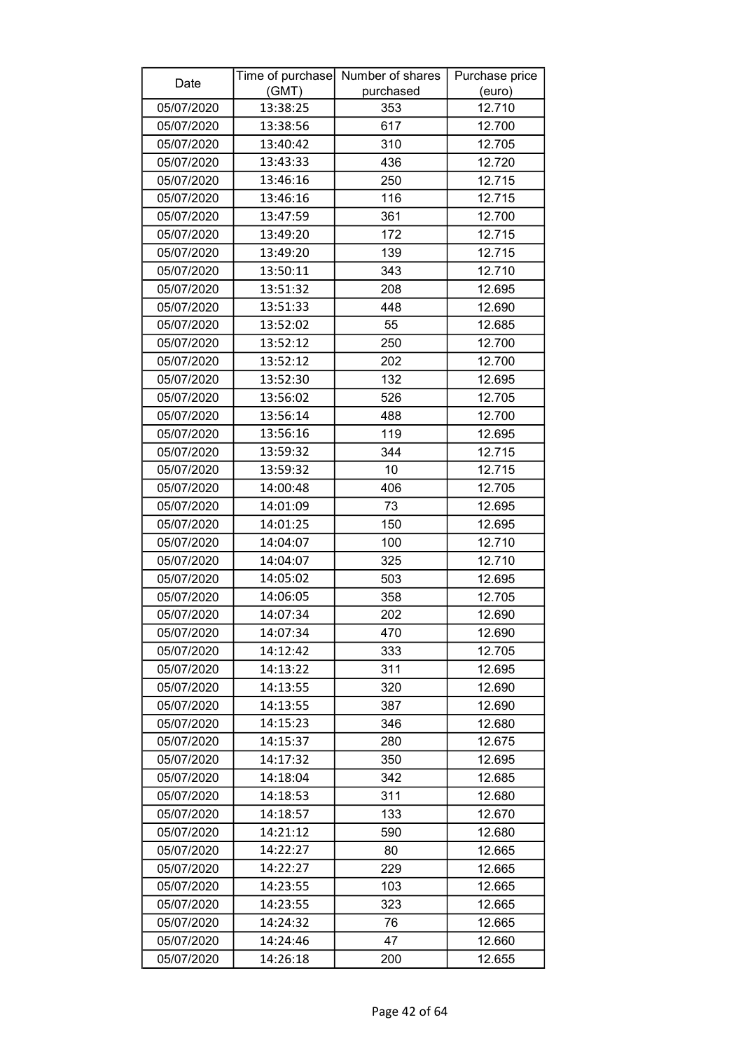| Date | Time of purchase (GMT) | Number of shares purchased | Purchase price (euro) |
|---|---|---|---|
| 05/07/2020 | 13:38:25 | 353 | 12.710 |
| 05/07/2020 | 13:38:56 | 617 | 12.700 |
| 05/07/2020 | 13:40:42 | 310 | 12.705 |
| 05/07/2020 | 13:43:33 | 436 | 12.720 |
| 05/07/2020 | 13:46:16 | 250 | 12.715 |
| 05/07/2020 | 13:46:16 | 116 | 12.715 |
| 05/07/2020 | 13:47:59 | 361 | 12.700 |
| 05/07/2020 | 13:49:20 | 172 | 12.715 |
| 05/07/2020 | 13:49:20 | 139 | 12.715 |
| 05/07/2020 | 13:50:11 | 343 | 12.710 |
| 05/07/2020 | 13:51:32 | 208 | 12.695 |
| 05/07/2020 | 13:51:33 | 448 | 12.690 |
| 05/07/2020 | 13:52:02 | 55 | 12.685 |
| 05/07/2020 | 13:52:12 | 250 | 12.700 |
| 05/07/2020 | 13:52:12 | 202 | 12.700 |
| 05/07/2020 | 13:52:30 | 132 | 12.695 |
| 05/07/2020 | 13:56:02 | 526 | 12.705 |
| 05/07/2020 | 13:56:14 | 488 | 12.700 |
| 05/07/2020 | 13:56:16 | 119 | 12.695 |
| 05/07/2020 | 13:59:32 | 344 | 12.715 |
| 05/07/2020 | 13:59:32 | 10 | 12.715 |
| 05/07/2020 | 14:00:48 | 406 | 12.705 |
| 05/07/2020 | 14:01:09 | 73 | 12.695 |
| 05/07/2020 | 14:01:25 | 150 | 12.695 |
| 05/07/2020 | 14:04:07 | 100 | 12.710 |
| 05/07/2020 | 14:04:07 | 325 | 12.710 |
| 05/07/2020 | 14:05:02 | 503 | 12.695 |
| 05/07/2020 | 14:06:05 | 358 | 12.705 |
| 05/07/2020 | 14:07:34 | 202 | 12.690 |
| 05/07/2020 | 14:07:34 | 470 | 12.690 |
| 05/07/2020 | 14:12:42 | 333 | 12.705 |
| 05/07/2020 | 14:13:22 | 311 | 12.695 |
| 05/07/2020 | 14:13:55 | 320 | 12.690 |
| 05/07/2020 | 14:13:55 | 387 | 12.690 |
| 05/07/2020 | 14:15:23 | 346 | 12.680 |
| 05/07/2020 | 14:15:37 | 280 | 12.675 |
| 05/07/2020 | 14:17:32 | 350 | 12.695 |
| 05/07/2020 | 14:18:04 | 342 | 12.685 |
| 05/07/2020 | 14:18:53 | 311 | 12.680 |
| 05/07/2020 | 14:18:57 | 133 | 12.670 |
| 05/07/2020 | 14:21:12 | 590 | 12.680 |
| 05/07/2020 | 14:22:27 | 80 | 12.665 |
| 05/07/2020 | 14:22:27 | 229 | 12.665 |
| 05/07/2020 | 14:23:55 | 103 | 12.665 |
| 05/07/2020 | 14:23:55 | 323 | 12.665 |
| 05/07/2020 | 14:24:32 | 76 | 12.665 |
| 05/07/2020 | 14:24:46 | 47 | 12.660 |
| 05/07/2020 | 14:26:18 | 200 | 12.655 |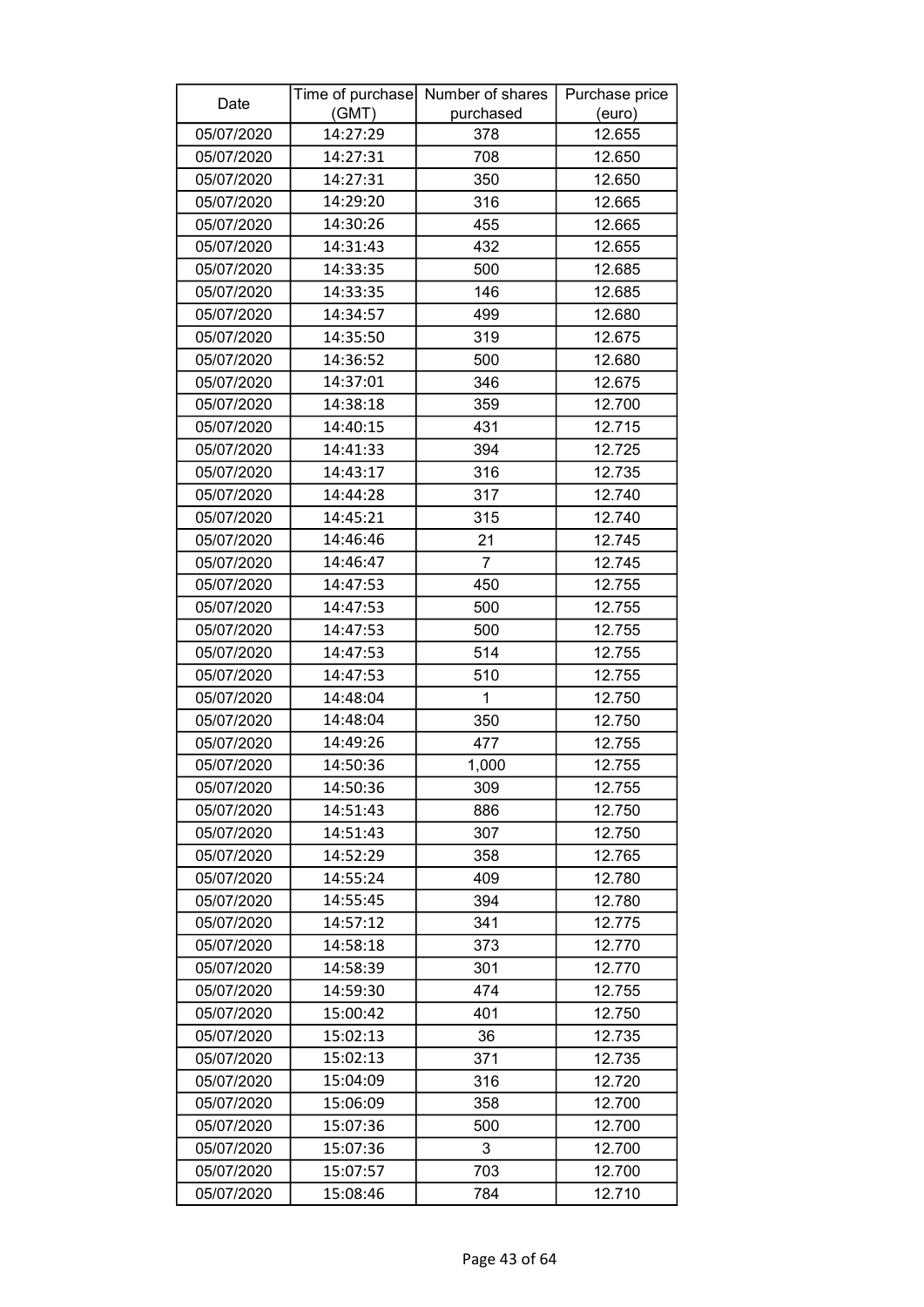| Date | Time of purchase (GMT) | Number of shares purchased | Purchase price (euro) |
|---|---|---|---|
| 05/07/2020 | 14:27:29 | 378 | 12.655 |
| 05/07/2020 | 14:27:31 | 708 | 12.650 |
| 05/07/2020 | 14:27:31 | 350 | 12.650 |
| 05/07/2020 | 14:29:20 | 316 | 12.665 |
| 05/07/2020 | 14:30:26 | 455 | 12.665 |
| 05/07/2020 | 14:31:43 | 432 | 12.655 |
| 05/07/2020 | 14:33:35 | 500 | 12.685 |
| 05/07/2020 | 14:33:35 | 146 | 12.685 |
| 05/07/2020 | 14:34:57 | 499 | 12.680 |
| 05/07/2020 | 14:35:50 | 319 | 12.675 |
| 05/07/2020 | 14:36:52 | 500 | 12.680 |
| 05/07/2020 | 14:37:01 | 346 | 12.675 |
| 05/07/2020 | 14:38:18 | 359 | 12.700 |
| 05/07/2020 | 14:40:15 | 431 | 12.715 |
| 05/07/2020 | 14:41:33 | 394 | 12.725 |
| 05/07/2020 | 14:43:17 | 316 | 12.735 |
| 05/07/2020 | 14:44:28 | 317 | 12.740 |
| 05/07/2020 | 14:45:21 | 315 | 12.740 |
| 05/07/2020 | 14:46:46 | 21 | 12.745 |
| 05/07/2020 | 14:46:47 | 7 | 12.745 |
| 05/07/2020 | 14:47:53 | 450 | 12.755 |
| 05/07/2020 | 14:47:53 | 500 | 12.755 |
| 05/07/2020 | 14:47:53 | 500 | 12.755 |
| 05/07/2020 | 14:47:53 | 514 | 12.755 |
| 05/07/2020 | 14:47:53 | 510 | 12.755 |
| 05/07/2020 | 14:48:04 | 1 | 12.750 |
| 05/07/2020 | 14:48:04 | 350 | 12.750 |
| 05/07/2020 | 14:49:26 | 477 | 12.755 |
| 05/07/2020 | 14:50:36 | 1,000 | 12.755 |
| 05/07/2020 | 14:50:36 | 309 | 12.755 |
| 05/07/2020 | 14:51:43 | 886 | 12.750 |
| 05/07/2020 | 14:51:43 | 307 | 12.750 |
| 05/07/2020 | 14:52:29 | 358 | 12.765 |
| 05/07/2020 | 14:55:24 | 409 | 12.780 |
| 05/07/2020 | 14:55:45 | 394 | 12.780 |
| 05/07/2020 | 14:57:12 | 341 | 12.775 |
| 05/07/2020 | 14:58:18 | 373 | 12.770 |
| 05/07/2020 | 14:58:39 | 301 | 12.770 |
| 05/07/2020 | 14:59:30 | 474 | 12.755 |
| 05/07/2020 | 15:00:42 | 401 | 12.750 |
| 05/07/2020 | 15:02:13 | 36 | 12.735 |
| 05/07/2020 | 15:02:13 | 371 | 12.735 |
| 05/07/2020 | 15:04:09 | 316 | 12.720 |
| 05/07/2020 | 15:06:09 | 358 | 12.700 |
| 05/07/2020 | 15:07:36 | 500 | 12.700 |
| 05/07/2020 | 15:07:36 | 3 | 12.700 |
| 05/07/2020 | 15:07:57 | 703 | 12.700 |
| 05/07/2020 | 15:08:46 | 784 | 12.710 |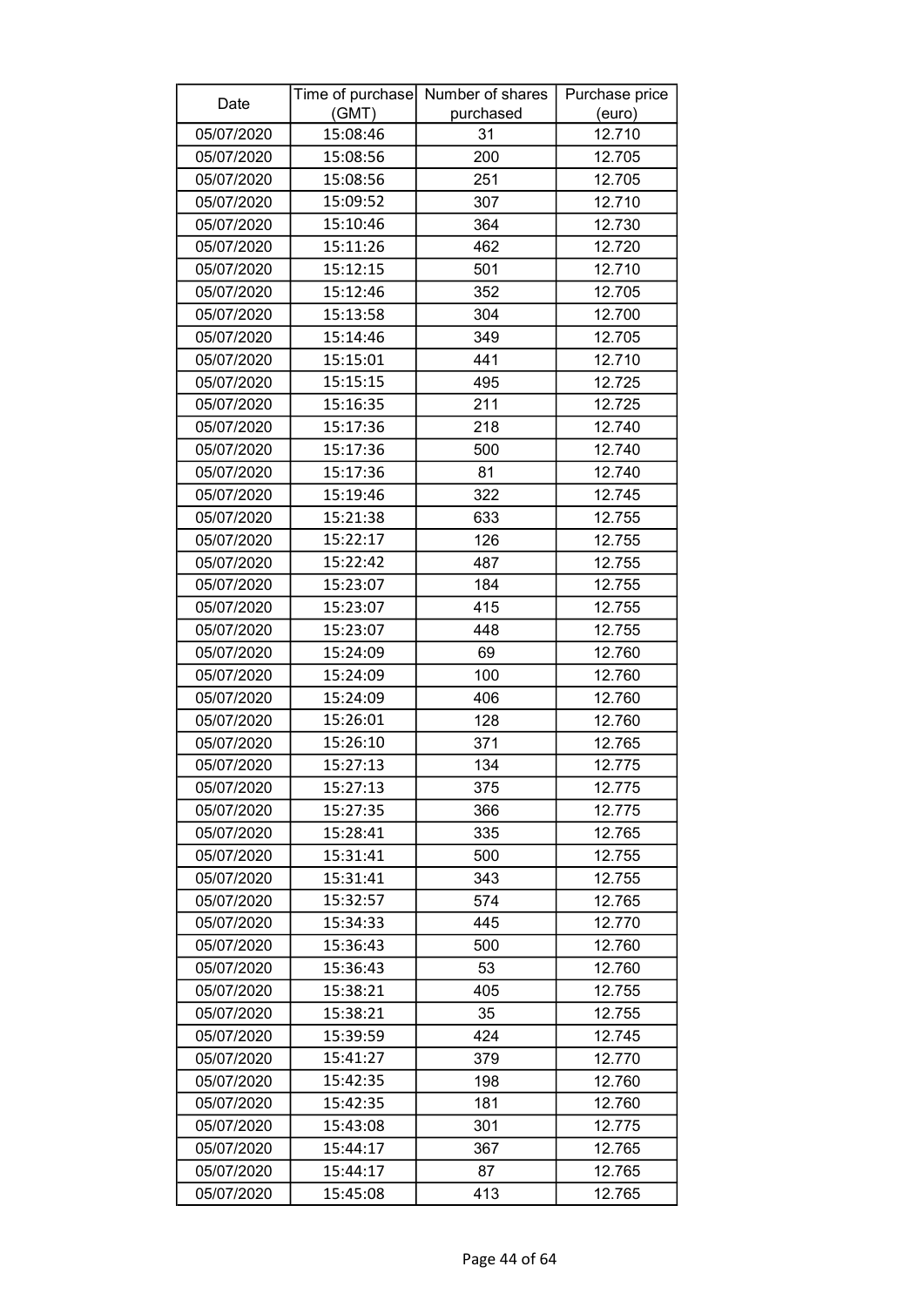| Date | Time of purchase (GMT) | Number of shares purchased | Purchase price (euro) |
|---|---|---|---|
| 05/07/2020 | 15:08:46 | 31 | 12.710 |
| 05/07/2020 | 15:08:56 | 200 | 12.705 |
| 05/07/2020 | 15:08:56 | 251 | 12.705 |
| 05/07/2020 | 15:09:52 | 307 | 12.710 |
| 05/07/2020 | 15:10:46 | 364 | 12.730 |
| 05/07/2020 | 15:11:26 | 462 | 12.720 |
| 05/07/2020 | 15:12:15 | 501 | 12.710 |
| 05/07/2020 | 15:12:46 | 352 | 12.705 |
| 05/07/2020 | 15:13:58 | 304 | 12.700 |
| 05/07/2020 | 15:14:46 | 349 | 12.705 |
| 05/07/2020 | 15:15:01 | 441 | 12.710 |
| 05/07/2020 | 15:15:15 | 495 | 12.725 |
| 05/07/2020 | 15:16:35 | 211 | 12.725 |
| 05/07/2020 | 15:17:36 | 218 | 12.740 |
| 05/07/2020 | 15:17:36 | 500 | 12.740 |
| 05/07/2020 | 15:17:36 | 81 | 12.740 |
| 05/07/2020 | 15:19:46 | 322 | 12.745 |
| 05/07/2020 | 15:21:38 | 633 | 12.755 |
| 05/07/2020 | 15:22:17 | 126 | 12.755 |
| 05/07/2020 | 15:22:42 | 487 | 12.755 |
| 05/07/2020 | 15:23:07 | 184 | 12.755 |
| 05/07/2020 | 15:23:07 | 415 | 12.755 |
| 05/07/2020 | 15:23:07 | 448 | 12.755 |
| 05/07/2020 | 15:24:09 | 69 | 12.760 |
| 05/07/2020 | 15:24:09 | 100 | 12.760 |
| 05/07/2020 | 15:24:09 | 406 | 12.760 |
| 05/07/2020 | 15:26:01 | 128 | 12.760 |
| 05/07/2020 | 15:26:10 | 371 | 12.765 |
| 05/07/2020 | 15:27:13 | 134 | 12.775 |
| 05/07/2020 | 15:27:13 | 375 | 12.775 |
| 05/07/2020 | 15:27:35 | 366 | 12.775 |
| 05/07/2020 | 15:28:41 | 335 | 12.765 |
| 05/07/2020 | 15:31:41 | 500 | 12.755 |
| 05/07/2020 | 15:31:41 | 343 | 12.755 |
| 05/07/2020 | 15:32:57 | 574 | 12.765 |
| 05/07/2020 | 15:34:33 | 445 | 12.770 |
| 05/07/2020 | 15:36:43 | 500 | 12.760 |
| 05/07/2020 | 15:36:43 | 53 | 12.760 |
| 05/07/2020 | 15:38:21 | 405 | 12.755 |
| 05/07/2020 | 15:38:21 | 35 | 12.755 |
| 05/07/2020 | 15:39:59 | 424 | 12.745 |
| 05/07/2020 | 15:41:27 | 379 | 12.770 |
| 05/07/2020 | 15:42:35 | 198 | 12.760 |
| 05/07/2020 | 15:42:35 | 181 | 12.760 |
| 05/07/2020 | 15:43:08 | 301 | 12.775 |
| 05/07/2020 | 15:44:17 | 367 | 12.765 |
| 05/07/2020 | 15:44:17 | 87 | 12.765 |
| 05/07/2020 | 15:45:08 | 413 | 12.765 |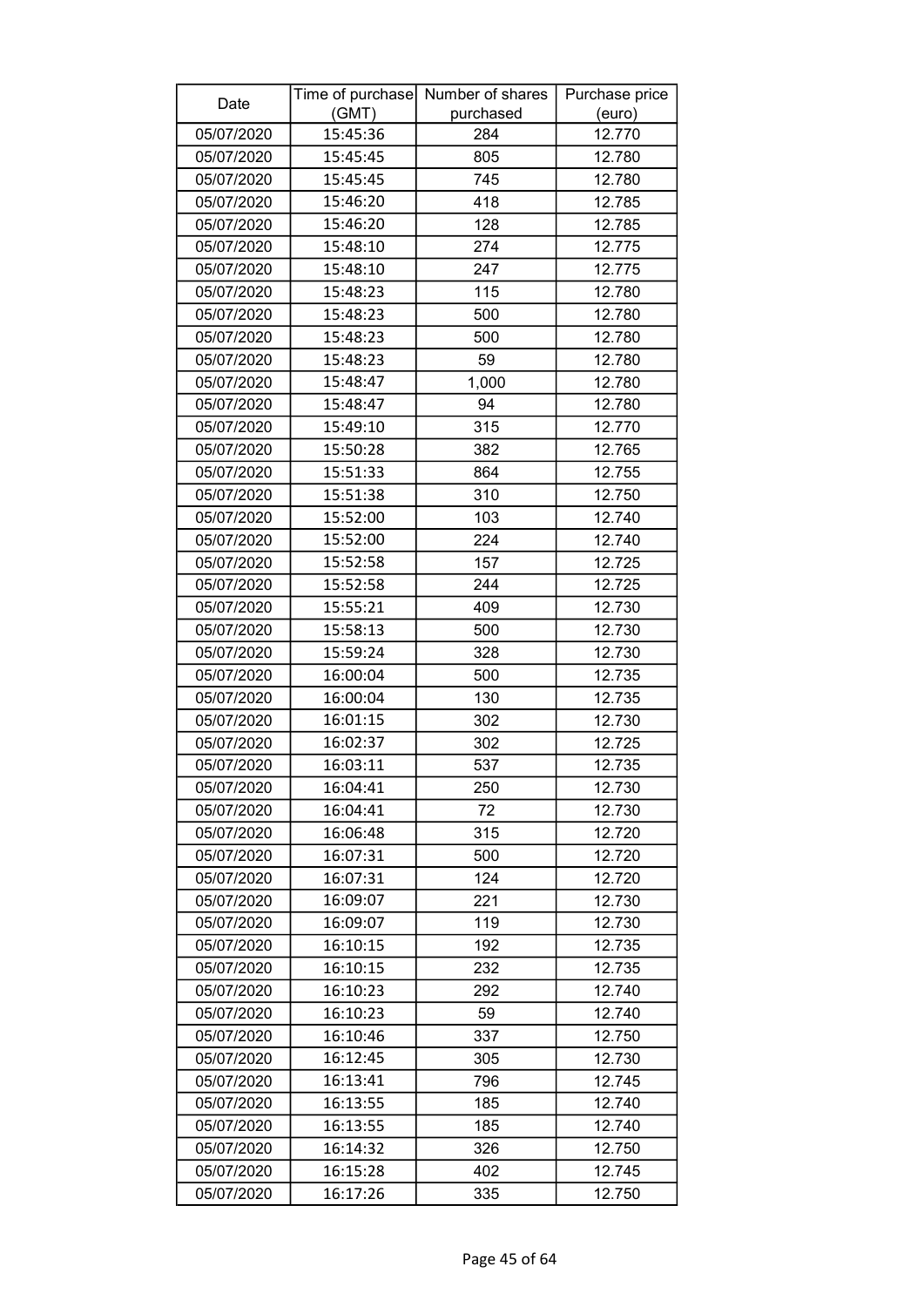| Date | Time of purchase (GMT) | Number of shares purchased | Purchase price (euro) |
| --- | --- | --- | --- |
| 05/07/2020 | 15:45:36 | 284 | 12.770 |
| 05/07/2020 | 15:45:45 | 805 | 12.780 |
| 05/07/2020 | 15:45:45 | 745 | 12.780 |
| 05/07/2020 | 15:46:20 | 418 | 12.785 |
| 05/07/2020 | 15:46:20 | 128 | 12.785 |
| 05/07/2020 | 15:48:10 | 274 | 12.775 |
| 05/07/2020 | 15:48:10 | 247 | 12.775 |
| 05/07/2020 | 15:48:23 | 115 | 12.780 |
| 05/07/2020 | 15:48:23 | 500 | 12.780 |
| 05/07/2020 | 15:48:23 | 500 | 12.780 |
| 05/07/2020 | 15:48:23 | 59 | 12.780 |
| 05/07/2020 | 15:48:47 | 1,000 | 12.780 |
| 05/07/2020 | 15:48:47 | 94 | 12.780 |
| 05/07/2020 | 15:49:10 | 315 | 12.770 |
| 05/07/2020 | 15:50:28 | 382 | 12.765 |
| 05/07/2020 | 15:51:33 | 864 | 12.755 |
| 05/07/2020 | 15:51:38 | 310 | 12.750 |
| 05/07/2020 | 15:52:00 | 103 | 12.740 |
| 05/07/2020 | 15:52:00 | 224 | 12.740 |
| 05/07/2020 | 15:52:58 | 157 | 12.725 |
| 05/07/2020 | 15:52:58 | 244 | 12.725 |
| 05/07/2020 | 15:55:21 | 409 | 12.730 |
| 05/07/2020 | 15:58:13 | 500 | 12.730 |
| 05/07/2020 | 15:59:24 | 328 | 12.730 |
| 05/07/2020 | 16:00:04 | 500 | 12.735 |
| 05/07/2020 | 16:00:04 | 130 | 12.735 |
| 05/07/2020 | 16:01:15 | 302 | 12.730 |
| 05/07/2020 | 16:02:37 | 302 | 12.725 |
| 05/07/2020 | 16:03:11 | 537 | 12.735 |
| 05/07/2020 | 16:04:41 | 250 | 12.730 |
| 05/07/2020 | 16:04:41 | 72 | 12.730 |
| 05/07/2020 | 16:06:48 | 315 | 12.720 |
| 05/07/2020 | 16:07:31 | 500 | 12.720 |
| 05/07/2020 | 16:07:31 | 124 | 12.720 |
| 05/07/2020 | 16:09:07 | 221 | 12.730 |
| 05/07/2020 | 16:09:07 | 119 | 12.730 |
| 05/07/2020 | 16:10:15 | 192 | 12.735 |
| 05/07/2020 | 16:10:15 | 232 | 12.735 |
| 05/07/2020 | 16:10:23 | 292 | 12.740 |
| 05/07/2020 | 16:10:23 | 59 | 12.740 |
| 05/07/2020 | 16:10:46 | 337 | 12.750 |
| 05/07/2020 | 16:12:45 | 305 | 12.730 |
| 05/07/2020 | 16:13:41 | 796 | 12.745 |
| 05/07/2020 | 16:13:55 | 185 | 12.740 |
| 05/07/2020 | 16:13:55 | 185 | 12.740 |
| 05/07/2020 | 16:14:32 | 326 | 12.750 |
| 05/07/2020 | 16:15:28 | 402 | 12.745 |
| 05/07/2020 | 16:17:26 | 335 | 12.750 |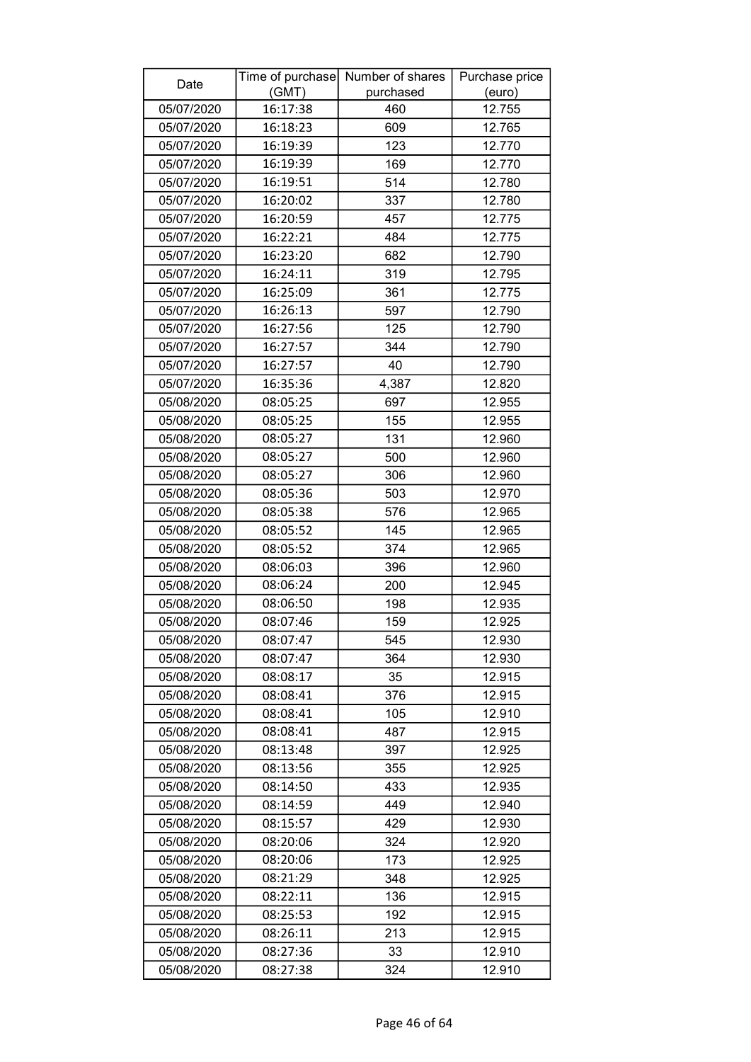| Date | Time of purchase (GMT) | Number of shares purchased | Purchase price (euro) |
|---|---|---|---|
| 05/07/2020 | 16:17:38 | 460 | 12.755 |
| 05/07/2020 | 16:18:23 | 609 | 12.765 |
| 05/07/2020 | 16:19:39 | 123 | 12.770 |
| 05/07/2020 | 16:19:39 | 169 | 12.770 |
| 05/07/2020 | 16:19:51 | 514 | 12.780 |
| 05/07/2020 | 16:20:02 | 337 | 12.780 |
| 05/07/2020 | 16:20:59 | 457 | 12.775 |
| 05/07/2020 | 16:22:21 | 484 | 12.775 |
| 05/07/2020 | 16:23:20 | 682 | 12.790 |
| 05/07/2020 | 16:24:11 | 319 | 12.795 |
| 05/07/2020 | 16:25:09 | 361 | 12.775 |
| 05/07/2020 | 16:26:13 | 597 | 12.790 |
| 05/07/2020 | 16:27:56 | 125 | 12.790 |
| 05/07/2020 | 16:27:57 | 344 | 12.790 |
| 05/07/2020 | 16:27:57 | 40 | 12.790 |
| 05/07/2020 | 16:35:36 | 4,387 | 12.820 |
| 05/08/2020 | 08:05:25 | 697 | 12.955 |
| 05/08/2020 | 08:05:25 | 155 | 12.955 |
| 05/08/2020 | 08:05:27 | 131 | 12.960 |
| 05/08/2020 | 08:05:27 | 500 | 12.960 |
| 05/08/2020 | 08:05:27 | 306 | 12.960 |
| 05/08/2020 | 08:05:36 | 503 | 12.970 |
| 05/08/2020 | 08:05:38 | 576 | 12.965 |
| 05/08/2020 | 08:05:52 | 145 | 12.965 |
| 05/08/2020 | 08:05:52 | 374 | 12.965 |
| 05/08/2020 | 08:06:03 | 396 | 12.960 |
| 05/08/2020 | 08:06:24 | 200 | 12.945 |
| 05/08/2020 | 08:06:50 | 198 | 12.935 |
| 05/08/2020 | 08:07:46 | 159 | 12.925 |
| 05/08/2020 | 08:07:47 | 545 | 12.930 |
| 05/08/2020 | 08:07:47 | 364 | 12.930 |
| 05/08/2020 | 08:08:17 | 35 | 12.915 |
| 05/08/2020 | 08:08:41 | 376 | 12.915 |
| 05/08/2020 | 08:08:41 | 105 | 12.910 |
| 05/08/2020 | 08:08:41 | 487 | 12.915 |
| 05/08/2020 | 08:13:48 | 397 | 12.925 |
| 05/08/2020 | 08:13:56 | 355 | 12.925 |
| 05/08/2020 | 08:14:50 | 433 | 12.935 |
| 05/08/2020 | 08:14:59 | 449 | 12.940 |
| 05/08/2020 | 08:15:57 | 429 | 12.930 |
| 05/08/2020 | 08:20:06 | 324 | 12.920 |
| 05/08/2020 | 08:20:06 | 173 | 12.925 |
| 05/08/2020 | 08:21:29 | 348 | 12.925 |
| 05/08/2020 | 08:22:11 | 136 | 12.915 |
| 05/08/2020 | 08:25:53 | 192 | 12.915 |
| 05/08/2020 | 08:26:11 | 213 | 12.915 |
| 05/08/2020 | 08:27:36 | 33 | 12.910 |
| 05/08/2020 | 08:27:38 | 324 | 12.910 |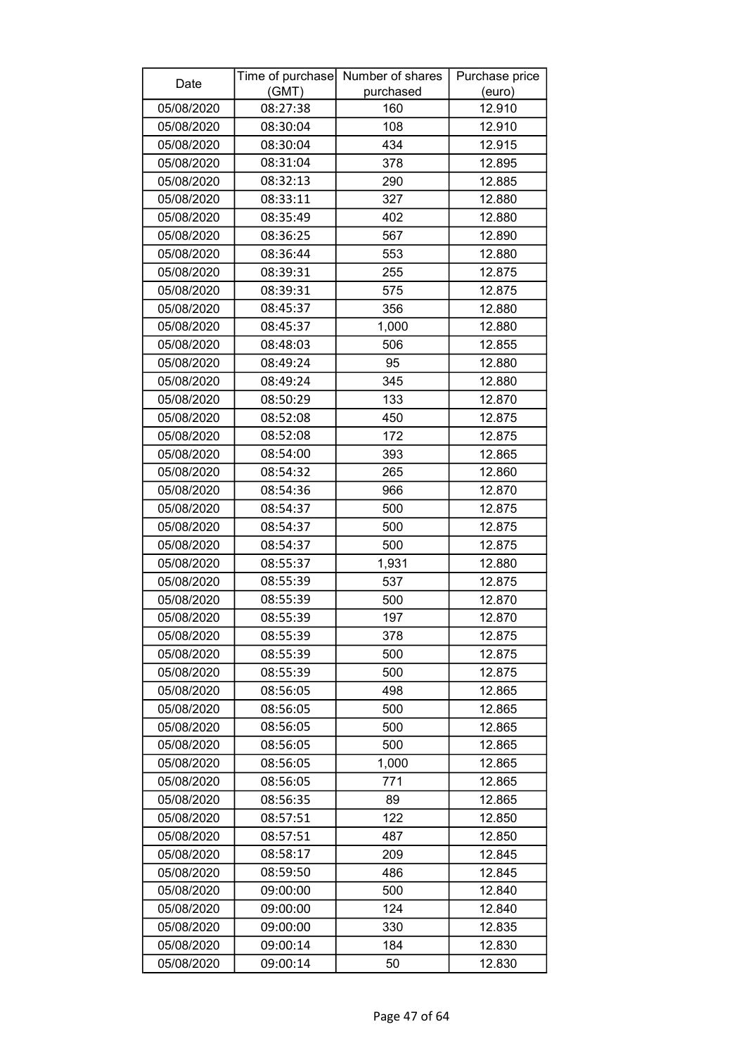| Date | Time of purchase (GMT) | Number of shares purchased | Purchase price (euro) |
|---|---|---|---|
| 05/08/2020 | 08:27:38 | 160 | 12.910 |
| 05/08/2020 | 08:30:04 | 108 | 12.910 |
| 05/08/2020 | 08:30:04 | 434 | 12.915 |
| 05/08/2020 | 08:31:04 | 378 | 12.895 |
| 05/08/2020 | 08:32:13 | 290 | 12.885 |
| 05/08/2020 | 08:33:11 | 327 | 12.880 |
| 05/08/2020 | 08:35:49 | 402 | 12.880 |
| 05/08/2020 | 08:36:25 | 567 | 12.890 |
| 05/08/2020 | 08:36:44 | 553 | 12.880 |
| 05/08/2020 | 08:39:31 | 255 | 12.875 |
| 05/08/2020 | 08:39:31 | 575 | 12.875 |
| 05/08/2020 | 08:45:37 | 356 | 12.880 |
| 05/08/2020 | 08:45:37 | 1,000 | 12.880 |
| 05/08/2020 | 08:48:03 | 506 | 12.855 |
| 05/08/2020 | 08:49:24 | 95 | 12.880 |
| 05/08/2020 | 08:49:24 | 345 | 12.880 |
| 05/08/2020 | 08:50:29 | 133 | 12.870 |
| 05/08/2020 | 08:52:08 | 450 | 12.875 |
| 05/08/2020 | 08:52:08 | 172 | 12.875 |
| 05/08/2020 | 08:54:00 | 393 | 12.865 |
| 05/08/2020 | 08:54:32 | 265 | 12.860 |
| 05/08/2020 | 08:54:36 | 966 | 12.870 |
| 05/08/2020 | 08:54:37 | 500 | 12.875 |
| 05/08/2020 | 08:54:37 | 500 | 12.875 |
| 05/08/2020 | 08:54:37 | 500 | 12.875 |
| 05/08/2020 | 08:55:37 | 1,931 | 12.880 |
| 05/08/2020 | 08:55:39 | 537 | 12.875 |
| 05/08/2020 | 08:55:39 | 500 | 12.870 |
| 05/08/2020 | 08:55:39 | 197 | 12.870 |
| 05/08/2020 | 08:55:39 | 378 | 12.875 |
| 05/08/2020 | 08:55:39 | 500 | 12.875 |
| 05/08/2020 | 08:55:39 | 500 | 12.875 |
| 05/08/2020 | 08:56:05 | 498 | 12.865 |
| 05/08/2020 | 08:56:05 | 500 | 12.865 |
| 05/08/2020 | 08:56:05 | 500 | 12.865 |
| 05/08/2020 | 08:56:05 | 500 | 12.865 |
| 05/08/2020 | 08:56:05 | 1,000 | 12.865 |
| 05/08/2020 | 08:56:05 | 771 | 12.865 |
| 05/08/2020 | 08:56:35 | 89 | 12.865 |
| 05/08/2020 | 08:57:51 | 122 | 12.850 |
| 05/08/2020 | 08:57:51 | 487 | 12.850 |
| 05/08/2020 | 08:58:17 | 209 | 12.845 |
| 05/08/2020 | 08:59:50 | 486 | 12.845 |
| 05/08/2020 | 09:00:00 | 500 | 12.840 |
| 05/08/2020 | 09:00:00 | 124 | 12.840 |
| 05/08/2020 | 09:00:00 | 330 | 12.835 |
| 05/08/2020 | 09:00:14 | 184 | 12.830 |
| 05/08/2020 | 09:00:14 | 50 | 12.830 |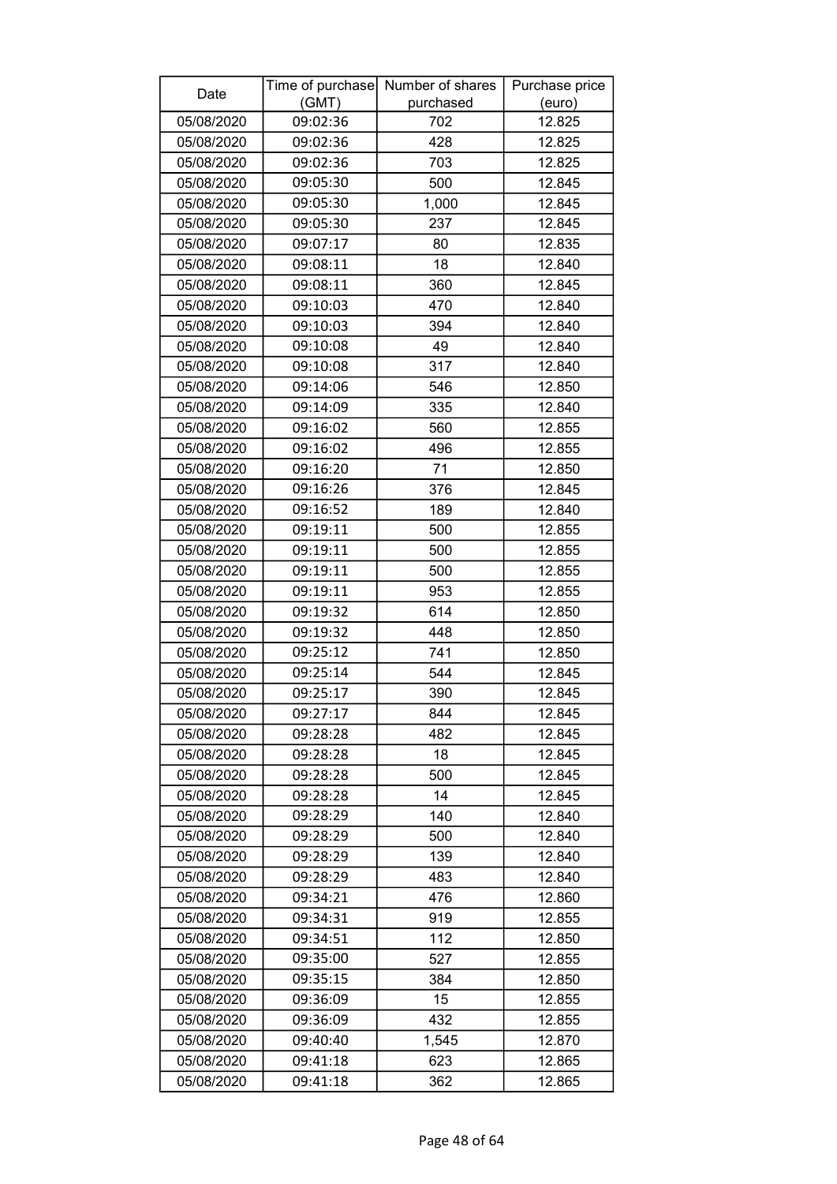| Date | Time of purchase (GMT) | Number of shares purchased | Purchase price (euro) |
|---|---|---|---|
| 05/08/2020 | 09:02:36 | 702 | 12.825 |
| 05/08/2020 | 09:02:36 | 428 | 12.825 |
| 05/08/2020 | 09:02:36 | 703 | 12.825 |
| 05/08/2020 | 09:05:30 | 500 | 12.845 |
| 05/08/2020 | 09:05:30 | 1,000 | 12.845 |
| 05/08/2020 | 09:05:30 | 237 | 12.845 |
| 05/08/2020 | 09:07:17 | 80 | 12.835 |
| 05/08/2020 | 09:08:11 | 18 | 12.840 |
| 05/08/2020 | 09:08:11 | 360 | 12.845 |
| 05/08/2020 | 09:10:03 | 470 | 12.840 |
| 05/08/2020 | 09:10:03 | 394 | 12.840 |
| 05/08/2020 | 09:10:08 | 49 | 12.840 |
| 05/08/2020 | 09:10:08 | 317 | 12.840 |
| 05/08/2020 | 09:14:06 | 546 | 12.850 |
| 05/08/2020 | 09:14:09 | 335 | 12.840 |
| 05/08/2020 | 09:16:02 | 560 | 12.855 |
| 05/08/2020 | 09:16:02 | 496 | 12.855 |
| 05/08/2020 | 09:16:20 | 71 | 12.850 |
| 05/08/2020 | 09:16:26 | 376 | 12.845 |
| 05/08/2020 | 09:16:52 | 189 | 12.840 |
| 05/08/2020 | 09:19:11 | 500 | 12.855 |
| 05/08/2020 | 09:19:11 | 500 | 12.855 |
| 05/08/2020 | 09:19:11 | 500 | 12.855 |
| 05/08/2020 | 09:19:11 | 953 | 12.855 |
| 05/08/2020 | 09:19:32 | 614 | 12.850 |
| 05/08/2020 | 09:19:32 | 448 | 12.850 |
| 05/08/2020 | 09:25:12 | 741 | 12.850 |
| 05/08/2020 | 09:25:14 | 544 | 12.845 |
| 05/08/2020 | 09:25:17 | 390 | 12.845 |
| 05/08/2020 | 09:27:17 | 844 | 12.845 |
| 05/08/2020 | 09:28:28 | 482 | 12.845 |
| 05/08/2020 | 09:28:28 | 18 | 12.845 |
| 05/08/2020 | 09:28:28 | 500 | 12.845 |
| 05/08/2020 | 09:28:28 | 14 | 12.845 |
| 05/08/2020 | 09:28:29 | 140 | 12.840 |
| 05/08/2020 | 09:28:29 | 500 | 12.840 |
| 05/08/2020 | 09:28:29 | 139 | 12.840 |
| 05/08/2020 | 09:28:29 | 483 | 12.840 |
| 05/08/2020 | 09:34:21 | 476 | 12.860 |
| 05/08/2020 | 09:34:31 | 919 | 12.855 |
| 05/08/2020 | 09:34:51 | 112 | 12.850 |
| 05/08/2020 | 09:35:00 | 527 | 12.855 |
| 05/08/2020 | 09:35:15 | 384 | 12.850 |
| 05/08/2020 | 09:36:09 | 15 | 12.855 |
| 05/08/2020 | 09:36:09 | 432 | 12.855 |
| 05/08/2020 | 09:40:40 | 1,545 | 12.870 |
| 05/08/2020 | 09:41:18 | 623 | 12.865 |
| 05/08/2020 | 09:41:18 | 362 | 12.865 |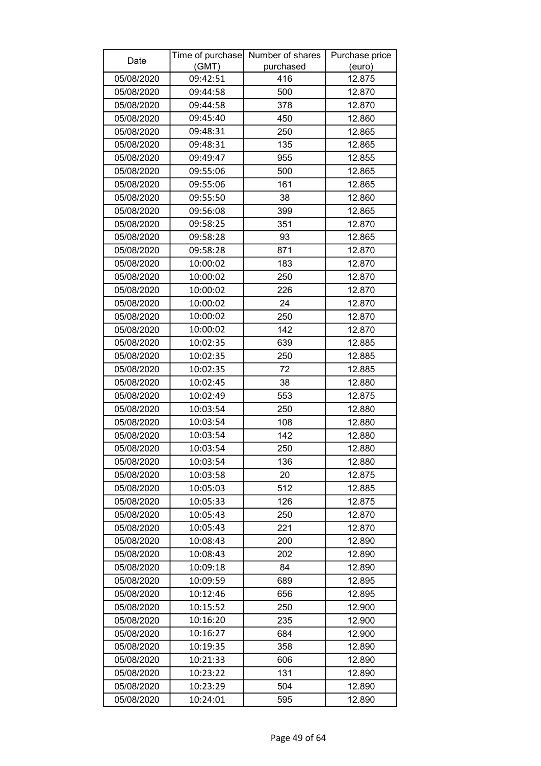| Date | Time of purchase (GMT) | Number of shares purchased | Purchase price (euro) |
|---|---|---|---|
| 05/08/2020 | 09:42:51 | 416 | 12.875 |
| 05/08/2020 | 09:44:58 | 500 | 12.870 |
| 05/08/2020 | 09:44:58 | 378 | 12.870 |
| 05/08/2020 | 09:45:40 | 450 | 12.860 |
| 05/08/2020 | 09:48:31 | 250 | 12.865 |
| 05/08/2020 | 09:48:31 | 135 | 12.865 |
| 05/08/2020 | 09:49:47 | 955 | 12.855 |
| 05/08/2020 | 09:55:06 | 500 | 12.865 |
| 05/08/2020 | 09:55:06 | 161 | 12.865 |
| 05/08/2020 | 09:55:50 | 38 | 12.860 |
| 05/08/2020 | 09:56:08 | 399 | 12.865 |
| 05/08/2020 | 09:58:25 | 351 | 12.870 |
| 05/08/2020 | 09:58:28 | 93 | 12.865 |
| 05/08/2020 | 09:58:28 | 871 | 12.870 |
| 05/08/2020 | 10:00:02 | 183 | 12.870 |
| 05/08/2020 | 10:00:02 | 250 | 12.870 |
| 05/08/2020 | 10:00:02 | 226 | 12.870 |
| 05/08/2020 | 10:00:02 | 24 | 12.870 |
| 05/08/2020 | 10:00:02 | 250 | 12.870 |
| 05/08/2020 | 10:00:02 | 142 | 12.870 |
| 05/08/2020 | 10:02:35 | 639 | 12.885 |
| 05/08/2020 | 10:02:35 | 250 | 12.885 |
| 05/08/2020 | 10:02:35 | 72 | 12.885 |
| 05/08/2020 | 10:02:45 | 38 | 12.880 |
| 05/08/2020 | 10:02:49 | 553 | 12.875 |
| 05/08/2020 | 10:03:54 | 250 | 12.880 |
| 05/08/2020 | 10:03:54 | 108 | 12.880 |
| 05/08/2020 | 10:03:54 | 142 | 12.880 |
| 05/08/2020 | 10:03:54 | 250 | 12.880 |
| 05/08/2020 | 10:03:54 | 136 | 12.880 |
| 05/08/2020 | 10:03:58 | 20 | 12.875 |
| 05/08/2020 | 10:05:03 | 512 | 12.885 |
| 05/08/2020 | 10:05:33 | 126 | 12.875 |
| 05/08/2020 | 10:05:43 | 250 | 12.870 |
| 05/08/2020 | 10:05:43 | 221 | 12.870 |
| 05/08/2020 | 10:08:43 | 200 | 12.890 |
| 05/08/2020 | 10:08:43 | 202 | 12.890 |
| 05/08/2020 | 10:09:18 | 84 | 12.890 |
| 05/08/2020 | 10:09:59 | 689 | 12.895 |
| 05/08/2020 | 10:12:46 | 656 | 12.895 |
| 05/08/2020 | 10:15:52 | 250 | 12.900 |
| 05/08/2020 | 10:16:20 | 235 | 12.900 |
| 05/08/2020 | 10:16:27 | 684 | 12.900 |
| 05/08/2020 | 10:19:35 | 358 | 12.890 |
| 05/08/2020 | 10:21:33 | 606 | 12.890 |
| 05/08/2020 | 10:23:22 | 131 | 12.890 |
| 05/08/2020 | 10:23:29 | 504 | 12.890 |
| 05/08/2020 | 10:24:01 | 595 | 12.890 |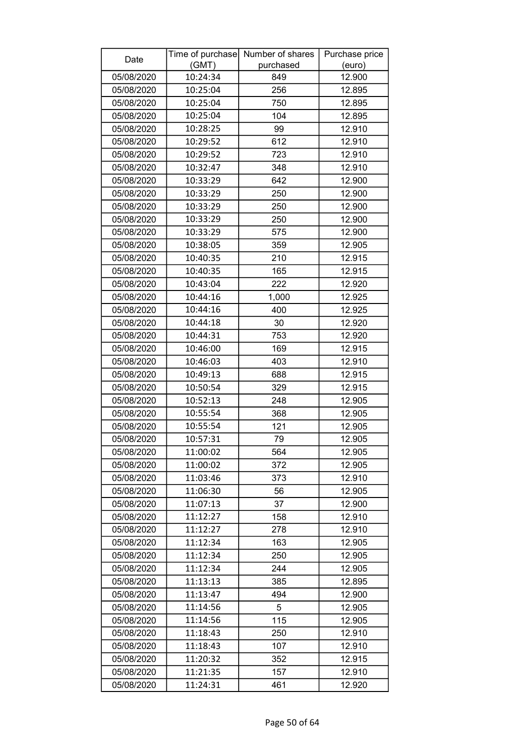| Date | Time of purchase (GMT) | Number of shares purchased | Purchase price (euro) |
|---|---|---|---|
| 05/08/2020 | 10:24:34 | 849 | 12.900 |
| 05/08/2020 | 10:25:04 | 256 | 12.895 |
| 05/08/2020 | 10:25:04 | 750 | 12.895 |
| 05/08/2020 | 10:25:04 | 104 | 12.895 |
| 05/08/2020 | 10:28:25 | 99 | 12.910 |
| 05/08/2020 | 10:29:52 | 612 | 12.910 |
| 05/08/2020 | 10:29:52 | 723 | 12.910 |
| 05/08/2020 | 10:32:47 | 348 | 12.910 |
| 05/08/2020 | 10:33:29 | 642 | 12.900 |
| 05/08/2020 | 10:33:29 | 250 | 12.900 |
| 05/08/2020 | 10:33:29 | 250 | 12.900 |
| 05/08/2020 | 10:33:29 | 250 | 12.900 |
| 05/08/2020 | 10:33:29 | 575 | 12.900 |
| 05/08/2020 | 10:38:05 | 359 | 12.905 |
| 05/08/2020 | 10:40:35 | 210 | 12.915 |
| 05/08/2020 | 10:40:35 | 165 | 12.915 |
| 05/08/2020 | 10:43:04 | 222 | 12.920 |
| 05/08/2020 | 10:44:16 | 1,000 | 12.925 |
| 05/08/2020 | 10:44:16 | 400 | 12.925 |
| 05/08/2020 | 10:44:18 | 30 | 12.920 |
| 05/08/2020 | 10:44:31 | 753 | 12.920 |
| 05/08/2020 | 10:46:00 | 169 | 12.915 |
| 05/08/2020 | 10:46:03 | 403 | 12.910 |
| 05/08/2020 | 10:49:13 | 688 | 12.915 |
| 05/08/2020 | 10:50:54 | 329 | 12.915 |
| 05/08/2020 | 10:52:13 | 248 | 12.905 |
| 05/08/2020 | 10:55:54 | 368 | 12.905 |
| 05/08/2020 | 10:55:54 | 121 | 12.905 |
| 05/08/2020 | 10:57:31 | 79 | 12.905 |
| 05/08/2020 | 11:00:02 | 564 | 12.905 |
| 05/08/2020 | 11:00:02 | 372 | 12.905 |
| 05/08/2020 | 11:03:46 | 373 | 12.910 |
| 05/08/2020 | 11:06:30 | 56 | 12.905 |
| 05/08/2020 | 11:07:13 | 37 | 12.900 |
| 05/08/2020 | 11:12:27 | 158 | 12.910 |
| 05/08/2020 | 11:12:27 | 278 | 12.910 |
| 05/08/2020 | 11:12:34 | 163 | 12.905 |
| 05/08/2020 | 11:12:34 | 250 | 12.905 |
| 05/08/2020 | 11:12:34 | 244 | 12.905 |
| 05/08/2020 | 11:13:13 | 385 | 12.895 |
| 05/08/2020 | 11:13:47 | 494 | 12.900 |
| 05/08/2020 | 11:14:56 | 5 | 12.905 |
| 05/08/2020 | 11:14:56 | 115 | 12.905 |
| 05/08/2020 | 11:18:43 | 250 | 12.910 |
| 05/08/2020 | 11:18:43 | 107 | 12.910 |
| 05/08/2020 | 11:20:32 | 352 | 12.915 |
| 05/08/2020 | 11:21:35 | 157 | 12.910 |
| 05/08/2020 | 11:24:31 | 461 | 12.920 |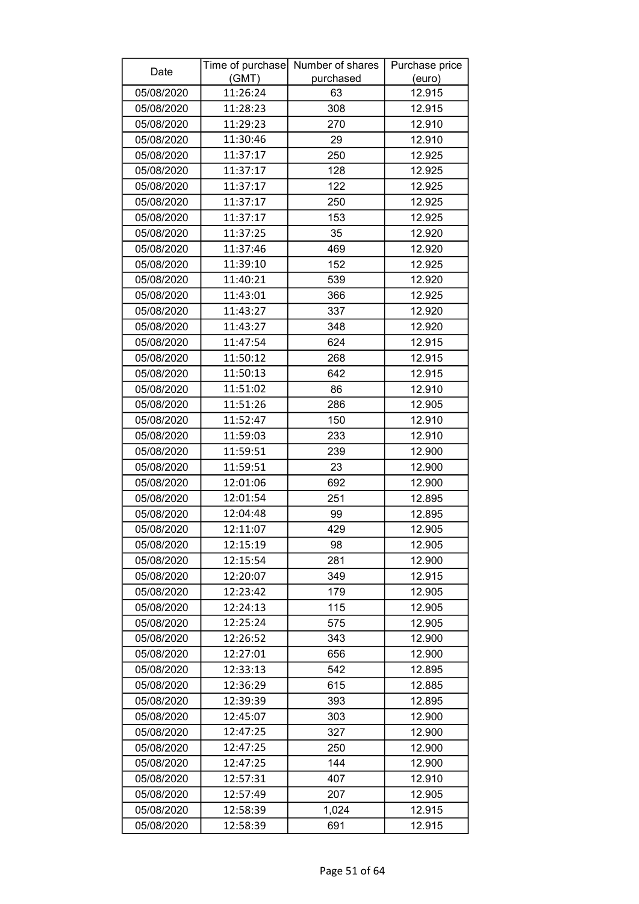| Date | Time of purchase (GMT) | Number of shares purchased | Purchase price (euro) |
|---|---|---|---|
| 05/08/2020 | 11:26:24 | 63 | 12.915 |
| 05/08/2020 | 11:28:23 | 308 | 12.915 |
| 05/08/2020 | 11:29:23 | 270 | 12.910 |
| 05/08/2020 | 11:30:46 | 29 | 12.910 |
| 05/08/2020 | 11:37:17 | 250 | 12.925 |
| 05/08/2020 | 11:37:17 | 128 | 12.925 |
| 05/08/2020 | 11:37:17 | 122 | 12.925 |
| 05/08/2020 | 11:37:17 | 250 | 12.925 |
| 05/08/2020 | 11:37:17 | 153 | 12.925 |
| 05/08/2020 | 11:37:25 | 35 | 12.920 |
| 05/08/2020 | 11:37:46 | 469 | 12.920 |
| 05/08/2020 | 11:39:10 | 152 | 12.925 |
| 05/08/2020 | 11:40:21 | 539 | 12.920 |
| 05/08/2020 | 11:43:01 | 366 | 12.925 |
| 05/08/2020 | 11:43:27 | 337 | 12.920 |
| 05/08/2020 | 11:43:27 | 348 | 12.920 |
| 05/08/2020 | 11:47:54 | 624 | 12.915 |
| 05/08/2020 | 11:50:12 | 268 | 12.915 |
| 05/08/2020 | 11:50:13 | 642 | 12.915 |
| 05/08/2020 | 11:51:02 | 86 | 12.910 |
| 05/08/2020 | 11:51:26 | 286 | 12.905 |
| 05/08/2020 | 11:52:47 | 150 | 12.910 |
| 05/08/2020 | 11:59:03 | 233 | 12.910 |
| 05/08/2020 | 11:59:51 | 239 | 12.900 |
| 05/08/2020 | 11:59:51 | 23 | 12.900 |
| 05/08/2020 | 12:01:06 | 692 | 12.900 |
| 05/08/2020 | 12:01:54 | 251 | 12.895 |
| 05/08/2020 | 12:04:48 | 99 | 12.895 |
| 05/08/2020 | 12:11:07 | 429 | 12.905 |
| 05/08/2020 | 12:15:19 | 98 | 12.905 |
| 05/08/2020 | 12:15:54 | 281 | 12.900 |
| 05/08/2020 | 12:20:07 | 349 | 12.915 |
| 05/08/2020 | 12:23:42 | 179 | 12.905 |
| 05/08/2020 | 12:24:13 | 115 | 12.905 |
| 05/08/2020 | 12:25:24 | 575 | 12.905 |
| 05/08/2020 | 12:26:52 | 343 | 12.900 |
| 05/08/2020 | 12:27:01 | 656 | 12.900 |
| 05/08/2020 | 12:33:13 | 542 | 12.895 |
| 05/08/2020 | 12:36:29 | 615 | 12.885 |
| 05/08/2020 | 12:39:39 | 393 | 12.895 |
| 05/08/2020 | 12:45:07 | 303 | 12.900 |
| 05/08/2020 | 12:47:25 | 327 | 12.900 |
| 05/08/2020 | 12:47:25 | 250 | 12.900 |
| 05/08/2020 | 12:47:25 | 144 | 12.900 |
| 05/08/2020 | 12:57:31 | 407 | 12.910 |
| 05/08/2020 | 12:57:49 | 207 | 12.905 |
| 05/08/2020 | 12:58:39 | 1,024 | 12.915 |
| 05/08/2020 | 12:58:39 | 691 | 12.915 |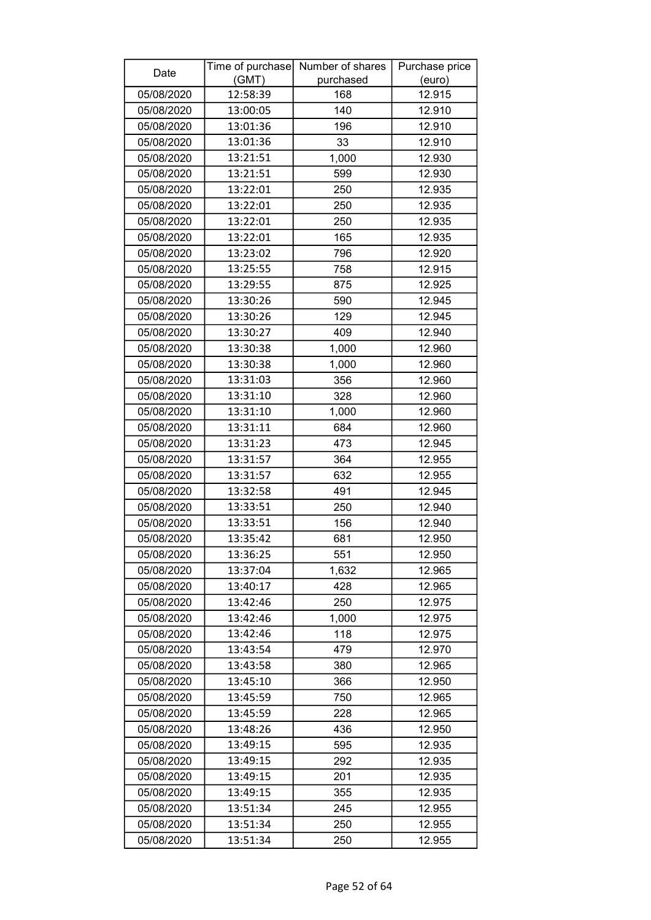| Date | Time of purchase (GMT) | Number of shares purchased | Purchase price (euro) |
|---|---|---|---|
| 05/08/2020 | 12:58:39 | 168 | 12.915 |
| 05/08/2020 | 13:00:05 | 140 | 12.910 |
| 05/08/2020 | 13:01:36 | 196 | 12.910 |
| 05/08/2020 | 13:01:36 | 33 | 12.910 |
| 05/08/2020 | 13:21:51 | 1,000 | 12.930 |
| 05/08/2020 | 13:21:51 | 599 | 12.930 |
| 05/08/2020 | 13:22:01 | 250 | 12.935 |
| 05/08/2020 | 13:22:01 | 250 | 12.935 |
| 05/08/2020 | 13:22:01 | 250 | 12.935 |
| 05/08/2020 | 13:22:01 | 165 | 12.935 |
| 05/08/2020 | 13:23:02 | 796 | 12.920 |
| 05/08/2020 | 13:25:55 | 758 | 12.915 |
| 05/08/2020 | 13:29:55 | 875 | 12.925 |
| 05/08/2020 | 13:30:26 | 590 | 12.945 |
| 05/08/2020 | 13:30:26 | 129 | 12.945 |
| 05/08/2020 | 13:30:27 | 409 | 12.940 |
| 05/08/2020 | 13:30:38 | 1,000 | 12.960 |
| 05/08/2020 | 13:30:38 | 1,000 | 12.960 |
| 05/08/2020 | 13:31:03 | 356 | 12.960 |
| 05/08/2020 | 13:31:10 | 328 | 12.960 |
| 05/08/2020 | 13:31:10 | 1,000 | 12.960 |
| 05/08/2020 | 13:31:11 | 684 | 12.960 |
| 05/08/2020 | 13:31:23 | 473 | 12.945 |
| 05/08/2020 | 13:31:57 | 364 | 12.955 |
| 05/08/2020 | 13:31:57 | 632 | 12.955 |
| 05/08/2020 | 13:32:58 | 491 | 12.945 |
| 05/08/2020 | 13:33:51 | 250 | 12.940 |
| 05/08/2020 | 13:33:51 | 156 | 12.940 |
| 05/08/2020 | 13:35:42 | 681 | 12.950 |
| 05/08/2020 | 13:36:25 | 551 | 12.950 |
| 05/08/2020 | 13:37:04 | 1,632 | 12.965 |
| 05/08/2020 | 13:40:17 | 428 | 12.965 |
| 05/08/2020 | 13:42:46 | 250 | 12.975 |
| 05/08/2020 | 13:42:46 | 1,000 | 12.975 |
| 05/08/2020 | 13:42:46 | 118 | 12.975 |
| 05/08/2020 | 13:43:54 | 479 | 12.970 |
| 05/08/2020 | 13:43:58 | 380 | 12.965 |
| 05/08/2020 | 13:45:10 | 366 | 12.950 |
| 05/08/2020 | 13:45:59 | 750 | 12.965 |
| 05/08/2020 | 13:45:59 | 228 | 12.965 |
| 05/08/2020 | 13:48:26 | 436 | 12.950 |
| 05/08/2020 | 13:49:15 | 595 | 12.935 |
| 05/08/2020 | 13:49:15 | 292 | 12.935 |
| 05/08/2020 | 13:49:15 | 201 | 12.935 |
| 05/08/2020 | 13:49:15 | 355 | 12.935 |
| 05/08/2020 | 13:51:34 | 245 | 12.955 |
| 05/08/2020 | 13:51:34 | 250 | 12.955 |
| 05/08/2020 | 13:51:34 | 250 | 12.955 |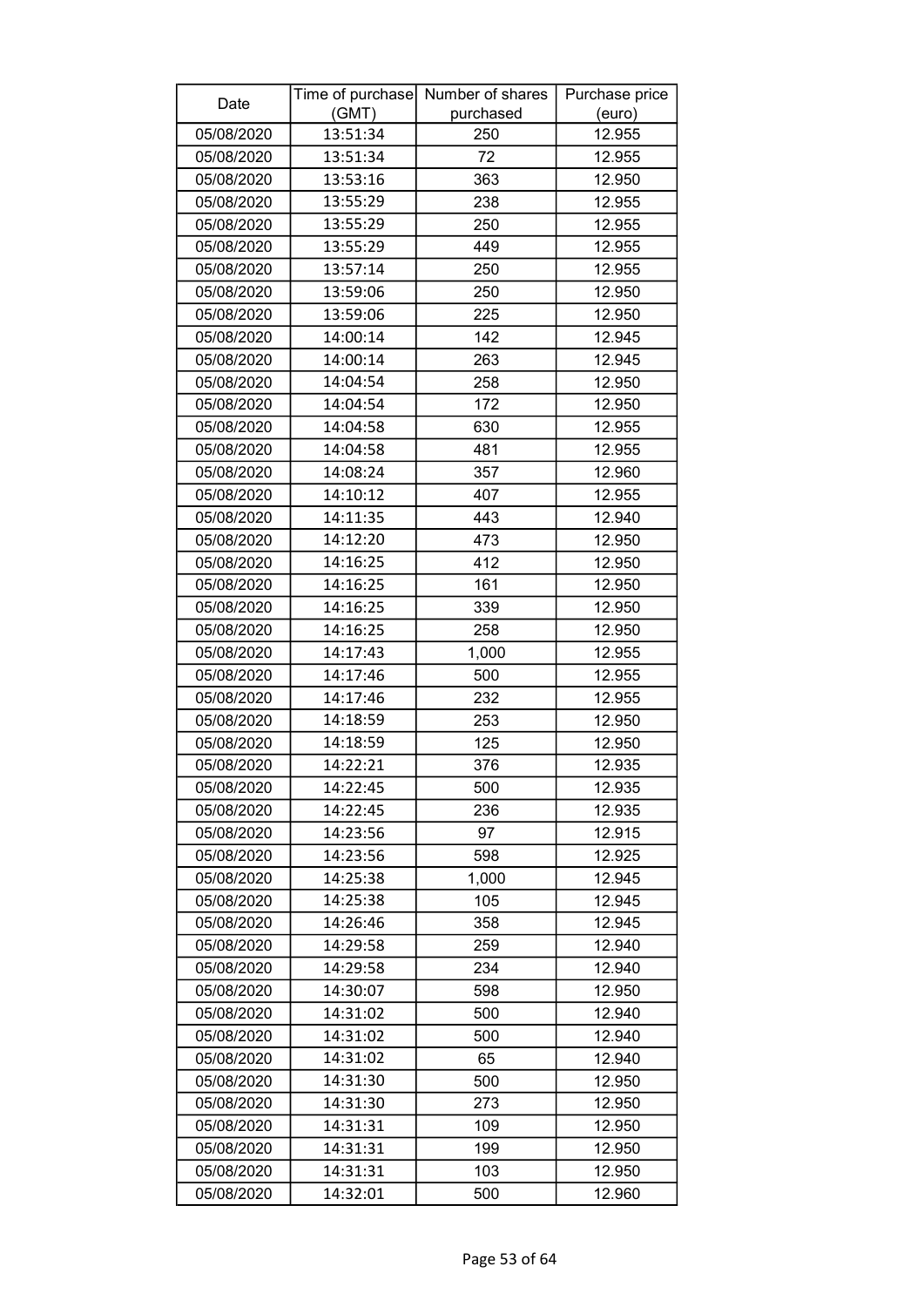| Date | Time of purchase (GMT) | Number of shares purchased | Purchase price (euro) |
|---|---|---|---|
| 05/08/2020 | 13:51:34 | 250 | 12.955 |
| 05/08/2020 | 13:51:34 | 72 | 12.955 |
| 05/08/2020 | 13:53:16 | 363 | 12.950 |
| 05/08/2020 | 13:55:29 | 238 | 12.955 |
| 05/08/2020 | 13:55:29 | 250 | 12.955 |
| 05/08/2020 | 13:55:29 | 449 | 12.955 |
| 05/08/2020 | 13:57:14 | 250 | 12.955 |
| 05/08/2020 | 13:59:06 | 250 | 12.950 |
| 05/08/2020 | 13:59:06 | 225 | 12.950 |
| 05/08/2020 | 14:00:14 | 142 | 12.945 |
| 05/08/2020 | 14:00:14 | 263 | 12.945 |
| 05/08/2020 | 14:04:54 | 258 | 12.950 |
| 05/08/2020 | 14:04:54 | 172 | 12.950 |
| 05/08/2020 | 14:04:58 | 630 | 12.955 |
| 05/08/2020 | 14:04:58 | 481 | 12.955 |
| 05/08/2020 | 14:08:24 | 357 | 12.960 |
| 05/08/2020 | 14:10:12 | 407 | 12.955 |
| 05/08/2020 | 14:11:35 | 443 | 12.940 |
| 05/08/2020 | 14:12:20 | 473 | 12.950 |
| 05/08/2020 | 14:16:25 | 412 | 12.950 |
| 05/08/2020 | 14:16:25 | 161 | 12.950 |
| 05/08/2020 | 14:16:25 | 339 | 12.950 |
| 05/08/2020 | 14:16:25 | 258 | 12.950 |
| 05/08/2020 | 14:17:43 | 1,000 | 12.955 |
| 05/08/2020 | 14:17:46 | 500 | 12.955 |
| 05/08/2020 | 14:17:46 | 232 | 12.955 |
| 05/08/2020 | 14:18:59 | 253 | 12.950 |
| 05/08/2020 | 14:18:59 | 125 | 12.950 |
| 05/08/2020 | 14:22:21 | 376 | 12.935 |
| 05/08/2020 | 14:22:45 | 500 | 12.935 |
| 05/08/2020 | 14:22:45 | 236 | 12.935 |
| 05/08/2020 | 14:23:56 | 97 | 12.915 |
| 05/08/2020 | 14:23:56 | 598 | 12.925 |
| 05/08/2020 | 14:25:38 | 1,000 | 12.945 |
| 05/08/2020 | 14:25:38 | 105 | 12.945 |
| 05/08/2020 | 14:26:46 | 358 | 12.945 |
| 05/08/2020 | 14:29:58 | 259 | 12.940 |
| 05/08/2020 | 14:29:58 | 234 | 12.940 |
| 05/08/2020 | 14:30:07 | 598 | 12.950 |
| 05/08/2020 | 14:31:02 | 500 | 12.940 |
| 05/08/2020 | 14:31:02 | 500 | 12.940 |
| 05/08/2020 | 14:31:02 | 65 | 12.940 |
| 05/08/2020 | 14:31:30 | 500 | 12.950 |
| 05/08/2020 | 14:31:30 | 273 | 12.950 |
| 05/08/2020 | 14:31:31 | 109 | 12.950 |
| 05/08/2020 | 14:31:31 | 199 | 12.950 |
| 05/08/2020 | 14:31:31 | 103 | 12.950 |
| 05/08/2020 | 14:32:01 | 500 | 12.960 |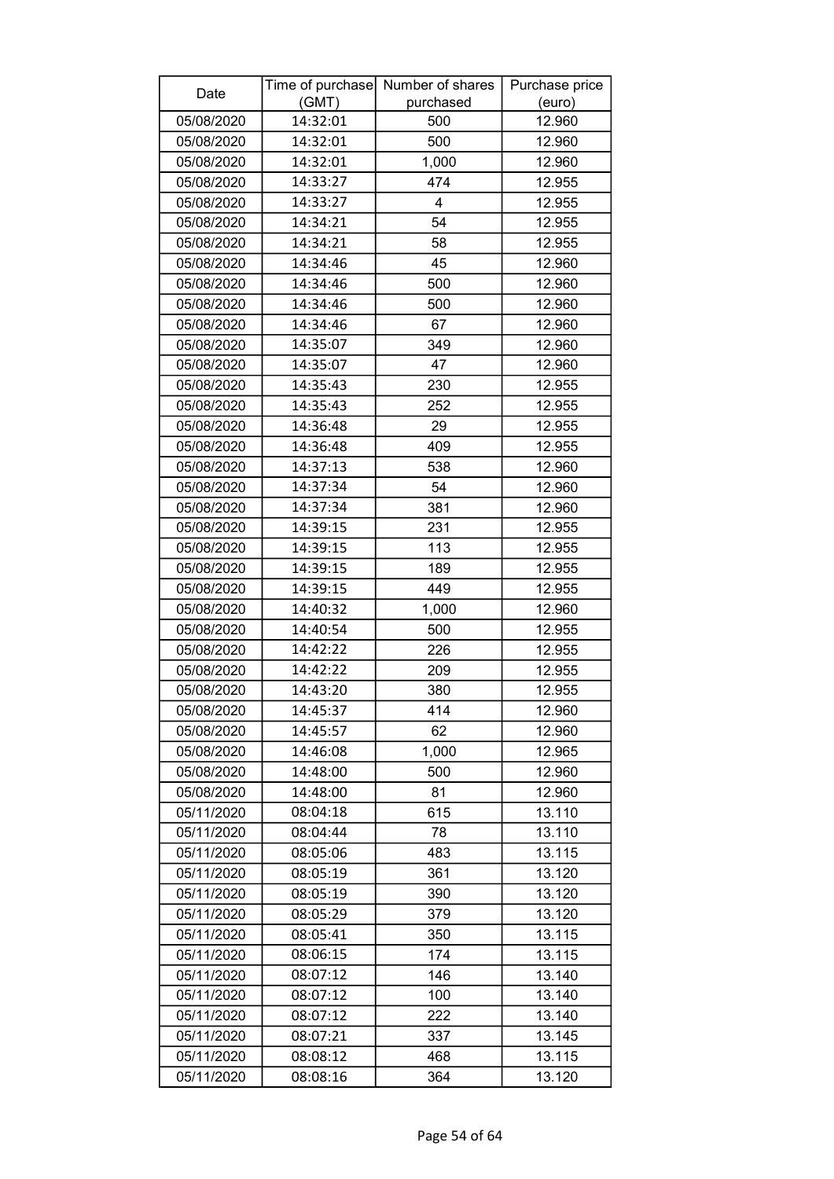| Date | Time of purchase (GMT) | Number of shares purchased | Purchase price (euro) |
|---|---|---|---|
| 05/08/2020 | 14:32:01 | 500 | 12.960 |
| 05/08/2020 | 14:32:01 | 500 | 12.960 |
| 05/08/2020 | 14:32:01 | 1,000 | 12.960 |
| 05/08/2020 | 14:33:27 | 474 | 12.955 |
| 05/08/2020 | 14:33:27 | 4 | 12.955 |
| 05/08/2020 | 14:34:21 | 54 | 12.955 |
| 05/08/2020 | 14:34:21 | 58 | 12.955 |
| 05/08/2020 | 14:34:46 | 45 | 12.960 |
| 05/08/2020 | 14:34:46 | 500 | 12.960 |
| 05/08/2020 | 14:34:46 | 500 | 12.960 |
| 05/08/2020 | 14:34:46 | 67 | 12.960 |
| 05/08/2020 | 14:35:07 | 349 | 12.960 |
| 05/08/2020 | 14:35:07 | 47 | 12.960 |
| 05/08/2020 | 14:35:43 | 230 | 12.955 |
| 05/08/2020 | 14:35:43 | 252 | 12.955 |
| 05/08/2020 | 14:36:48 | 29 | 12.955 |
| 05/08/2020 | 14:36:48 | 409 | 12.955 |
| 05/08/2020 | 14:37:13 | 538 | 12.960 |
| 05/08/2020 | 14:37:34 | 54 | 12.960 |
| 05/08/2020 | 14:37:34 | 381 | 12.960 |
| 05/08/2020 | 14:39:15 | 231 | 12.955 |
| 05/08/2020 | 14:39:15 | 113 | 12.955 |
| 05/08/2020 | 14:39:15 | 189 | 12.955 |
| 05/08/2020 | 14:39:15 | 449 | 12.955 |
| 05/08/2020 | 14:40:32 | 1,000 | 12.960 |
| 05/08/2020 | 14:40:54 | 500 | 12.955 |
| 05/08/2020 | 14:42:22 | 226 | 12.955 |
| 05/08/2020 | 14:42:22 | 209 | 12.955 |
| 05/08/2020 | 14:43:20 | 380 | 12.955 |
| 05/08/2020 | 14:45:37 | 414 | 12.960 |
| 05/08/2020 | 14:45:57 | 62 | 12.960 |
| 05/08/2020 | 14:46:08 | 1,000 | 12.965 |
| 05/08/2020 | 14:48:00 | 500 | 12.960 |
| 05/08/2020 | 14:48:00 | 81 | 12.960 |
| 05/11/2020 | 08:04:18 | 615 | 13.110 |
| 05/11/2020 | 08:04:44 | 78 | 13.110 |
| 05/11/2020 | 08:05:06 | 483 | 13.115 |
| 05/11/2020 | 08:05:19 | 361 | 13.120 |
| 05/11/2020 | 08:05:19 | 390 | 13.120 |
| 05/11/2020 | 08:05:29 | 379 | 13.120 |
| 05/11/2020 | 08:05:41 | 350 | 13.115 |
| 05/11/2020 | 08:06:15 | 174 | 13.115 |
| 05/11/2020 | 08:07:12 | 146 | 13.140 |
| 05/11/2020 | 08:07:12 | 100 | 13.140 |
| 05/11/2020 | 08:07:12 | 222 | 13.140 |
| 05/11/2020 | 08:07:21 | 337 | 13.145 |
| 05/11/2020 | 08:08:12 | 468 | 13.115 |
| 05/11/2020 | 08:08:16 | 364 | 13.120 |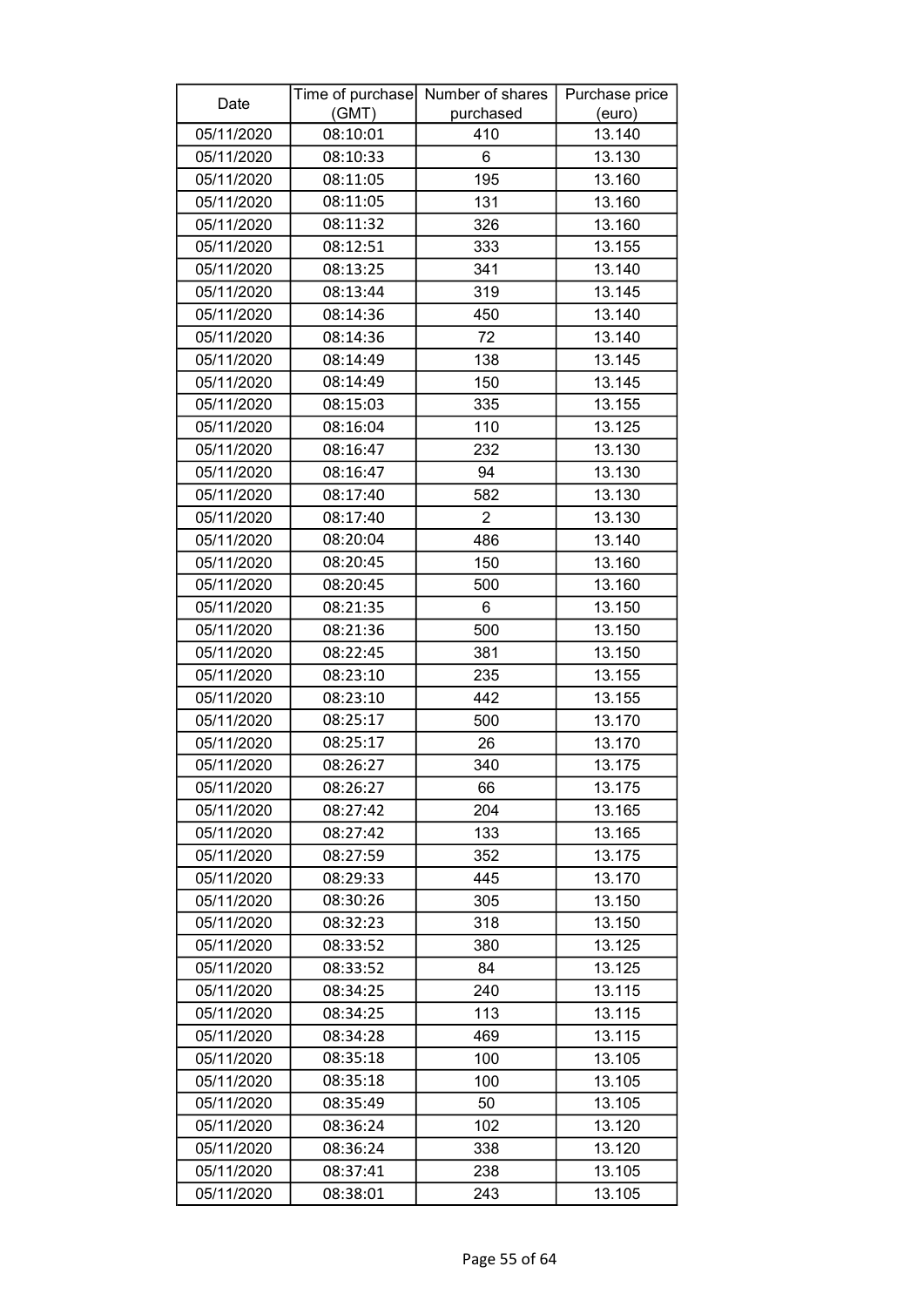| Date | Time of purchase (GMT) | Number of shares purchased | Purchase price (euro) |
|---|---|---|---|
| 05/11/2020 | 08:10:01 | 410 | 13.140 |
| 05/11/2020 | 08:10:33 | 6 | 13.130 |
| 05/11/2020 | 08:11:05 | 195 | 13.160 |
| 05/11/2020 | 08:11:05 | 131 | 13.160 |
| 05/11/2020 | 08:11:32 | 326 | 13.160 |
| 05/11/2020 | 08:12:51 | 333 | 13.155 |
| 05/11/2020 | 08:13:25 | 341 | 13.140 |
| 05/11/2020 | 08:13:44 | 319 | 13.145 |
| 05/11/2020 | 08:14:36 | 450 | 13.140 |
| 05/11/2020 | 08:14:36 | 72 | 13.140 |
| 05/11/2020 | 08:14:49 | 138 | 13.145 |
| 05/11/2020 | 08:14:49 | 150 | 13.145 |
| 05/11/2020 | 08:15:03 | 335 | 13.155 |
| 05/11/2020 | 08:16:04 | 110 | 13.125 |
| 05/11/2020 | 08:16:47 | 232 | 13.130 |
| 05/11/2020 | 08:16:47 | 94 | 13.130 |
| 05/11/2020 | 08:17:40 | 582 | 13.130 |
| 05/11/2020 | 08:17:40 | 2 | 13.130 |
| 05/11/2020 | 08:20:04 | 486 | 13.140 |
| 05/11/2020 | 08:20:45 | 150 | 13.160 |
| 05/11/2020 | 08:20:45 | 500 | 13.160 |
| 05/11/2020 | 08:21:35 | 6 | 13.150 |
| 05/11/2020 | 08:21:36 | 500 | 13.150 |
| 05/11/2020 | 08:22:45 | 381 | 13.150 |
| 05/11/2020 | 08:23:10 | 235 | 13.155 |
| 05/11/2020 | 08:23:10 | 442 | 13.155 |
| 05/11/2020 | 08:25:17 | 500 | 13.170 |
| 05/11/2020 | 08:25:17 | 26 | 13.170 |
| 05/11/2020 | 08:26:27 | 340 | 13.175 |
| 05/11/2020 | 08:26:27 | 66 | 13.175 |
| 05/11/2020 | 08:27:42 | 204 | 13.165 |
| 05/11/2020 | 08:27:42 | 133 | 13.165 |
| 05/11/2020 | 08:27:59 | 352 | 13.175 |
| 05/11/2020 | 08:29:33 | 445 | 13.170 |
| 05/11/2020 | 08:30:26 | 305 | 13.150 |
| 05/11/2020 | 08:32:23 | 318 | 13.150 |
| 05/11/2020 | 08:33:52 | 380 | 13.125 |
| 05/11/2020 | 08:33:52 | 84 | 13.125 |
| 05/11/2020 | 08:34:25 | 240 | 13.115 |
| 05/11/2020 | 08:34:25 | 113 | 13.115 |
| 05/11/2020 | 08:34:28 | 469 | 13.115 |
| 05/11/2020 | 08:35:18 | 100 | 13.105 |
| 05/11/2020 | 08:35:18 | 100 | 13.105 |
| 05/11/2020 | 08:35:49 | 50 | 13.105 |
| 05/11/2020 | 08:36:24 | 102 | 13.120 |
| 05/11/2020 | 08:36:24 | 338 | 13.120 |
| 05/11/2020 | 08:37:41 | 238 | 13.105 |
| 05/11/2020 | 08:38:01 | 243 | 13.105 |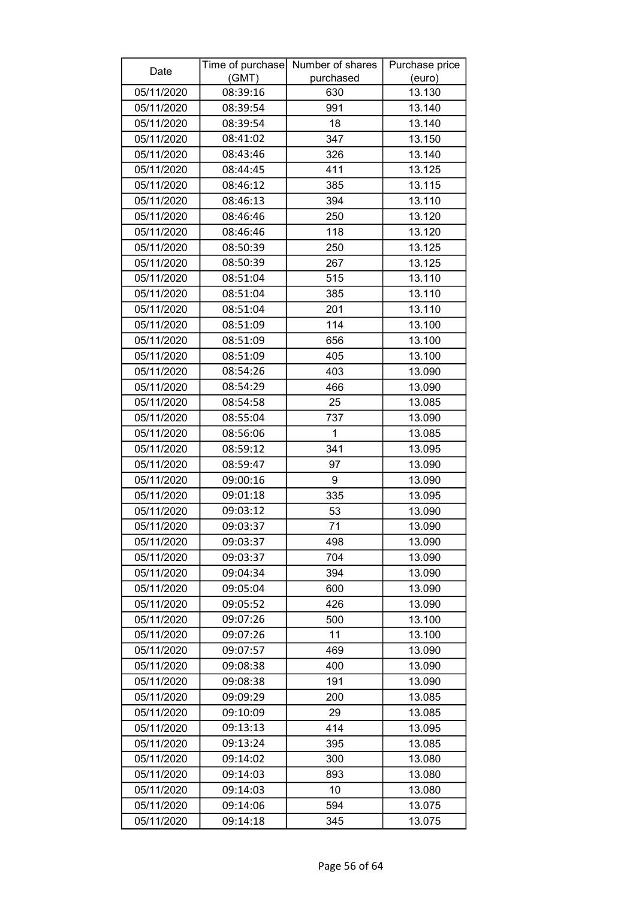| Date | Time of purchase (GMT) | Number of shares purchased | Purchase price (euro) |
|---|---|---|---|
| 05/11/2020 | 08:39:16 | 630 | 13.130 |
| 05/11/2020 | 08:39:54 | 991 | 13.140 |
| 05/11/2020 | 08:39:54 | 18 | 13.140 |
| 05/11/2020 | 08:41:02 | 347 | 13.150 |
| 05/11/2020 | 08:43:46 | 326 | 13.140 |
| 05/11/2020 | 08:44:45 | 411 | 13.125 |
| 05/11/2020 | 08:46:12 | 385 | 13.115 |
| 05/11/2020 | 08:46:13 | 394 | 13.110 |
| 05/11/2020 | 08:46:46 | 250 | 13.120 |
| 05/11/2020 | 08:46:46 | 118 | 13.120 |
| 05/11/2020 | 08:50:39 | 250 | 13.125 |
| 05/11/2020 | 08:50:39 | 267 | 13.125 |
| 05/11/2020 | 08:51:04 | 515 | 13.110 |
| 05/11/2020 | 08:51:04 | 385 | 13.110 |
| 05/11/2020 | 08:51:04 | 201 | 13.110 |
| 05/11/2020 | 08:51:09 | 114 | 13.100 |
| 05/11/2020 | 08:51:09 | 656 | 13.100 |
| 05/11/2020 | 08:51:09 | 405 | 13.100 |
| 05/11/2020 | 08:54:26 | 403 | 13.090 |
| 05/11/2020 | 08:54:29 | 466 | 13.090 |
| 05/11/2020 | 08:54:58 | 25 | 13.085 |
| 05/11/2020 | 08:55:04 | 737 | 13.090 |
| 05/11/2020 | 08:56:06 | 1 | 13.085 |
| 05/11/2020 | 08:59:12 | 341 | 13.095 |
| 05/11/2020 | 08:59:47 | 97 | 13.090 |
| 05/11/2020 | 09:00:16 | 9 | 13.090 |
| 05/11/2020 | 09:01:18 | 335 | 13.095 |
| 05/11/2020 | 09:03:12 | 53 | 13.090 |
| 05/11/2020 | 09:03:37 | 71 | 13.090 |
| 05/11/2020 | 09:03:37 | 498 | 13.090 |
| 05/11/2020 | 09:03:37 | 704 | 13.090 |
| 05/11/2020 | 09:04:34 | 394 | 13.090 |
| 05/11/2020 | 09:05:04 | 600 | 13.090 |
| 05/11/2020 | 09:05:52 | 426 | 13.090 |
| 05/11/2020 | 09:07:26 | 500 | 13.100 |
| 05/11/2020 | 09:07:26 | 11 | 13.100 |
| 05/11/2020 | 09:07:57 | 469 | 13.090 |
| 05/11/2020 | 09:08:38 | 400 | 13.090 |
| 05/11/2020 | 09:08:38 | 191 | 13.090 |
| 05/11/2020 | 09:09:29 | 200 | 13.085 |
| 05/11/2020 | 09:10:09 | 29 | 13.085 |
| 05/11/2020 | 09:13:13 | 414 | 13.095 |
| 05/11/2020 | 09:13:24 | 395 | 13.085 |
| 05/11/2020 | 09:14:02 | 300 | 13.080 |
| 05/11/2020 | 09:14:03 | 893 | 13.080 |
| 05/11/2020 | 09:14:03 | 10 | 13.080 |
| 05/11/2020 | 09:14:06 | 594 | 13.075 |
| 05/11/2020 | 09:14:18 | 345 | 13.075 |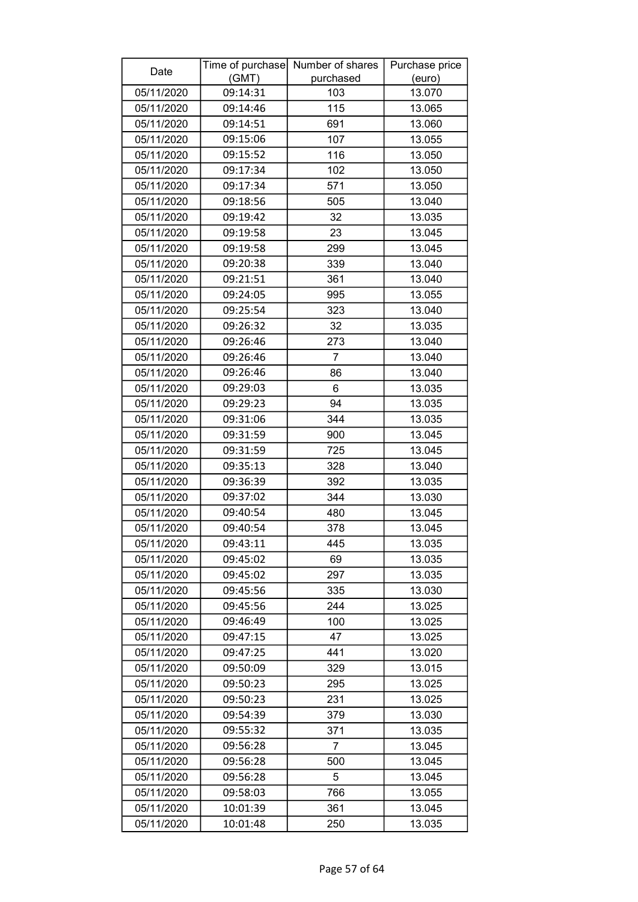| Date | Time of purchase (GMT) | Number of shares purchased | Purchase price (euro) |
|---|---|---|---|
| 05/11/2020 | 09:14:31 | 103 | 13.070 |
| 05/11/2020 | 09:14:46 | 115 | 13.065 |
| 05/11/2020 | 09:14:51 | 691 | 13.060 |
| 05/11/2020 | 09:15:06 | 107 | 13.055 |
| 05/11/2020 | 09:15:52 | 116 | 13.050 |
| 05/11/2020 | 09:17:34 | 102 | 13.050 |
| 05/11/2020 | 09:17:34 | 571 | 13.050 |
| 05/11/2020 | 09:18:56 | 505 | 13.040 |
| 05/11/2020 | 09:19:42 | 32 | 13.035 |
| 05/11/2020 | 09:19:58 | 23 | 13.045 |
| 05/11/2020 | 09:19:58 | 299 | 13.045 |
| 05/11/2020 | 09:20:38 | 339 | 13.040 |
| 05/11/2020 | 09:21:51 | 361 | 13.040 |
| 05/11/2020 | 09:24:05 | 995 | 13.055 |
| 05/11/2020 | 09:25:54 | 323 | 13.040 |
| 05/11/2020 | 09:26:32 | 32 | 13.035 |
| 05/11/2020 | 09:26:46 | 273 | 13.040 |
| 05/11/2020 | 09:26:46 | 7 | 13.040 |
| 05/11/2020 | 09:26:46 | 86 | 13.040 |
| 05/11/2020 | 09:29:03 | 6 | 13.035 |
| 05/11/2020 | 09:29:23 | 94 | 13.035 |
| 05/11/2020 | 09:31:06 | 344 | 13.035 |
| 05/11/2020 | 09:31:59 | 900 | 13.045 |
| 05/11/2020 | 09:31:59 | 725 | 13.045 |
| 05/11/2020 | 09:35:13 | 328 | 13.040 |
| 05/11/2020 | 09:36:39 | 392 | 13.035 |
| 05/11/2020 | 09:37:02 | 344 | 13.030 |
| 05/11/2020 | 09:40:54 | 480 | 13.045 |
| 05/11/2020 | 09:40:54 | 378 | 13.045 |
| 05/11/2020 | 09:43:11 | 445 | 13.035 |
| 05/11/2020 | 09:45:02 | 69 | 13.035 |
| 05/11/2020 | 09:45:02 | 297 | 13.035 |
| 05/11/2020 | 09:45:56 | 335 | 13.030 |
| 05/11/2020 | 09:45:56 | 244 | 13.025 |
| 05/11/2020 | 09:46:49 | 100 | 13.025 |
| 05/11/2020 | 09:47:15 | 47 | 13.025 |
| 05/11/2020 | 09:47:25 | 441 | 13.020 |
| 05/11/2020 | 09:50:09 | 329 | 13.015 |
| 05/11/2020 | 09:50:23 | 295 | 13.025 |
| 05/11/2020 | 09:50:23 | 231 | 13.025 |
| 05/11/2020 | 09:54:39 | 379 | 13.030 |
| 05/11/2020 | 09:55:32 | 371 | 13.035 |
| 05/11/2020 | 09:56:28 | 7 | 13.045 |
| 05/11/2020 | 09:56:28 | 500 | 13.045 |
| 05/11/2020 | 09:56:28 | 5 | 13.045 |
| 05/11/2020 | 09:58:03 | 766 | 13.055 |
| 05/11/2020 | 10:01:39 | 361 | 13.045 |
| 05/11/2020 | 10:01:48 | 250 | 13.035 |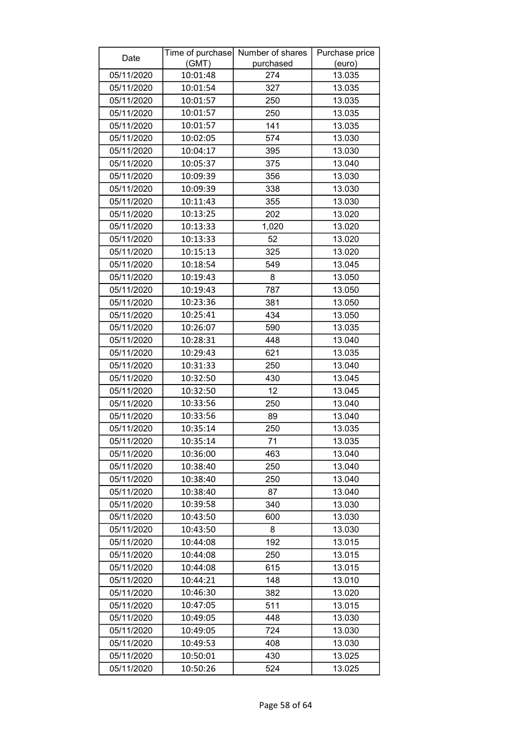| Date | Time of purchase (GMT) | Number of shares purchased | Purchase price (euro) |
|---|---|---|---|
| 05/11/2020 | 10:01:48 | 274 | 13.035 |
| 05/11/2020 | 10:01:54 | 327 | 13.035 |
| 05/11/2020 | 10:01:57 | 250 | 13.035 |
| 05/11/2020 | 10:01:57 | 250 | 13.035 |
| 05/11/2020 | 10:01:57 | 141 | 13.035 |
| 05/11/2020 | 10:02:05 | 574 | 13.030 |
| 05/11/2020 | 10:04:17 | 395 | 13.030 |
| 05/11/2020 | 10:05:37 | 375 | 13.040 |
| 05/11/2020 | 10:09:39 | 356 | 13.030 |
| 05/11/2020 | 10:09:39 | 338 | 13.030 |
| 05/11/2020 | 10:11:43 | 355 | 13.030 |
| 05/11/2020 | 10:13:25 | 202 | 13.020 |
| 05/11/2020 | 10:13:33 | 1,020 | 13.020 |
| 05/11/2020 | 10:13:33 | 52 | 13.020 |
| 05/11/2020 | 10:15:13 | 325 | 13.020 |
| 05/11/2020 | 10:18:54 | 549 | 13.045 |
| 05/11/2020 | 10:19:43 | 8 | 13.050 |
| 05/11/2020 | 10:19:43 | 787 | 13.050 |
| 05/11/2020 | 10:23:36 | 381 | 13.050 |
| 05/11/2020 | 10:25:41 | 434 | 13.050 |
| 05/11/2020 | 10:26:07 | 590 | 13.035 |
| 05/11/2020 | 10:28:31 | 448 | 13.040 |
| 05/11/2020 | 10:29:43 | 621 | 13.035 |
| 05/11/2020 | 10:31:33 | 250 | 13.040 |
| 05/11/2020 | 10:32:50 | 430 | 13.045 |
| 05/11/2020 | 10:32:50 | 12 | 13.045 |
| 05/11/2020 | 10:33:56 | 250 | 13.040 |
| 05/11/2020 | 10:33:56 | 89 | 13.040 |
| 05/11/2020 | 10:35:14 | 250 | 13.035 |
| 05/11/2020 | 10:35:14 | 71 | 13.035 |
| 05/11/2020 | 10:36:00 | 463 | 13.040 |
| 05/11/2020 | 10:38:40 | 250 | 13.040 |
| 05/11/2020 | 10:38:40 | 250 | 13.040 |
| 05/11/2020 | 10:38:40 | 87 | 13.040 |
| 05/11/2020 | 10:39:58 | 340 | 13.030 |
| 05/11/2020 | 10:43:50 | 600 | 13.030 |
| 05/11/2020 | 10:43:50 | 8 | 13.030 |
| 05/11/2020 | 10:44:08 | 192 | 13.015 |
| 05/11/2020 | 10:44:08 | 250 | 13.015 |
| 05/11/2020 | 10:44:08 | 615 | 13.015 |
| 05/11/2020 | 10:44:21 | 148 | 13.010 |
| 05/11/2020 | 10:46:30 | 382 | 13.020 |
| 05/11/2020 | 10:47:05 | 511 | 13.015 |
| 05/11/2020 | 10:49:05 | 448 | 13.030 |
| 05/11/2020 | 10:49:05 | 724 | 13.030 |
| 05/11/2020 | 10:49:53 | 408 | 13.030 |
| 05/11/2020 | 10:50:01 | 430 | 13.025 |
| 05/11/2020 | 10:50:26 | 524 | 13.025 |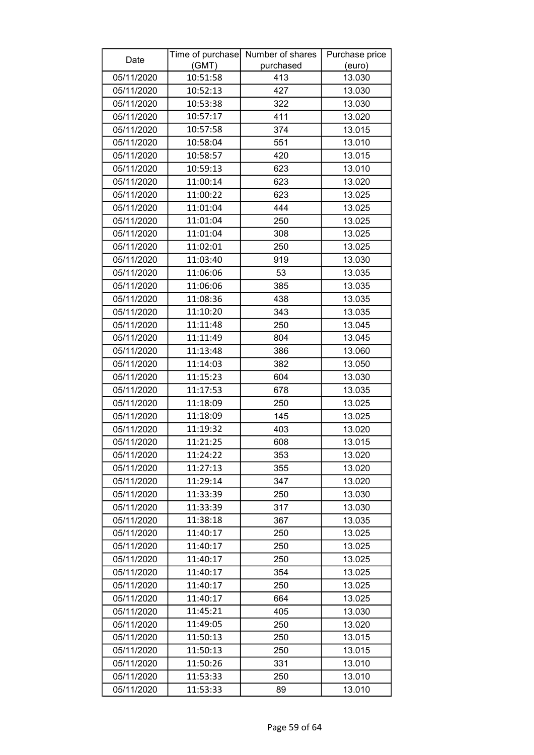| Date | Time of purchase (GMT) | Number of shares purchased | Purchase price (euro) |
|---|---|---|---|
| 05/11/2020 | 10:51:58 | 413 | 13.030 |
| 05/11/2020 | 10:52:13 | 427 | 13.030 |
| 05/11/2020 | 10:53:38 | 322 | 13.030 |
| 05/11/2020 | 10:57:17 | 411 | 13.020 |
| 05/11/2020 | 10:57:58 | 374 | 13.015 |
| 05/11/2020 | 10:58:04 | 551 | 13.010 |
| 05/11/2020 | 10:58:57 | 420 | 13.015 |
| 05/11/2020 | 10:59:13 | 623 | 13.010 |
| 05/11/2020 | 11:00:14 | 623 | 13.020 |
| 05/11/2020 | 11:00:22 | 623 | 13.025 |
| 05/11/2020 | 11:01:04 | 444 | 13.025 |
| 05/11/2020 | 11:01:04 | 250 | 13.025 |
| 05/11/2020 | 11:01:04 | 308 | 13.025 |
| 05/11/2020 | 11:02:01 | 250 | 13.025 |
| 05/11/2020 | 11:03:40 | 919 | 13.030 |
| 05/11/2020 | 11:06:06 | 53 | 13.035 |
| 05/11/2020 | 11:06:06 | 385 | 13.035 |
| 05/11/2020 | 11:08:36 | 438 | 13.035 |
| 05/11/2020 | 11:10:20 | 343 | 13.035 |
| 05/11/2020 | 11:11:48 | 250 | 13.045 |
| 05/11/2020 | 11:11:49 | 804 | 13.045 |
| 05/11/2020 | 11:13:48 | 386 | 13.060 |
| 05/11/2020 | 11:14:03 | 382 | 13.050 |
| 05/11/2020 | 11:15:23 | 604 | 13.030 |
| 05/11/2020 | 11:17:53 | 678 | 13.035 |
| 05/11/2020 | 11:18:09 | 250 | 13.025 |
| 05/11/2020 | 11:18:09 | 145 | 13.025 |
| 05/11/2020 | 11:19:32 | 403 | 13.020 |
| 05/11/2020 | 11:21:25 | 608 | 13.015 |
| 05/11/2020 | 11:24:22 | 353 | 13.020 |
| 05/11/2020 | 11:27:13 | 355 | 13.020 |
| 05/11/2020 | 11:29:14 | 347 | 13.020 |
| 05/11/2020 | 11:33:39 | 250 | 13.030 |
| 05/11/2020 | 11:33:39 | 317 | 13.030 |
| 05/11/2020 | 11:38:18 | 367 | 13.035 |
| 05/11/2020 | 11:40:17 | 250 | 13.025 |
| 05/11/2020 | 11:40:17 | 250 | 13.025 |
| 05/11/2020 | 11:40:17 | 250 | 13.025 |
| 05/11/2020 | 11:40:17 | 354 | 13.025 |
| 05/11/2020 | 11:40:17 | 250 | 13.025 |
| 05/11/2020 | 11:40:17 | 664 | 13.025 |
| 05/11/2020 | 11:45:21 | 405 | 13.030 |
| 05/11/2020 | 11:49:05 | 250 | 13.020 |
| 05/11/2020 | 11:50:13 | 250 | 13.015 |
| 05/11/2020 | 11:50:13 | 250 | 13.015 |
| 05/11/2020 | 11:50:26 | 331 | 13.010 |
| 05/11/2020 | 11:53:33 | 250 | 13.010 |
| 05/11/2020 | 11:53:33 | 89 | 13.010 |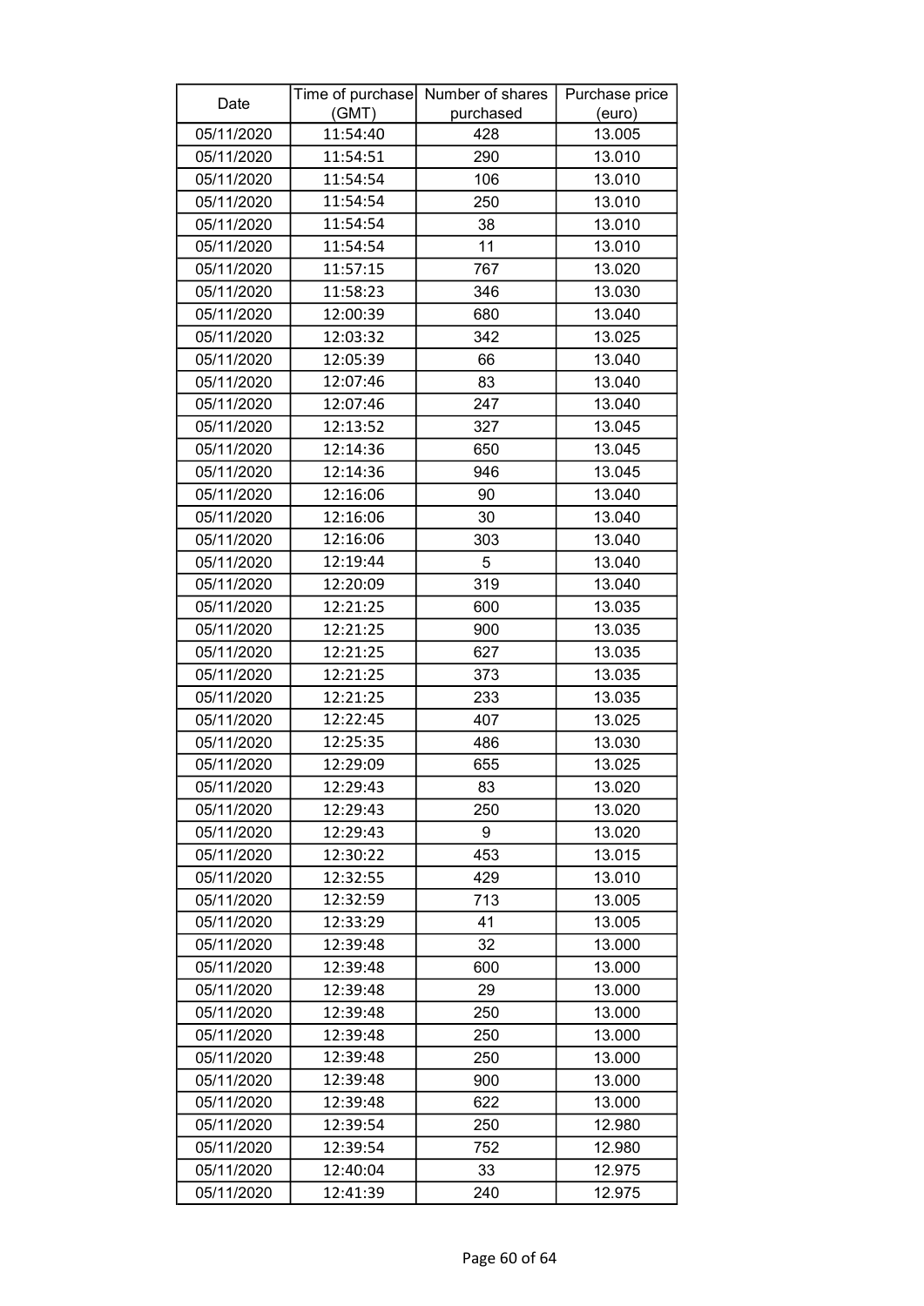| Date | Time of purchase (GMT) | Number of shares purchased | Purchase price (euro) |
|---|---|---|---|
| 05/11/2020 | 11:54:40 | 428 | 13.005 |
| 05/11/2020 | 11:54:51 | 290 | 13.010 |
| 05/11/2020 | 11:54:54 | 106 | 13.010 |
| 05/11/2020 | 11:54:54 | 250 | 13.010 |
| 05/11/2020 | 11:54:54 | 38 | 13.010 |
| 05/11/2020 | 11:54:54 | 11 | 13.010 |
| 05/11/2020 | 11:57:15 | 767 | 13.020 |
| 05/11/2020 | 11:58:23 | 346 | 13.030 |
| 05/11/2020 | 12:00:39 | 680 | 13.040 |
| 05/11/2020 | 12:03:32 | 342 | 13.025 |
| 05/11/2020 | 12:05:39 | 66 | 13.040 |
| 05/11/2020 | 12:07:46 | 83 | 13.040 |
| 05/11/2020 | 12:07:46 | 247 | 13.040 |
| 05/11/2020 | 12:13:52 | 327 | 13.045 |
| 05/11/2020 | 12:14:36 | 650 | 13.045 |
| 05/11/2020 | 12:14:36 | 946 | 13.045 |
| 05/11/2020 | 12:16:06 | 90 | 13.040 |
| 05/11/2020 | 12:16:06 | 30 | 13.040 |
| 05/11/2020 | 12:16:06 | 303 | 13.040 |
| 05/11/2020 | 12:19:44 | 5 | 13.040 |
| 05/11/2020 | 12:20:09 | 319 | 13.040 |
| 05/11/2020 | 12:21:25 | 600 | 13.035 |
| 05/11/2020 | 12:21:25 | 900 | 13.035 |
| 05/11/2020 | 12:21:25 | 627 | 13.035 |
| 05/11/2020 | 12:21:25 | 373 | 13.035 |
| 05/11/2020 | 12:21:25 | 233 | 13.035 |
| 05/11/2020 | 12:22:45 | 407 | 13.025 |
| 05/11/2020 | 12:25:35 | 486 | 13.030 |
| 05/11/2020 | 12:29:09 | 655 | 13.025 |
| 05/11/2020 | 12:29:43 | 83 | 13.020 |
| 05/11/2020 | 12:29:43 | 250 | 13.020 |
| 05/11/2020 | 12:29:43 | 9 | 13.020 |
| 05/11/2020 | 12:30:22 | 453 | 13.015 |
| 05/11/2020 | 12:32:55 | 429 | 13.010 |
| 05/11/2020 | 12:32:59 | 713 | 13.005 |
| 05/11/2020 | 12:33:29 | 41 | 13.005 |
| 05/11/2020 | 12:39:48 | 32 | 13.000 |
| 05/11/2020 | 12:39:48 | 600 | 13.000 |
| 05/11/2020 | 12:39:48 | 29 | 13.000 |
| 05/11/2020 | 12:39:48 | 250 | 13.000 |
| 05/11/2020 | 12:39:48 | 250 | 13.000 |
| 05/11/2020 | 12:39:48 | 250 | 13.000 |
| 05/11/2020 | 12:39:48 | 900 | 13.000 |
| 05/11/2020 | 12:39:48 | 622 | 13.000 |
| 05/11/2020 | 12:39:54 | 250 | 12.980 |
| 05/11/2020 | 12:39:54 | 752 | 12.980 |
| 05/11/2020 | 12:40:04 | 33 | 12.975 |
| 05/11/2020 | 12:41:39 | 240 | 12.975 |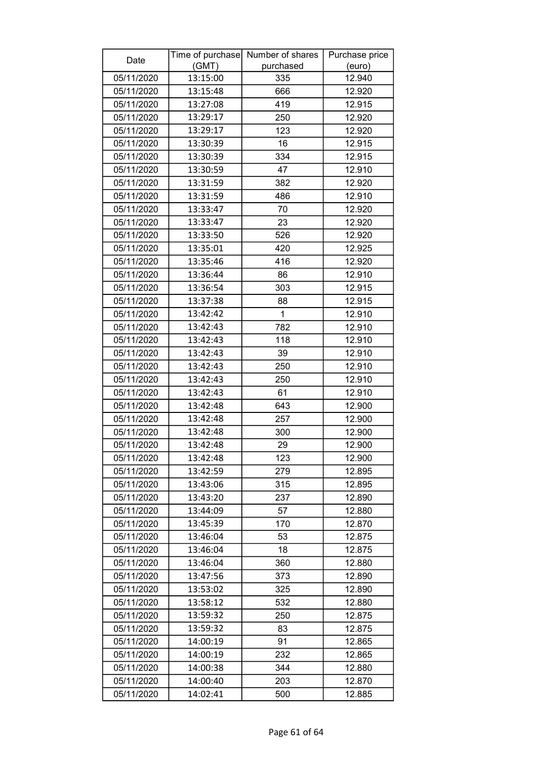| Date | Time of purchase (GMT) | Number of shares purchased | Purchase price (euro) |
|---|---|---|---|
| 05/11/2020 | 13:15:00 | 335 | 12.940 |
| 05/11/2020 | 13:15:48 | 666 | 12.920 |
| 05/11/2020 | 13:27:08 | 419 | 12.915 |
| 05/11/2020 | 13:29:17 | 250 | 12.920 |
| 05/11/2020 | 13:29:17 | 123 | 12.920 |
| 05/11/2020 | 13:30:39 | 16 | 12.915 |
| 05/11/2020 | 13:30:39 | 334 | 12.915 |
| 05/11/2020 | 13:30:59 | 47 | 12.910 |
| 05/11/2020 | 13:31:59 | 382 | 12.920 |
| 05/11/2020 | 13:31:59 | 486 | 12.910 |
| 05/11/2020 | 13:33:47 | 70 | 12.920 |
| 05/11/2020 | 13:33:47 | 23 | 12.920 |
| 05/11/2020 | 13:33:50 | 526 | 12.920 |
| 05/11/2020 | 13:35:01 | 420 | 12.925 |
| 05/11/2020 | 13:35:46 | 416 | 12.920 |
| 05/11/2020 | 13:36:44 | 86 | 12.910 |
| 05/11/2020 | 13:36:54 | 303 | 12.915 |
| 05/11/2020 | 13:37:38 | 88 | 12.915 |
| 05/11/2020 | 13:42:42 | 1 | 12.910 |
| 05/11/2020 | 13:42:43 | 782 | 12.910 |
| 05/11/2020 | 13:42:43 | 118 | 12.910 |
| 05/11/2020 | 13:42:43 | 39 | 12.910 |
| 05/11/2020 | 13:42:43 | 250 | 12.910 |
| 05/11/2020 | 13:42:43 | 250 | 12.910 |
| 05/11/2020 | 13:42:43 | 61 | 12.910 |
| 05/11/2020 | 13:42:48 | 643 | 12.900 |
| 05/11/2020 | 13:42:48 | 257 | 12.900 |
| 05/11/2020 | 13:42:48 | 300 | 12.900 |
| 05/11/2020 | 13:42:48 | 29 | 12.900 |
| 05/11/2020 | 13:42:48 | 123 | 12.900 |
| 05/11/2020 | 13:42:59 | 279 | 12.895 |
| 05/11/2020 | 13:43:06 | 315 | 12.895 |
| 05/11/2020 | 13:43:20 | 237 | 12.890 |
| 05/11/2020 | 13:44:09 | 57 | 12.880 |
| 05/11/2020 | 13:45:39 | 170 | 12.870 |
| 05/11/2020 | 13:46:04 | 53 | 12.875 |
| 05/11/2020 | 13:46:04 | 18 | 12.875 |
| 05/11/2020 | 13:46:04 | 360 | 12.880 |
| 05/11/2020 | 13:47:56 | 373 | 12.890 |
| 05/11/2020 | 13:53:02 | 325 | 12.890 |
| 05/11/2020 | 13:58:12 | 532 | 12.880 |
| 05/11/2020 | 13:59:32 | 250 | 12.875 |
| 05/11/2020 | 13:59:32 | 83 | 12.875 |
| 05/11/2020 | 14:00:19 | 91 | 12.865 |
| 05/11/2020 | 14:00:19 | 232 | 12.865 |
| 05/11/2020 | 14:00:38 | 344 | 12.880 |
| 05/11/2020 | 14:00:40 | 203 | 12.870 |
| 05/11/2020 | 14:02:41 | 500 | 12.885 |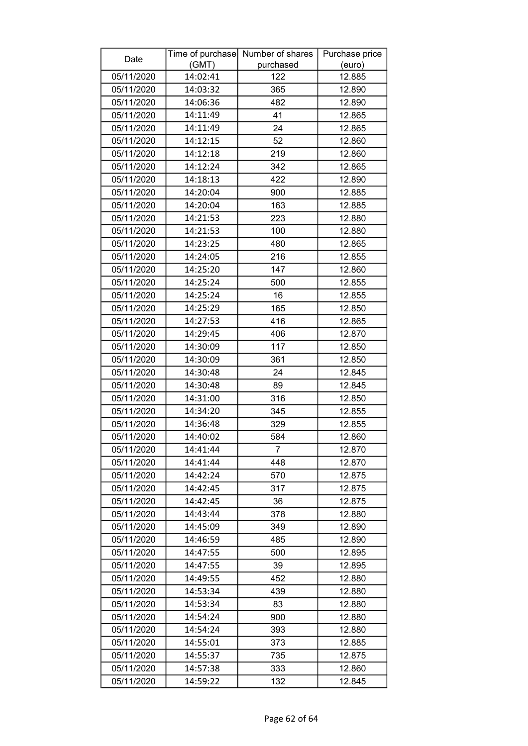| Date | Time of purchase (GMT) | Number of shares purchased | Purchase price (euro) |
|---|---|---|---|
| 05/11/2020 | 14:02:41 | 122 | 12.885 |
| 05/11/2020 | 14:03:32 | 365 | 12.890 |
| 05/11/2020 | 14:06:36 | 482 | 12.890 |
| 05/11/2020 | 14:11:49 | 41 | 12.865 |
| 05/11/2020 | 14:11:49 | 24 | 12.865 |
| 05/11/2020 | 14:12:15 | 52 | 12.860 |
| 05/11/2020 | 14:12:18 | 219 | 12.860 |
| 05/11/2020 | 14:12:24 | 342 | 12.865 |
| 05/11/2020 | 14:18:13 | 422 | 12.890 |
| 05/11/2020 | 14:20:04 | 900 | 12.885 |
| 05/11/2020 | 14:20:04 | 163 | 12.885 |
| 05/11/2020 | 14:21:53 | 223 | 12.880 |
| 05/11/2020 | 14:21:53 | 100 | 12.880 |
| 05/11/2020 | 14:23:25 | 480 | 12.865 |
| 05/11/2020 | 14:24:05 | 216 | 12.855 |
| 05/11/2020 | 14:25:20 | 147 | 12.860 |
| 05/11/2020 | 14:25:24 | 500 | 12.855 |
| 05/11/2020 | 14:25:24 | 16 | 12.855 |
| 05/11/2020 | 14:25:29 | 165 | 12.850 |
| 05/11/2020 | 14:27:53 | 416 | 12.865 |
| 05/11/2020 | 14:29:45 | 406 | 12.870 |
| 05/11/2020 | 14:30:09 | 117 | 12.850 |
| 05/11/2020 | 14:30:09 | 361 | 12.850 |
| 05/11/2020 | 14:30:48 | 24 | 12.845 |
| 05/11/2020 | 14:30:48 | 89 | 12.845 |
| 05/11/2020 | 14:31:00 | 316 | 12.850 |
| 05/11/2020 | 14:34:20 | 345 | 12.855 |
| 05/11/2020 | 14:36:48 | 329 | 12.855 |
| 05/11/2020 | 14:40:02 | 584 | 12.860 |
| 05/11/2020 | 14:41:44 | 7 | 12.870 |
| 05/11/2020 | 14:41:44 | 448 | 12.870 |
| 05/11/2020 | 14:42:24 | 570 | 12.875 |
| 05/11/2020 | 14:42:45 | 317 | 12.875 |
| 05/11/2020 | 14:42:45 | 36 | 12.875 |
| 05/11/2020 | 14:43:44 | 378 | 12.880 |
| 05/11/2020 | 14:45:09 | 349 | 12.890 |
| 05/11/2020 | 14:46:59 | 485 | 12.890 |
| 05/11/2020 | 14:47:55 | 500 | 12.895 |
| 05/11/2020 | 14:47:55 | 39 | 12.895 |
| 05/11/2020 | 14:49:55 | 452 | 12.880 |
| 05/11/2020 | 14:53:34 | 439 | 12.880 |
| 05/11/2020 | 14:53:34 | 83 | 12.880 |
| 05/11/2020 | 14:54:24 | 900 | 12.880 |
| 05/11/2020 | 14:54:24 | 393 | 12.880 |
| 05/11/2020 | 14:55:01 | 373 | 12.885 |
| 05/11/2020 | 14:55:37 | 735 | 12.875 |
| 05/11/2020 | 14:57:38 | 333 | 12.860 |
| 05/11/2020 | 14:59:22 | 132 | 12.845 |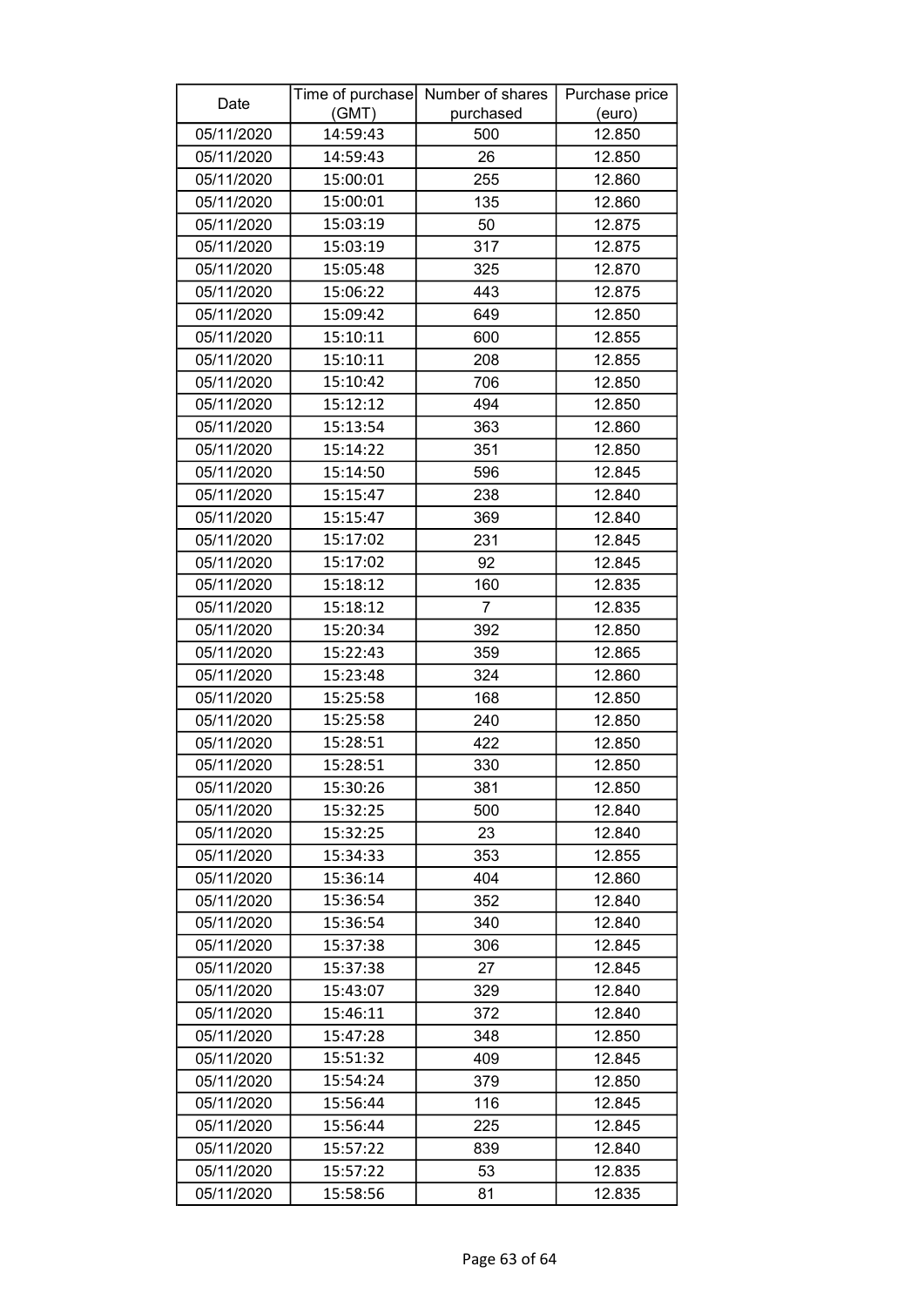| Date | Time of purchase (GMT) | Number of shares purchased | Purchase price (euro) |
|---|---|---|---|
| 05/11/2020 | 14:59:43 | 500 | 12.850 |
| 05/11/2020 | 14:59:43 | 26 | 12.850 |
| 05/11/2020 | 15:00:01 | 255 | 12.860 |
| 05/11/2020 | 15:00:01 | 135 | 12.860 |
| 05/11/2020 | 15:03:19 | 50 | 12.875 |
| 05/11/2020 | 15:03:19 | 317 | 12.875 |
| 05/11/2020 | 15:05:48 | 325 | 12.870 |
| 05/11/2020 | 15:06:22 | 443 | 12.875 |
| 05/11/2020 | 15:09:42 | 649 | 12.850 |
| 05/11/2020 | 15:10:11 | 600 | 12.855 |
| 05/11/2020 | 15:10:11 | 208 | 12.855 |
| 05/11/2020 | 15:10:42 | 706 | 12.850 |
| 05/11/2020 | 15:12:12 | 494 | 12.850 |
| 05/11/2020 | 15:13:54 | 363 | 12.860 |
| 05/11/2020 | 15:14:22 | 351 | 12.850 |
| 05/11/2020 | 15:14:50 | 596 | 12.845 |
| 05/11/2020 | 15:15:47 | 238 | 12.840 |
| 05/11/2020 | 15:15:47 | 369 | 12.840 |
| 05/11/2020 | 15:17:02 | 231 | 12.845 |
| 05/11/2020 | 15:17:02 | 92 | 12.845 |
| 05/11/2020 | 15:18:12 | 160 | 12.835 |
| 05/11/2020 | 15:18:12 | 7 | 12.835 |
| 05/11/2020 | 15:20:34 | 392 | 12.850 |
| 05/11/2020 | 15:22:43 | 359 | 12.865 |
| 05/11/2020 | 15:23:48 | 324 | 12.860 |
| 05/11/2020 | 15:25:58 | 168 | 12.850 |
| 05/11/2020 | 15:25:58 | 240 | 12.850 |
| 05/11/2020 | 15:28:51 | 422 | 12.850 |
| 05/11/2020 | 15:28:51 | 330 | 12.850 |
| 05/11/2020 | 15:30:26 | 381 | 12.850 |
| 05/11/2020 | 15:32:25 | 500 | 12.840 |
| 05/11/2020 | 15:32:25 | 23 | 12.840 |
| 05/11/2020 | 15:34:33 | 353 | 12.855 |
| 05/11/2020 | 15:36:14 | 404 | 12.860 |
| 05/11/2020 | 15:36:54 | 352 | 12.840 |
| 05/11/2020 | 15:36:54 | 340 | 12.840 |
| 05/11/2020 | 15:37:38 | 306 | 12.845 |
| 05/11/2020 | 15:37:38 | 27 | 12.845 |
| 05/11/2020 | 15:43:07 | 329 | 12.840 |
| 05/11/2020 | 15:46:11 | 372 | 12.840 |
| 05/11/2020 | 15:47:28 | 348 | 12.850 |
| 05/11/2020 | 15:51:32 | 409 | 12.845 |
| 05/11/2020 | 15:54:24 | 379 | 12.850 |
| 05/11/2020 | 15:56:44 | 116 | 12.845 |
| 05/11/2020 | 15:56:44 | 225 | 12.845 |
| 05/11/2020 | 15:57:22 | 839 | 12.840 |
| 05/11/2020 | 15:57:22 | 53 | 12.835 |
| 05/11/2020 | 15:58:56 | 81 | 12.835 |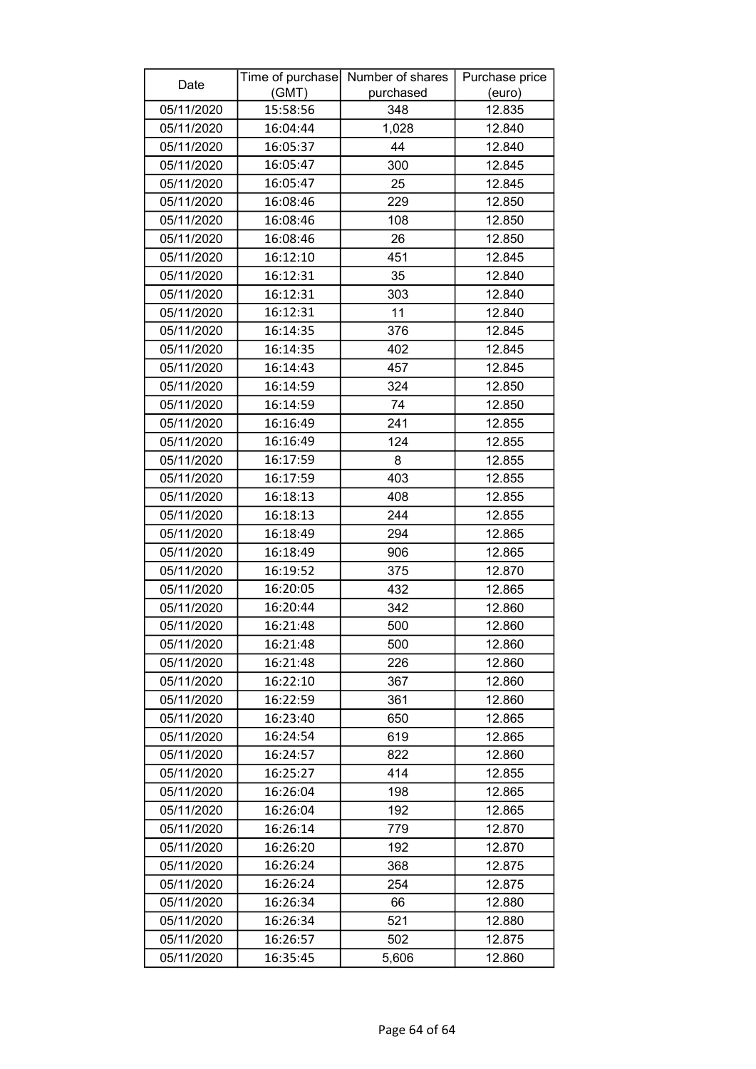| Date | Time of purchase (GMT) | Number of shares purchased | Purchase price (euro) |
|---|---|---|---|
| 05/11/2020 | 15:58:56 | 348 | 12.835 |
| 05/11/2020 | 16:04:44 | 1,028 | 12.840 |
| 05/11/2020 | 16:05:37 | 44 | 12.840 |
| 05/11/2020 | 16:05:47 | 300 | 12.845 |
| 05/11/2020 | 16:05:47 | 25 | 12.845 |
| 05/11/2020 | 16:08:46 | 229 | 12.850 |
| 05/11/2020 | 16:08:46 | 108 | 12.850 |
| 05/11/2020 | 16:08:46 | 26 | 12.850 |
| 05/11/2020 | 16:12:10 | 451 | 12.845 |
| 05/11/2020 | 16:12:31 | 35 | 12.840 |
| 05/11/2020 | 16:12:31 | 303 | 12.840 |
| 05/11/2020 | 16:12:31 | 11 | 12.840 |
| 05/11/2020 | 16:14:35 | 376 | 12.845 |
| 05/11/2020 | 16:14:35 | 402 | 12.845 |
| 05/11/2020 | 16:14:43 | 457 | 12.845 |
| 05/11/2020 | 16:14:59 | 324 | 12.850 |
| 05/11/2020 | 16:14:59 | 74 | 12.850 |
| 05/11/2020 | 16:16:49 | 241 | 12.855 |
| 05/11/2020 | 16:16:49 | 124 | 12.855 |
| 05/11/2020 | 16:17:59 | 8 | 12.855 |
| 05/11/2020 | 16:17:59 | 403 | 12.855 |
| 05/11/2020 | 16:18:13 | 408 | 12.855 |
| 05/11/2020 | 16:18:13 | 244 | 12.855 |
| 05/11/2020 | 16:18:49 | 294 | 12.865 |
| 05/11/2020 | 16:18:49 | 906 | 12.865 |
| 05/11/2020 | 16:19:52 | 375 | 12.870 |
| 05/11/2020 | 16:20:05 | 432 | 12.865 |
| 05/11/2020 | 16:20:44 | 342 | 12.860 |
| 05/11/2020 | 16:21:48 | 500 | 12.860 |
| 05/11/2020 | 16:21:48 | 500 | 12.860 |
| 05/11/2020 | 16:21:48 | 226 | 12.860 |
| 05/11/2020 | 16:22:10 | 367 | 12.860 |
| 05/11/2020 | 16:22:59 | 361 | 12.860 |
| 05/11/2020 | 16:23:40 | 650 | 12.865 |
| 05/11/2020 | 16:24:54 | 619 | 12.865 |
| 05/11/2020 | 16:24:57 | 822 | 12.860 |
| 05/11/2020 | 16:25:27 | 414 | 12.855 |
| 05/11/2020 | 16:26:04 | 198 | 12.865 |
| 05/11/2020 | 16:26:04 | 192 | 12.865 |
| 05/11/2020 | 16:26:14 | 779 | 12.870 |
| 05/11/2020 | 16:26:20 | 192 | 12.870 |
| 05/11/2020 | 16:26:24 | 368 | 12.875 |
| 05/11/2020 | 16:26:24 | 254 | 12.875 |
| 05/11/2020 | 16:26:34 | 66 | 12.880 |
| 05/11/2020 | 16:26:34 | 521 | 12.880 |
| 05/11/2020 | 16:26:57 | 502 | 12.875 |
| 05/11/2020 | 16:35:45 | 5,606 | 12.860 |